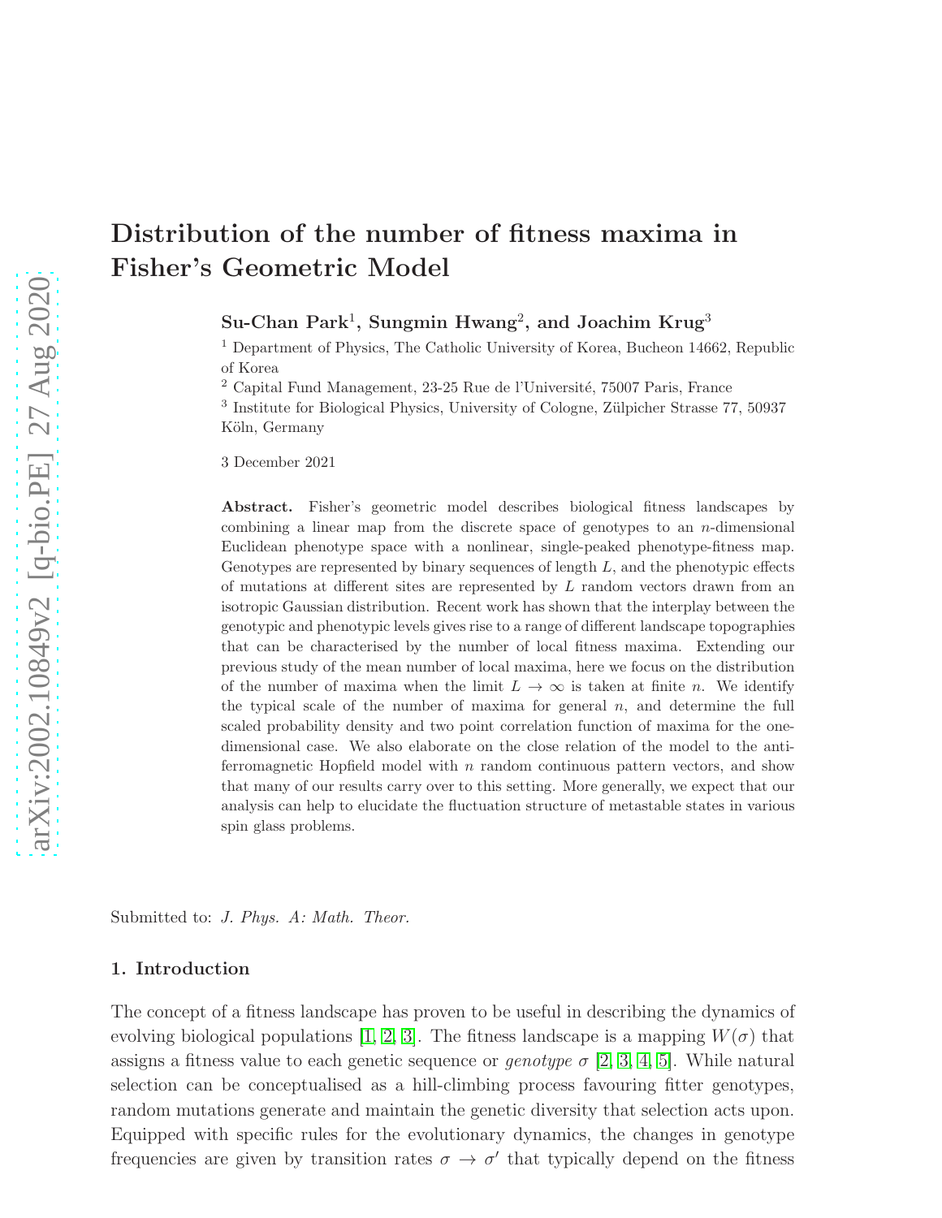# Distribution of the number of fitness maxima in Fisher's Geometric Model

**Su-Chan Park**[1], **Sungmin Hwang**[2], **and Joachim Krug**[3]

[1] Department of Physics, The Catholic University of Korea, Bucheon 14662, Republic of Korea

[2] Capital Fund Management, 23-25 Rue de l'Université, 75007 Paris, France

[3] Institute for Biological Physics, University of Cologne, Zülpicher Strasse 77, 50937 Köln, Germany

3 December 2021

**Abstract.** Fisher's geometric model describes biological fitness landscapes by combining a linear map from the discrete space of genotypes to an $n$-dimensional Euclidean phenotype space with a nonlinear, single-peaked phenotype-fitness map. Genotypes are represented by binary sequences of length $L$, and the phenotypic effects of mutations at different sites are represented by $L$ random vectors drawn from an isotropic Gaussian distribution. Recent work has shown that the interplay between the genotypic and phenotypic levels gives rise to a range of different landscape topographies that can be characterised by the number of local fitness maxima. Extending our previous study of the mean number of local maxima, here we focus on the distribution of the number of maxima when the limit $L \to \infty$ is taken at finite $n$. We identify the typical scale of the number of maxima for general $n$, and determine the full scaled probability density and two point correlation function of maxima for the one-dimensional case. We also elaborate on the close relation of the model to the anti-ferromagnetic Hopfield model with $n$ random continuous pattern vectors, and show that many of our results carry over to this setting. More generally, we expect that our analysis can help to elucidate the fluctuation structure of metastable states in various spin glass problems.

Submitted to: *J. Phys. A: Math. Theor.*

## 1. Introduction

The concept of a fitness landscape has proven to be useful in describing the dynamics of evolving biological populations [1, 2, 3]. The fitness landscape is a mapping $W(\sigma)$ that assigns a fitness value to each genetic sequence or *genotype* $\sigma$ [2, 3, 4, 5]. While natural selection can be conceptualised as a hill-climbing process favouring fitter genotypes, random mutations generate and maintain the genetic diversity that selection acts upon. Equipped with specific rules for the evolutionary dynamics, the changes in genotype frequencies are given by transition rates $\sigma \to \sigma'$ that typically depend on the fitness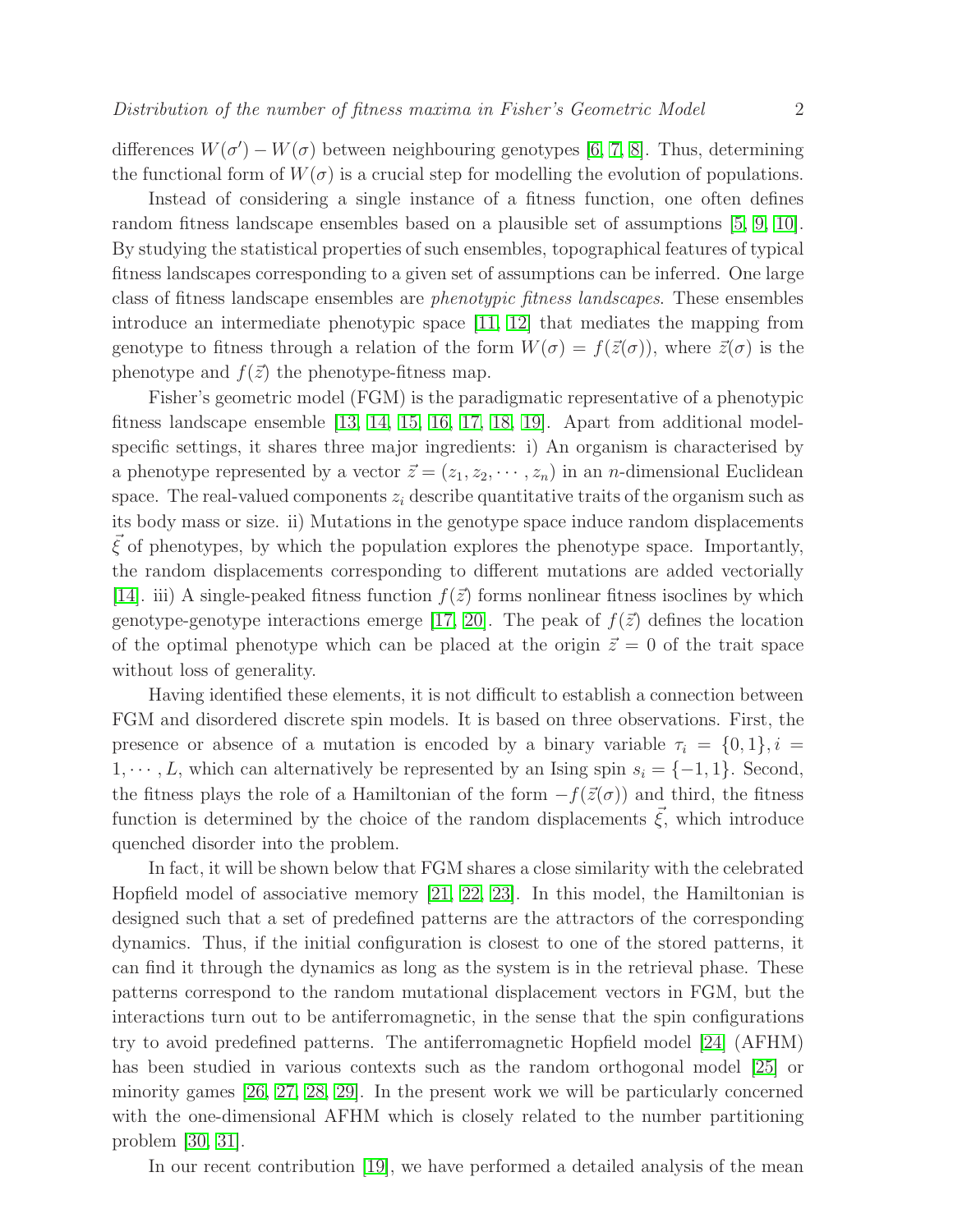differences $W(\sigma') - W(\sigma)$ between neighbouring genotypes [6, 7, 8]. Thus, determining the functional form of $W(\sigma)$ is a crucial step for modelling the evolution of populations.

Instead of considering a single instance of a fitness function, one often defines random fitness landscape ensembles based on a plausible set of assumptions [5, 9, 10]. By studying the statistical properties of such ensembles, topographical features of typical fitness landscapes corresponding to a given set of assumptions can be inferred. One large class of fitness landscape ensembles are *phenotypic fitness landscapes*. These ensembles introduce an intermediate phenotypic space [11, 12] that mediates the mapping from genotype to fitness through a relation of the form $W(\sigma) = f(\vec{z}(\sigma))$, where $\vec{z}(\sigma)$ is the phenotype and $f(\vec{z})$ the phenotype-fitness map.

Fisher's geometric model (FGM) is the paradigmatic representative of a phenotypic fitness landscape ensemble [13, 14, 15, 16, 17, 18, 19]. Apart from additional model-specific settings, it shares three major ingredients: i) An organism is characterised by a phenotype represented by a vector $\vec{z} = (z_1, z_2, \cdots, z_n)$ in an $n$-dimensional Euclidean space. The real-valued components $z_i$ describe quantitative traits of the organism such as its body mass or size. ii) Mutations in the genotype space induce random displacements $\vec{\xi}$ of phenotypes, by which the population explores the phenotype space. Importantly, the random displacements corresponding to different mutations are added vectorially [14]. iii) A single-peaked fitness function $f(\vec{z})$ forms nonlinear fitness isoclines by which genotype-genotype interactions emerge [17, 20]. The peak of $f(\vec{z})$ defines the location of the optimal phenotype which can be placed at the origin $\vec{z} = 0$ of the trait space without loss of generality.

Having identified these elements, it is not difficult to establish a connection between FGM and disordered discrete spin models. It is based on three observations. First, the presence or absence of a mutation is encoded by a binary variable $\tau_i = \{0, 1\}, i = 1, \cdots, L$, which can alternatively be represented by an Ising spin $s_i = \{-1, 1\}$. Second, the fitness plays the role of a Hamiltonian of the form $-f(\vec{z}(\sigma))$ and third, the fitness function is determined by the choice of the random displacements $\vec{\xi}$, which introduce quenched disorder into the problem.

In fact, it will be shown below that FGM shares a close similarity with the celebrated Hopfield model of associative memory [21, 22, 23]. In this model, the Hamiltonian is designed such that a set of predefined patterns are the attractors of the corresponding dynamics. Thus, if the initial configuration is closest to one of the stored patterns, it can find it through the dynamics as long as the system is in the retrieval phase. These patterns correspond to the random mutational displacement vectors in FGM, but the interactions turn out to be antiferromagnetic, in the sense that the spin configurations try to avoid predefined patterns. The antiferromagnetic Hopfield model [24] (AFHM) has been studied in various contexts such as the random orthogonal model [25] or minority games [26, 27, 28, 29]. In the present work we will be particularly concerned with the one-dimensional AFHM which is closely related to the number partitioning problem [30, 31].

In our recent contribution [19], we have performed a detailed analysis of the mean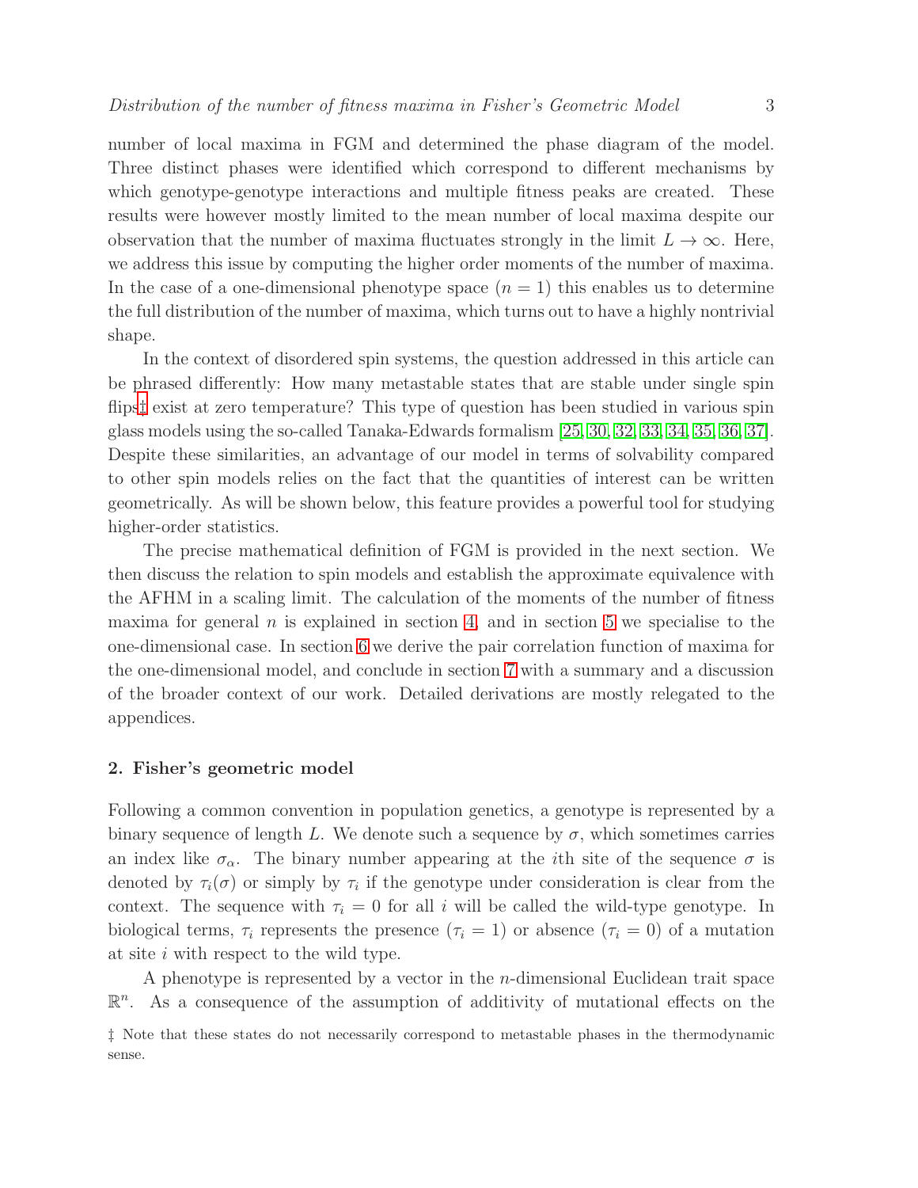number of local maxima in FGM and determined the phase diagram of the model. Three distinct phases were identified which correspond to different mechanisms by which genotype-genotype interactions and multiple fitness peaks are created. These results were however mostly limited to the mean number of local maxima despite our observation that the number of maxima fluctuates strongly in the limit $L \to \infty$. Here, we address this issue by computing the higher order moments of the number of maxima. In the case of a one-dimensional phenotype space ($n = 1$) this enables us to determine the full distribution of the number of maxima, which turns out to have a highly nontrivial shape.

In the context of disordered spin systems, the question addressed in this article can be phrased differently: How many metastable states that are stable under single spin flips‡ exist at zero temperature? This type of question has been studied in various spin glass models using the so-called Tanaka-Edwards formalism [25, 30, 32, 33, 34, 35, 36, 37]. Despite these similarities, an advantage of our model in terms of solvability compared to other spin models relies on the fact that the quantities of interest can be written geometrically. As will be shown below, this feature provides a powerful tool for studying higher-order statistics.

The precise mathematical definition of FGM is provided in the next section. We then discuss the relation to spin models and establish the approximate equivalence with the AFHM in a scaling limit. The calculation of the moments of the number of fitness maxima for general $n$ is explained in section 4, and in section 5 we specialise to the one-dimensional case. In section 6 we derive the pair correlation function of maxima for the one-dimensional model, and conclude in section 7 with a summary and a discussion of the broader context of our work. Detailed derivations are mostly relegated to the appendices.

## 2. Fisher's geometric model

Following a common convention in population genetics, a genotype is represented by a binary sequence of length $L$. We denote such a sequence by $\sigma$, which sometimes carries an index like $\sigma_\alpha$. The binary number appearing at the $i$th site of the sequence $\sigma$ is denoted by $\tau_i(\sigma)$ or simply by $\tau_i$ if the genotype under consideration is clear from the context. The sequence with $\tau_i = 0$ for all $i$ will be called the wild-type genotype. In biological terms, $\tau_i$ represents the presence ($\tau_i = 1$) or absence ($\tau_i = 0$) of a mutation at site $i$ with respect to the wild type.

A phenotype is represented by a vector in the $n$-dimensional Euclidean trait space $\mathbb{R}^n$. As a consequence of the assumption of additivity of mutational effects on the

‡ Note that these states do not necessarily correspond to metastable phases in the thermodynamic sense.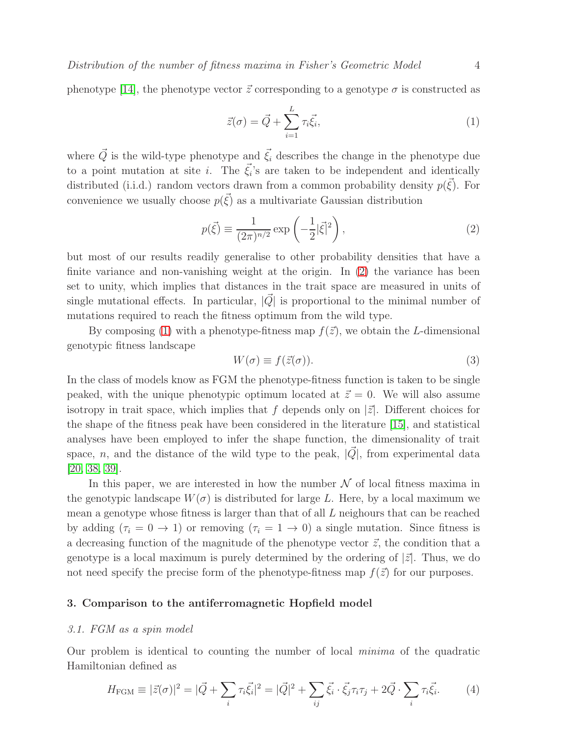phenotype [14], the phenotype vector $\vec{z}$ corresponding to a genotype $\sigma$ is constructed as

$$\vec{z}(\sigma) = \vec{Q} + \sum_{i=1}^{L} \tau_i \vec{\xi}_i, \tag{1}$$

where $\vec{Q}$ is the wild-type phenotype and $\vec{\xi}_i$ describes the change in the phenotype due to a point mutation at site $i$. The $\vec{\xi}_i$'s are taken to be independent and identically distributed (i.i.d.) random vectors drawn from a common probability density $p(\vec{\xi})$. For convenience we usually choose $p(\vec{\xi})$ as a multivariate Gaussian distribution

$$p(\vec{\xi}) \equiv \frac{1}{(2\pi)^{n/2}} \exp\left(-\frac{1}{2}|\vec{\xi}|^2\right), \tag{2}$$

but most of our results readily generalise to other probability densities that have a finite variance and non-vanishing weight at the origin. In (2) the variance has been set to unity, which implies that distances in the trait space are measured in units of single mutational effects. In particular, $|\vec{Q}|$ is proportional to the minimal number of mutations required to reach the fitness optimum from the wild type.

By composing (1) with a phenotype-fitness map $f(\vec{z})$, we obtain the $L$-dimensional genotypic fitness landscape

$$W(\sigma) \equiv f(\vec{z}(\sigma)). \tag{3}$$

In the class of models know as FGM the phenotype-fitness function is taken to be single peaked, with the unique phenotypic optimum located at $\vec{z} = 0$. We will also assume isotropy in trait space, which implies that $f$ depends only on $|\vec{z}|$. Different choices for the shape of the fitness peak have been considered in the literature [15], and statistical analyses have been employed to infer the shape function, the dimensionality of trait space, $n$, and the distance of the wild type to the peak, $|\vec{Q}|$, from experimental data [20, 38, 39].

In this paper, we are interested in how the number $\mathcal{N}$ of local fitness maxima in the genotypic landscape $W(\sigma)$ is distributed for large $L$. Here, by a local maximum we mean a genotype whose fitness is larger than that of all $L$ neighours that can be reached by adding ($\tau_i = 0 \to 1$) or removing ($\tau_i = 1 \to 0$) a single mutation. Since fitness is a decreasing function of the magnitude of the phenotype vector $\vec{z}$, the condition that a genotype is a local maximum is purely determined by the ordering of $|\vec{z}|$. Thus, we do not need specify the precise form of the phenotype-fitness map $f(\vec{z})$ for our purposes.

## 3. Comparison to the antiferromagnetic Hopfield model

### 3.1. FGM as a spin model

Our problem is identical to counting the number of local *minima* of the quadratic Hamiltonian defined as

$$H_{\text{FGM}} \equiv |\vec{z}(\sigma)|^2 = |\vec{Q} + \sum_i \tau_i \vec{\xi}_i|^2 = |\vec{Q}|^2 + \sum_{ij} \vec{\xi}_i \cdot \vec{\xi}_j \tau_i \tau_j + 2\vec{Q} \cdot \sum_i \tau_i \vec{\xi}_i. \tag{4}$$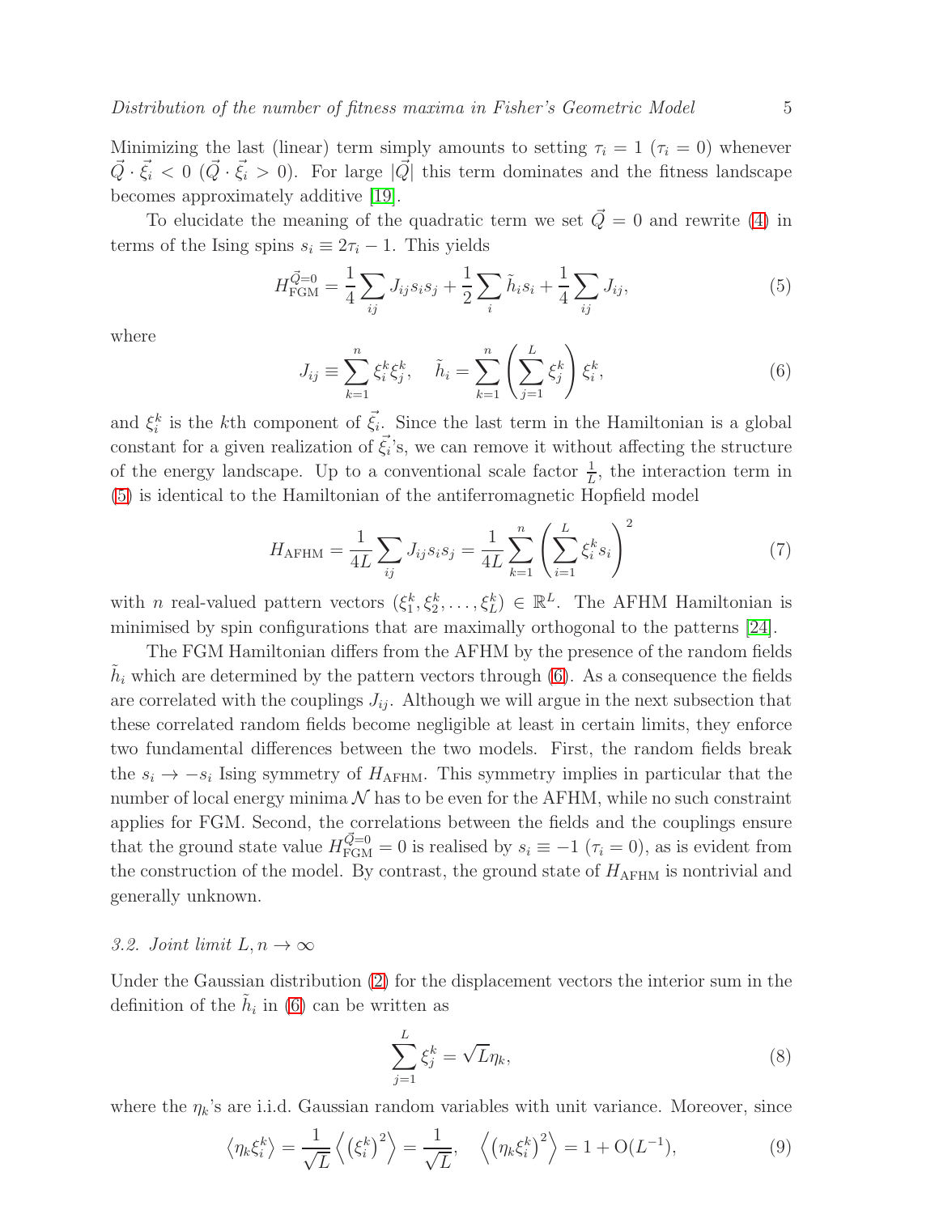Minimizing the last (linear) term simply amounts to setting $\tau_i = 1$ ($\tau_i = 0$) whenever $\vec{Q} \cdot \vec{\xi_i} < 0$ ($\vec{Q} \cdot \vec{\xi_i} > 0$). For large $|\vec{Q}|$ this term dominates and the fitness landscape becomes approximately additive [19].

To elucidate the meaning of the quadratic term we set $\vec{Q} = 0$ and rewrite (4) in terms of the Ising spins $s_i \equiv 2\tau_i - 1$. This yields

$$H_{\mathrm{FGM}}^{\vec{Q}=0} = \frac{1}{4}\sum_{ij} J_{ij} s_i s_j + \frac{1}{2}\sum_i \tilde{h}_i s_i + \frac{1}{4}\sum_{ij} J_{ij}, \tag{5}$$

where

$$J_{ij} \equiv \sum_{k=1}^{n} \xi_i^k \xi_j^k, \quad \tilde{h}_i = \sum_{k=1}^{n}\left(\sum_{j=1}^{L} \xi_j^k\right)\xi_i^k, \tag{6}$$

and $\xi_i^k$ is the $k$th component of $\vec{\xi_i}$. Since the last term in the Hamiltonian is a global constant for a given realization of $\vec{\xi_i}$'s, we can remove it without affecting the structure of the energy landscape. Up to a conventional scale factor $\frac{1}{L}$, the interaction term in (5) is identical to the Hamiltonian of the antiferromagnetic Hopfield model

$$H_{\mathrm{AFHM}} = \frac{1}{4L}\sum_{ij} J_{ij} s_i s_j = \frac{1}{4L}\sum_{k=1}^{n}\left(\sum_{i=1}^{L}\xi_i^k s_i\right)^2 \tag{7}$$

with $n$ real-valued pattern vectors $(\xi_1^k, \xi_2^k, \ldots, \xi_L^k) \in \mathbb{R}^L$. The AFHM Hamiltonian is minimised by spin configurations that are maximally orthogonal to the patterns [24].

The FGM Hamiltonian differs from the AFHM by the presence of the random fields $\tilde{h}_i$ which are determined by the pattern vectors through (6). As a consequence the fields are correlated with the couplings $J_{ij}$. Although we will argue in the next subsection that these correlated random fields become negligible at least in certain limits, they enforce two fundamental differences between the two models. First, the random fields break the $s_i \to -s_i$ Ising symmetry of $H_{\mathrm{AFHM}}$. This symmetry implies in particular that the number of local energy minima $\mathcal{N}$ has to be even for the AFHM, while no such constraint applies for FGM. Second, the correlations between the fields and the couplings ensure that the ground state value $H_{\mathrm{FGM}}^{\vec{Q}=0} = 0$ is realised by $s_i \equiv -1$ ($\tau_i = 0$), as is evident from the construction of the model. By contrast, the ground state of $H_{\mathrm{AFHM}}$ is nontrivial and generally unknown.

### *3.2. Joint limit $L, n \to \infty$*

Under the Gaussian distribution (2) for the displacement vectors the interior sum in the definition of the $\tilde{h}_i$ in (6) can be written as

$$\sum_{j=1}^{L} \xi_j^k = \sqrt{L}\eta_k, \tag{8}$$

where the $\eta_k$'s are i.i.d. Gaussian random variables with unit variance. Moreover, since

$$\left\langle \eta_k \xi_i^k \right\rangle = \frac{1}{\sqrt{L}}\left\langle \left(\xi_i^k\right)^2 \right\rangle = \frac{1}{\sqrt{L}}, \quad \left\langle \left(\eta_k \xi_i^k\right)^2 \right\rangle = 1 + \mathrm{O}(L^{-1}), \tag{9}$$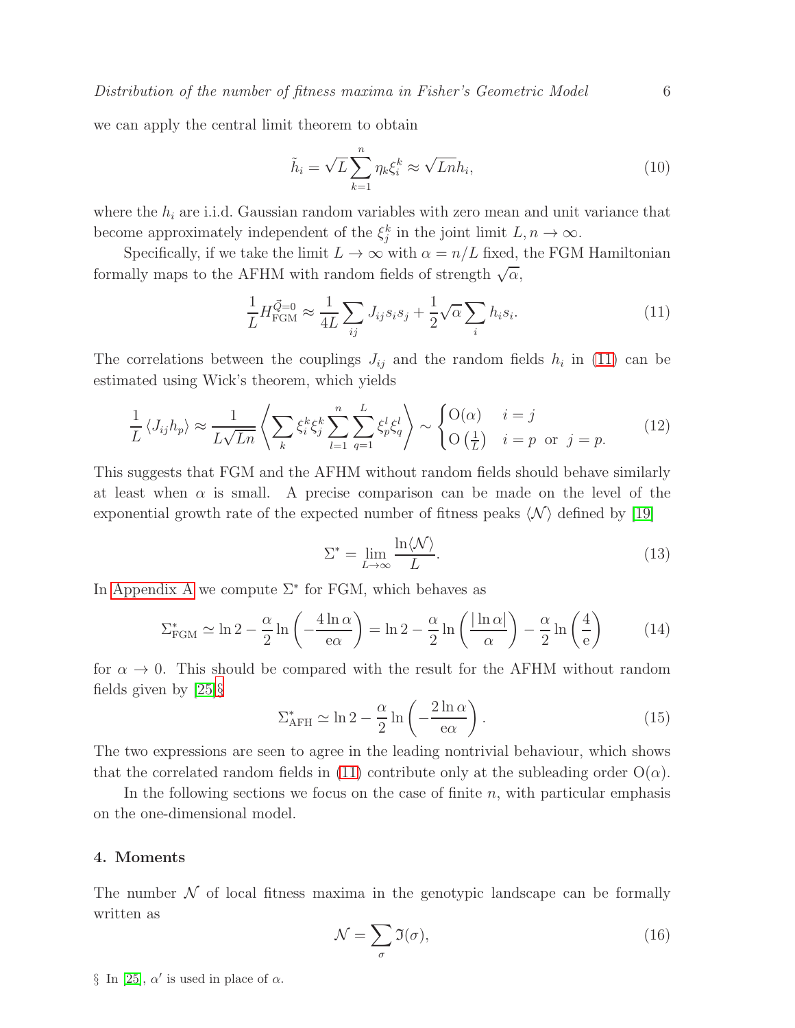we can apply the central limit theorem to obtain

$$\tilde{h}_i = \sqrt{L}\sum_{k=1}^{n} \eta_k \xi_i^k \approx \sqrt{Ln}h_i, \tag{10}$$

where the $h_i$ are i.i.d. Gaussian random variables with zero mean and unit variance that become approximately independent of the $\xi_j^k$ in the joint limit $L, n \to \infty$.

Specifically, if we take the limit $L \to \infty$ with $\alpha = n/L$ fixed, the FGM Hamiltonian formally maps to the AFHM with random fields of strength $\sqrt{\alpha}$,

$$\frac{1}{L} H_{\mathrm{FGM}}^{\vec{Q}=0} \approx \frac{1}{4L}\sum_{ij} J_{ij} s_i s_j + \frac{1}{2}\sqrt{\alpha}\sum_i h_i s_i. \tag{11}$$

The correlations between the couplings $J_{ij}$ and the random fields $h_i$ in (11) can be estimated using Wick's theorem, which yields

$$\frac{1}{L}\langle J_{ij} h_p\rangle \approx \frac{1}{L\sqrt{Ln}}\left\langle \sum_k \xi_i^k \xi_j^k \sum_{l=1}^{n}\sum_{q=1}^{L} \xi_p^l \xi_q^l \right\rangle \sim \begin{cases} \mathrm{O}(\alpha) & i = j \\ \mathrm{O}\left(\frac{1}{L}\right) & i = p \ \text{ or } \ j = p. \end{cases} \tag{12}$$

This suggests that FGM and the AFHM without random fields should behave similarly at least when $\alpha$ is small. A precise comparison can be made on the level of the exponential growth rate of the expected number of fitness peaks $\langle \mathcal{N} \rangle$ defined by [19]

$$\Sigma^* = \lim_{L\to\infty} \frac{\ln\langle\mathcal{N}\rangle}{L}. \tag{13}$$

In Appendix A we compute $\Sigma^*$ for FGM, which behaves as

$$\Sigma^*_{\mathrm{FGM}} \simeq \ln 2 - \frac{\alpha}{2}\ln\left(-\frac{4\ln\alpha}{\mathrm{e}\alpha}\right) = \ln 2 - \frac{\alpha}{2}\ln\left(\frac{|\ln\alpha|}{\alpha}\right) - \frac{\alpha}{2}\ln\left(\frac{4}{\mathrm{e}}\right) \tag{14}$$

for $\alpha \to 0$. This should be compared with the result for the AFHM without random fields given by [25]§

$$\Sigma^*_{\mathrm{AFH}} \simeq \ln 2 - \frac{\alpha}{2}\ln\left(-\frac{2\ln\alpha}{\mathrm{e}\alpha}\right). \tag{15}$$

The two expressions are seen to agree in the leading nontrivial behaviour, which shows that the correlated random fields in (11) contribute only at the subleading order $\mathrm{O}(\alpha)$.

In the following sections we focus on the case of finite $n$, with particular emphasis on the one-dimensional model.

## 4. Moments

The number $\mathcal{N}$ of local fitness maxima in the genotypic landscape can be formally written as

$$\mathcal{N} = \sum_{\sigma} \mathfrak{I}(\sigma), \tag{16}$$

§ In [25], $\alpha'$ is used in place of $\alpha$.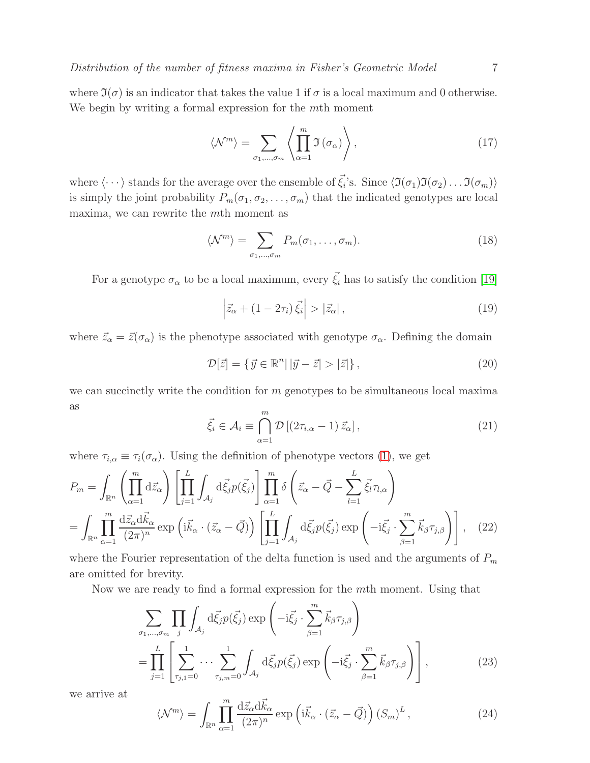where $\mathfrak{I}(\sigma)$ is an indicator that takes the value 1 if $\sigma$ is a local maximum and 0 otherwise. We begin by writing a formal expression for the $m$th moment

$$\langle \mathcal{N}^m \rangle = \sum_{\sigma_1,\ldots,\sigma_m} \left\langle \prod_{\alpha=1}^{m} \mathfrak{I}\left(\sigma_\alpha\right) \right\rangle, \tag{17}$$

where $\langle \cdots \rangle$ stands for the average over the ensemble of $\vec{\xi}_i$'s. Since $\langle \mathfrak{I}(\sigma_1)\mathfrak{I}(\sigma_2)\ldots\mathfrak{I}(\sigma_m)\rangle$ is simply the joint probability $P_m(\sigma_1, \sigma_2, \ldots, \sigma_m)$ that the indicated genotypes are local maxima, we can rewrite the $m$th moment as

$$\langle \mathcal{N}^m \rangle = \sum_{\sigma_1,\ldots,\sigma_m} P_m(\sigma_1, \ldots, \sigma_m). \tag{18}$$

For a genotype $\sigma_\alpha$ to be a local maximum, every $\vec{\xi}_i$ has to satisfy the condition [19]

$$\left| \vec{z}_\alpha + (1 - 2\tau_i)\, \vec{\xi}_i \right| > \left| \vec{z}_\alpha \right|, \tag{19}$$

where $\vec{z}_\alpha = \vec{z}(\sigma_\alpha)$ is the phenotype associated with genotype $\sigma_\alpha$. Defining the domain

$$\mathcal{D}[\vec{z}] = \left\{ \vec{y} \in \mathbb{R}^n \middle| \, |\vec{y} - \vec{z}| > |\vec{z}| \right\}, \tag{20}$$

we can succinctly write the condition for $m$ genotypes to be simultaneous local maxima as

$$\vec{\xi}_i \in \mathcal{A}_i \equiv \bigcap_{\alpha=1}^{m} \mathcal{D}\left[ (2\tau_{i,\alpha} - 1)\, \vec{z}_\alpha \right], \tag{21}$$

where $\tau_{i,\alpha} \equiv \tau_i(\sigma_\alpha)$. Using the definition of phenotype vectors (1), we get

$$\begin{aligned}
P_m &= \int_{\mathbb{R}^n} \left( \prod_{\alpha=1}^{m} \mathrm{d}\vec{z}_\alpha \right) \left[ \prod_{j=1}^{L} \int_{\mathcal{A}_j} \mathrm{d}\vec{\xi}_j p(\vec{\xi}_j) \right] \prod_{\alpha=1}^{m} \delta\left( \vec{z}_\alpha - \vec{Q} - \sum_{l=1}^{L} \vec{\xi}_l \tau_{l,\alpha} \right) \\
&= \int_{\mathbb{R}^n} \prod_{\alpha=1}^{m} \frac{\mathrm{d}\vec{z}_\alpha \mathrm{d}\vec{k}_\alpha}{(2\pi)^n} \exp\left( \mathrm{i}\vec{k}_\alpha \cdot (\vec{z}_\alpha - \vec{Q}) \right) \left[ \prod_{j=1}^{L} \int_{\mathcal{A}_j} \mathrm{d}\vec{\xi}_j p(\vec{\xi}_j) \exp\left( -\mathrm{i}\vec{\xi}_j \cdot \sum_{\beta=1}^{m} \vec{k}_\beta \tau_{j,\beta} \right) \right],
\end{aligned} \tag{22}$$

where the Fourier representation of the delta function is used and the arguments of $P_m$ are omitted for brevity.

Now we are ready to find a formal expression for the $m$th moment. Using that

$$\begin{aligned}
&\sum_{\sigma_1,\ldots,\sigma_m} \prod_{j} \int_{\mathcal{A}_j} \mathrm{d}\vec{\xi}_j p(\vec{\xi}_j) \exp\left( -\mathrm{i}\vec{\xi}_j \cdot \sum_{\beta=1}^{m} \vec{k}_\beta \tau_{j,\beta} \right) \\
&= \prod_{j=1}^{L} \left[ \sum_{\tau_{j,1}=0}^{1} \cdots \sum_{\tau_{j,m}=0}^{1} \int_{\mathcal{A}_j} \mathrm{d}\vec{\xi}_j p(\vec{\xi}_j) \exp\left( -\mathrm{i}\vec{\xi}_j \cdot \sum_{\beta=1}^{m} \vec{k}_\beta \tau_{j,\beta} \right) \right],
\end{aligned} \tag{23}$$

we arrive at

$$\langle \mathcal{N}^m \rangle = \int_{\mathbb{R}^n} \prod_{\alpha=1}^{m} \frac{\mathrm{d}\vec{z}_\alpha \mathrm{d}\vec{k}_\alpha}{(2\pi)^n} \exp\left( \mathrm{i}\vec{k}_\alpha \cdot (\vec{z}_\alpha - \vec{Q}) \right) (S_m)^L, \tag{24}$$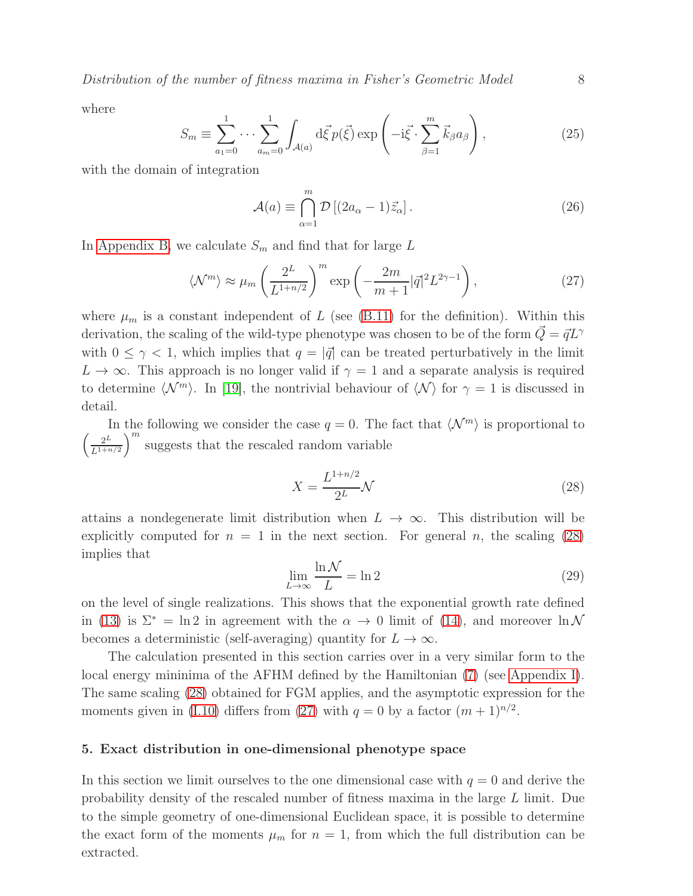where

$$S_m \equiv \sum_{a_1=0}^{1} \cdots \sum_{a_m=0}^{1} \int_{\mathcal{A}(a)} \mathrm{d}\vec{\xi}\, p(\vec{\xi}) \exp\left(-\mathrm{i}\vec{\xi} \cdot \sum_{\beta=1}^{m} \vec{k}_\beta a_\beta\right), \tag{25}$$

with the domain of integration

$$\mathcal{A}(a) \equiv \bigcap_{\alpha=1}^{m} \mathcal{D}\left[(2a_\alpha - 1)\vec{z}_\alpha\right]. \tag{26}$$

In Appendix B, we calculate $S_m$ and find that for large $L$

$$\langle \mathcal{N}^m \rangle \approx \mu_m \left(\frac{2^L}{L^{1+n/2}}\right)^m \exp\left(-\frac{2m}{m+1}|\vec{q}|^2 L^{2\gamma-1}\right), \tag{27}$$

where $\mu_m$ is a constant independent of $L$ (see (B.11) for the definition). Within this derivation, the scaling of the wild-type phenotype was chosen to be of the form $\vec{Q} = \vec{q}L^\gamma$ with $0 \leq \gamma < 1$, which implies that $q = |\vec{q}|$ can be treated perturbatively in the limit $L \to \infty$. This approach is no longer valid if $\gamma = 1$ and a separate analysis is required to determine $\langle \mathcal{N}^m \rangle$. In [19], the nontrivial behaviour of $\langle \mathcal{N} \rangle$ for $\gamma = 1$ is discussed in detail.

In the following we consider the case $q = 0$. The fact that $\langle \mathcal{N}^m \rangle$ is proportional to $\left(\frac{2^L}{L^{1+n/2}}\right)^m$ suggests that the rescaled random variable

$$X = \frac{L^{1+n/2}}{2^L}\mathcal{N} \tag{28}$$

attains a nondegenerate limit distribution when $L \to \infty$. This distribution will be explicitly computed for $n = 1$ in the next section. For general $n$, the scaling (28) implies that

$$\lim_{L\to\infty} \frac{\ln \mathcal{N}}{L} = \ln 2 \tag{29}$$

on the level of single realizations. This shows that the exponential growth rate defined in (13) is $\Sigma^* = \ln 2$ in agreement with the $\alpha \to 0$ limit of (14), and moreover $\ln \mathcal{N}$ becomes a deterministic (self-averaging) quantity for $L \to \infty$.

The calculation presented in this section carries over in a very similar form to the local energy mininima of the AFHM defined by the Hamiltonian (7) (see Appendix I). The same scaling (28) obtained for FGM applies, and the asymptotic expression for the moments given in (I.10) differs from (27) with $q = 0$ by a factor $(m+1)^{n/2}$.

## 5. Exact distribution in one-dimensional phenotype space

In this section we limit ourselves to the one dimensional case with $q = 0$ and derive the probability density of the rescaled number of fitness maxima in the large $L$ limit. Due to the simple geometry of one-dimensional Euclidean space, it is possible to determine the exact form of the moments $\mu_m$ for $n = 1$, from which the full distribution can be extracted.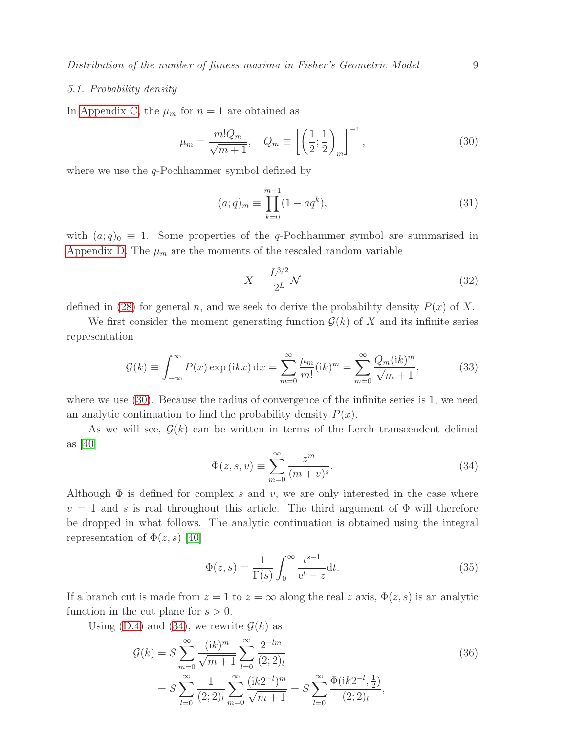### 5.1. Probability density

In Appendix C, the $\mu_m$ for $n = 1$ are obtained as

$$\mu_m = \frac{m! Q_m}{\sqrt{m+1}}, \quad Q_m \equiv \left[ \left( \frac{1}{2}; \frac{1}{2} \right)_m \right]^{-1}, \tag{30}$$

where we use the $q$-Pochhammer symbol defined by

$$(a; q)_m \equiv \prod_{k=0}^{m-1} (1 - aq^k), \tag{31}$$

with $(a; q)_0 \equiv 1$. Some properties of the $q$-Pochhammer symbol are summarised in Appendix D. The $\mu_m$ are the moments of the rescaled random variable

$$X = \frac{L^{3/2}}{2^L} \mathcal{N} \tag{32}$$

defined in (28) for general $n$, and we seek to derive the probability density $P(x)$ of $X$.

We first consider the moment generating function $\mathcal{G}(k)$ of $X$ and its infinite series representation

$$\mathcal{G}(k) \equiv \int_{-\infty}^{\infty} P(x) \exp(\mathrm{i}kx) \, \mathrm{d}x = \sum_{m=0}^{\infty} \frac{\mu_m}{m!} (\mathrm{i}k)^m = \sum_{m=0}^{\infty} \frac{Q_m (\mathrm{i}k)^m}{\sqrt{m+1}}, \tag{33}$$

where we use (30). Because the radius of convergence of the infinite series is 1, we need an analytic continuation to find the probability density $P(x)$.

As we will see, $\mathcal{G}(k)$ can be written in terms of the Lerch transcendent defined as [40]

$$\Phi(z, s, v) \equiv \sum_{m=0}^{\infty} \frac{z^m}{(m+v)^s}. \tag{34}$$

Although $\Phi$ is defined for complex $s$ and $v$, we are only interested in the case where $v = 1$ and $s$ is real throughout this article. The third argument of $\Phi$ will therefore be dropped in what follows. The analytic continuation is obtained using the integral representation of $\Phi(z, s)$ [40]

$$\Phi(z, s) = \frac{1}{\Gamma(s)} \int_0^{\infty} \frac{t^{s-1}}{\mathrm{e}^t - z} \mathrm{d}t. \tag{35}$$

If a branch cut is made from $z = 1$ to $z = \infty$ along the real $z$ axis, $\Phi(z, s)$ is an analytic function in the cut plane for $s > 0$.

Using (D.4) and (34), we rewrite $\mathcal{G}(k)$ as

$$\begin{aligned} \mathcal{G}(k) &= S \sum_{m=0}^{\infty} \frac{(\mathrm{i}k)^m}{\sqrt{m+1}} \sum_{l=0}^{\infty} \frac{2^{-lm}}{(2; 2)_l} \\ &= S \sum_{l=0}^{\infty} \frac{1}{(2; 2)_l} \sum_{m=0}^{\infty} \frac{(\mathrm{i}k 2^{-l})^m}{\sqrt{m+1}} = S \sum_{l=0}^{\infty} \frac{\Phi(\mathrm{i}k 2^{-l}, \frac{1}{2})}{(2; 2)_l}, \end{aligned} \tag{36}$$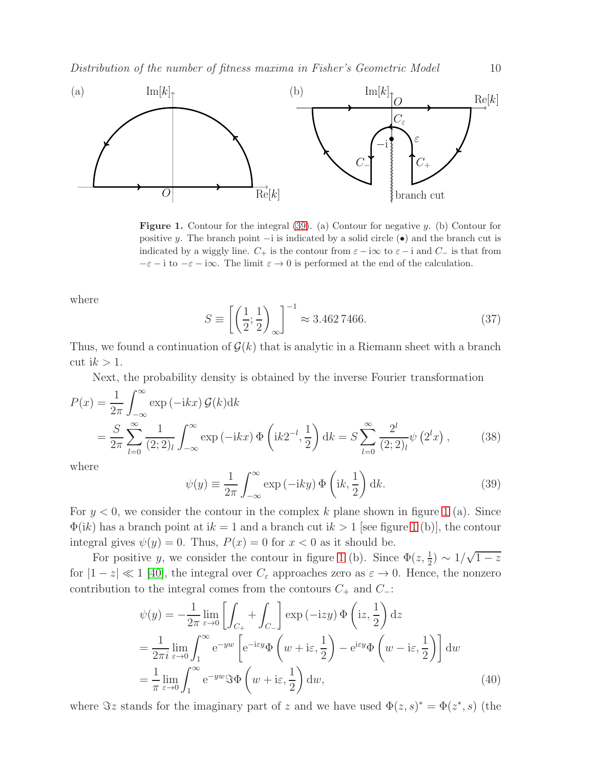**Figure 1.** Contour for the integral (39). (a) Contour for negative $y$. (b) Contour for positive $y$. The branch point $-\mathrm{i}$ is indicated by a solid circle ($\bullet$) and the branch cut is indicated by a wiggly line. $C_+$ is the contour from $\varepsilon - \mathrm{i}\infty$ to $\varepsilon - \mathrm{i}$ and $C_-$ is that from $-\varepsilon - \mathrm{i}$ to $-\varepsilon - \mathrm{i}\infty$. The limit $\varepsilon \to 0$ is performed at the end of the calculation.

where

$$S \equiv \left[\left(\frac{1}{2};\frac{1}{2}\right)_\infty\right]^{-1} \approx 3.462\,7466. \tag{37}$$

Thus, we found a continuation of $\mathcal{G}(k)$ that is analytic in a Riemann sheet with a branch cut $\mathrm{i}k > 1$.

Next, the probability density is obtained by the inverse Fourier transformation

$$\begin{aligned}
P(x) &= \frac{1}{2\pi}\int_{-\infty}^{\infty} \exp(-\mathrm{i}kx)\,\mathcal{G}(k)\mathrm{d}k \\
&= \frac{S}{2\pi}\sum_{l=0}^{\infty}\frac{1}{(2;2)_l}\int_{-\infty}^{\infty}\exp(-\mathrm{i}kx)\,\Phi\left(\mathrm{i}k2^{-l},\frac{1}{2}\right)\mathrm{d}k = S\sum_{l=0}^{\infty}\frac{2^l}{(2;2)_l}\psi\left(2^l x\right),
\end{aligned} \tag{38}$$

where

$$\psi(y) \equiv \frac{1}{2\pi}\int_{-\infty}^{\infty}\exp(-\mathrm{i}ky)\,\Phi\left(\mathrm{i}k,\frac{1}{2}\right)\mathrm{d}k. \tag{39}$$

For $y < 0$, we consider the contour in the complex $k$ plane shown in figure 1 (a). Since $\Phi(\mathrm{i}k)$ has a branch point at $\mathrm{i}k = 1$ and a branch cut $\mathrm{i}k > 1$ [see figure 1 (b)], the contour integral gives $\psi(y) = 0$. Thus, $P(x) = 0$ for $x < 0$ as it should be.

For positive $y$, we consider the contour in figure 1 (b). Since $\Phi(z, \frac{1}{2}) \sim 1/\sqrt{1-z}$ for $|1 - z| \ll 1$ [40], the integral over $C_\varepsilon$ approaches zero as $\varepsilon \to 0$. Hence, the nonzero contribution to the integral comes from the contours $C_+$ and $C_-$:

$$\begin{aligned}
\psi(y) &= -\frac{1}{2\pi}\lim_{\varepsilon\to 0}\left[\int_{C_+} + \int_{C_-}\right]\exp(-\mathrm{i}zy)\,\Phi\left(\mathrm{i}z,\frac{1}{2}\right)\mathrm{d}z \\
&= \frac{1}{2\pi i}\lim_{\varepsilon\to 0}\int_1^{\infty}\mathrm{e}^{-yw}\left[\mathrm{e}^{-\mathrm{i}\varepsilon y}\Phi\left(w + \mathrm{i}\varepsilon,\frac{1}{2}\right) - \mathrm{e}^{\mathrm{i}\varepsilon y}\Phi\left(w - \mathrm{i}\varepsilon,\frac{1}{2}\right)\right]\mathrm{d}w \\
&= \frac{1}{\pi}\lim_{\varepsilon\to 0}\int_1^{\infty}\mathrm{e}^{-yw}\Im\Phi\left(w + \mathrm{i}\varepsilon,\frac{1}{2}\right)\mathrm{d}w,
\end{aligned} \tag{40}$$

where $\Im z$ stands for the imaginary part of $z$ and we have used $\Phi(z, s)^* = \Phi(z^*, s)$ (the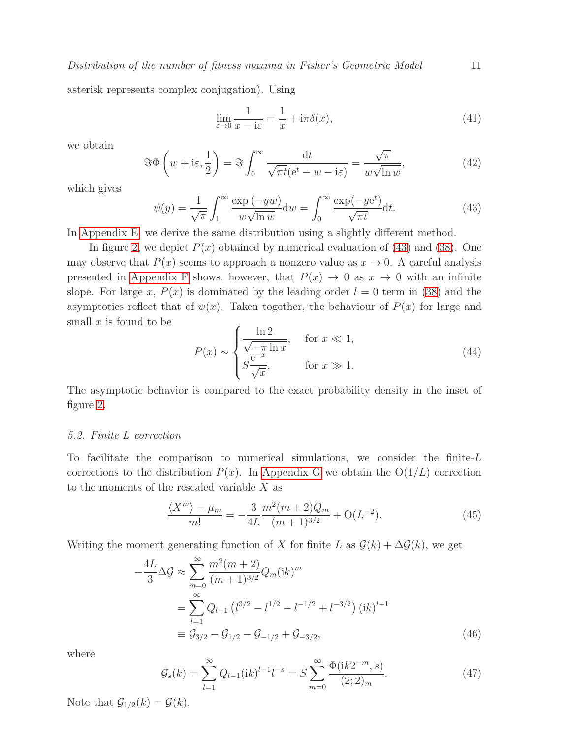asterisk represents complex conjugation). Using

$$\lim_{\varepsilon\to 0}\frac{1}{x-\mathrm{i}\varepsilon}=\frac{1}{x}+\mathrm{i}\pi\delta(x), \tag{41}$$

we obtain

$$\Im\Phi\left(w+\mathrm{i}\varepsilon,\frac{1}{2}\right)=\Im\int_0^\infty\frac{\mathrm{d}t}{\sqrt{\pi t}(\mathrm{e}^t-w-\mathrm{i}\varepsilon)}=\frac{\sqrt{\pi}}{w\sqrt{\ln w}}, \tag{42}$$

which gives

$$\psi(y)=\frac{1}{\sqrt{\pi}}\int_1^\infty\frac{\exp\left(-yw\right)}{w\sqrt{\ln w}}\mathrm{d}w=\int_0^\infty\frac{\exp(-y\mathrm{e}^t)}{\sqrt{\pi t}}\mathrm{d}t. \tag{43}$$

In Appendix E, we derive the same distribution using a slightly different method.

In figure 2, we depict $P(x)$ obtained by numerical evaluation of (43) and (38). One may observe that $P(x)$ seems to approach a nonzero value as $x\to 0$. A careful analysis presented in Appendix F shows, however, that $P(x)\to 0$ as $x\to 0$ with an infinite slope. For large $x$, $P(x)$ is dominated by the leading order $l=0$ term in (38) and the asymptotics reflect that of $\psi(x)$. Taken together, the behaviour of $P(x)$ for large and small $x$ is found to be

$$P(x)\sim\begin{cases}\dfrac{\ln 2}{\sqrt{-\pi\ln x}}, & \text{for } x\ll 1,\\[2mm] S\dfrac{\mathrm{e}^{-x}}{\sqrt{x}}, & \text{for } x\gg 1.\end{cases} \tag{44}$$

The asymptotic behavior is compared to the exact probability density in the inset of figure 2.

### 5.2. Finite $L$ correction

To facilitate the comparison to numerical simulations, we consider the finite-$L$ corrections to the distribution $P(x)$. In Appendix G we obtain the $\mathrm{O}(1/L)$ correction to the moments of the rescaled variable $X$ as

$$\frac{\langle X^m\rangle-\mu_m}{m!}=-\frac{3}{4L}\frac{m^2(m+2)Q_m}{(m+1)^{3/2}}+\mathrm{O}(L^{-2}). \tag{45}$$

Writing the moment generating function of $X$ for finite $L$ as $\mathcal{G}(k)+\Delta\mathcal{G}(k)$, we get

$$\begin{aligned}-\frac{4L}{3}\Delta\mathcal{G}&\approx\sum_{m=0}^\infty\frac{m^2(m+2)}{(m+1)^{3/2}}Q_m(\mathrm{i}k)^m\\&=\sum_{l=1}^\infty Q_{l-1}\left(l^{3/2}-l^{1/2}-l^{-1/2}+l^{-3/2}\right)(\mathrm{i}k)^{l-1}\\&\equiv\mathcal{G}_{3/2}-\mathcal{G}_{1/2}-\mathcal{G}_{-1/2}+\mathcal{G}_{-3/2},\end{aligned} \tag{46}$$

where

$$\mathcal{G}_s(k)=\sum_{l=1}^\infty Q_{l-1}(\mathrm{i}k)^{l-1}l^{-s}=S\sum_{m=0}^\infty\frac{\Phi(\mathrm{i}k2^{-m},s)}{(2;2)_m}. \tag{47}$$

Note that $\mathcal{G}_{1/2}(k)=\mathcal{G}(k)$.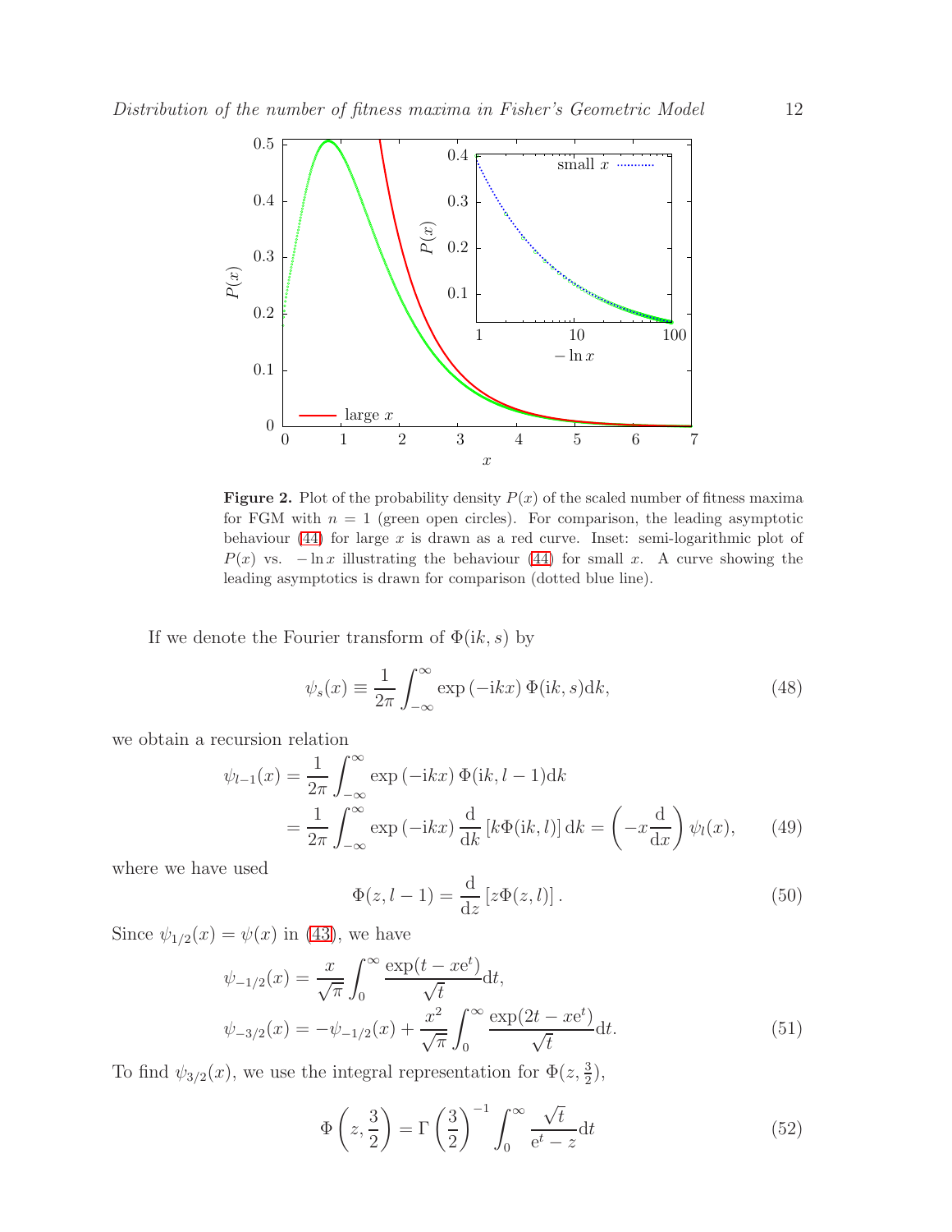**Figure 2.** Plot of the probability density $P(x)$ of the scaled number of fitness maxima for FGM with $n = 1$ (green open circles). For comparison, the leading asymptotic behaviour (44) for large $x$ is drawn as a red curve. Inset: semi-logarithmic plot of $P(x)$ vs. $-\ln x$ illustrating the behaviour (44) for small $x$. A curve showing the leading asymptotics is drawn for comparison (dotted blue line).

If we denote the Fourier transform of $\Phi(\mathrm{i}k, s)$ by

$$\psi_s(x) \equiv \frac{1}{2\pi} \int_{-\infty}^{\infty} \exp\left(-\mathrm{i}kx\right) \Phi(\mathrm{i}k, s) \mathrm{d}k, \tag{48}$$

we obtain a recursion relation

$$\begin{aligned}
\psi_{l-1}(x) &= \frac{1}{2\pi} \int_{-\infty}^{\infty} \exp\left(-\mathrm{i}kx\right) \Phi(\mathrm{i}k, l-1) \mathrm{d}k \\
&= \frac{1}{2\pi} \int_{-\infty}^{\infty} \exp\left(-\mathrm{i}kx\right) \frac{\mathrm{d}}{\mathrm{d}k} \left[k\Phi(\mathrm{i}k, l)\right] \mathrm{d}k = \left(-x\frac{\mathrm{d}}{\mathrm{d}x}\right) \psi_l(x),
\end{aligned} \tag{49}$$

where we have used

$$\Phi(z, l-1) = \frac{\mathrm{d}}{\mathrm{d}z}\left[z\Phi(z, l)\right]. \tag{50}$$

Since $\psi_{1/2}(x) = \psi(x)$ in (43), we have

$$\begin{aligned}
\psi_{-1/2}(x) &= \frac{x}{\sqrt{\pi}} \int_0^{\infty} \frac{\exp(t - x\mathrm{e}^t)}{\sqrt{t}} \mathrm{d}t, \\
\psi_{-3/2}(x) &= -\psi_{-1/2}(x) + \frac{x^2}{\sqrt{\pi}} \int_0^{\infty} \frac{\exp(2t - x\mathrm{e}^t)}{\sqrt{t}} \mathrm{d}t.
\end{aligned} \tag{51}$$

To find $\psi_{3/2}(x)$, we use the integral representation for $\Phi(z, \frac{3}{2})$,

$$\Phi\left(z, \frac{3}{2}\right) = \Gamma\left(\frac{3}{2}\right)^{-1} \int_0^{\infty} \frac{\sqrt{t}}{\mathrm{e}^t - z} \mathrm{d}t \tag{52}$$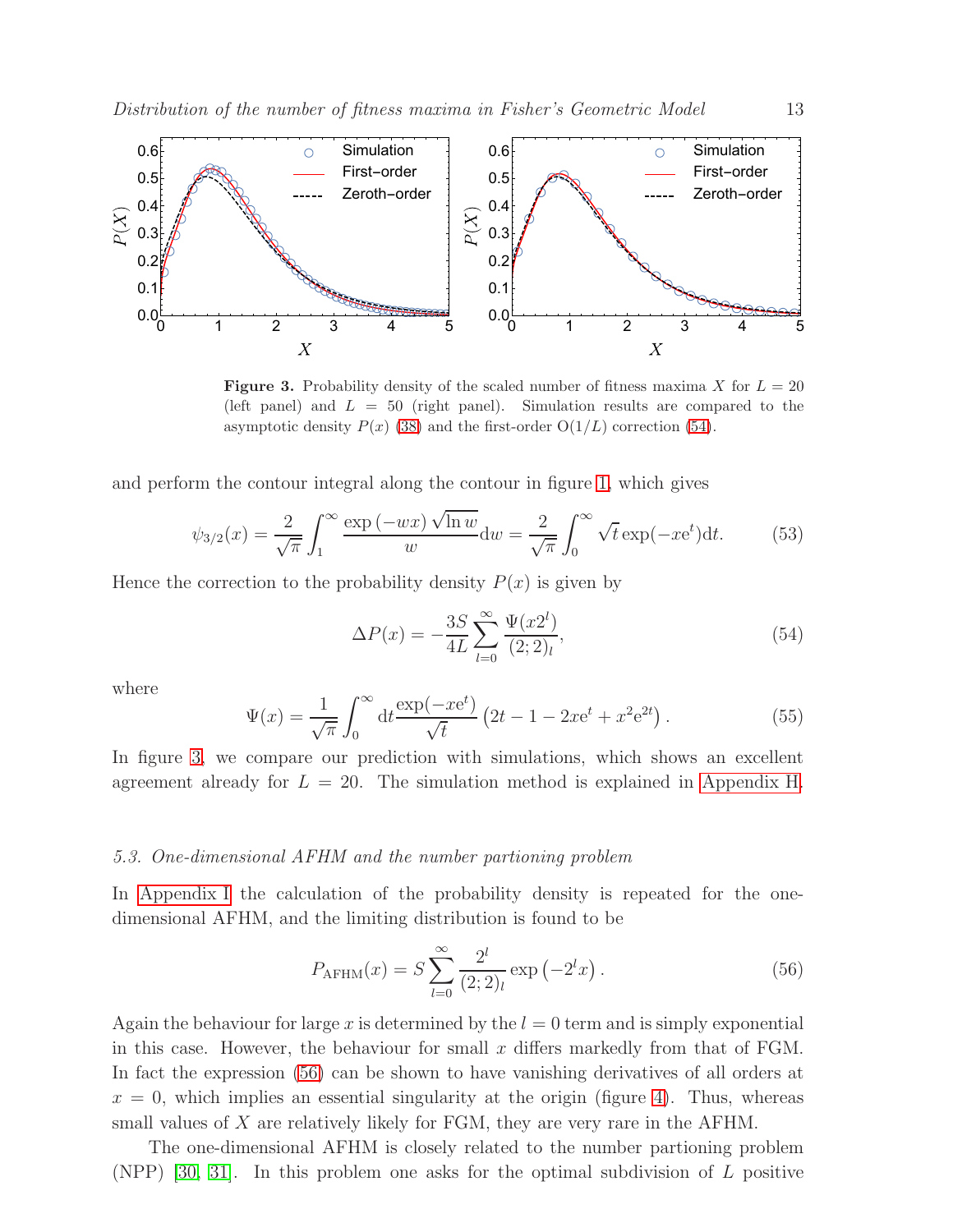Figure 3. Probability density of the scaled number of fitness maxima $X$ for $L = 20$ (left panel) and $L = 50$ (right panel). Simulation results are compared to the asymptotic density $P(x)$ (38) and the first-order $\mathrm{O}(1/L)$ correction (54).

and perform the contour integral along the contour in figure 1, which gives

$$\psi_{3/2}(x) = \frac{2}{\sqrt{\pi}} \int_1^\infty \frac{\exp(-wx)\sqrt{\ln w}}{w} \mathrm{d}w = \frac{2}{\sqrt{\pi}} \int_0^\infty \sqrt{t} \exp(-x\mathrm{e}^t) \mathrm{d}t. \tag{53}$$

Hence the correction to the probability density $P(x)$ is given by

$$\Delta P(x) = -\frac{3S}{4L} \sum_{l=0}^{\infty} \frac{\Psi(x 2^l)}{(2;2)_l}, \tag{54}$$

where

$$\Psi(x) = \frac{1}{\sqrt{\pi}} \int_0^\infty \mathrm{d}t \frac{\exp(-x\mathrm{e}^t)}{\sqrt{t}} \left(2t - 1 - 2x\mathrm{e}^t + x^2 \mathrm{e}^{2t}\right). \tag{55}$$

In figure 3, we compare our prediction with simulations, which shows an excellent agreement already for $L = 20$. The simulation method is explained in Appendix H.

### 5.3. One-dimensional AFHM and the number partioning problem

In Appendix I the calculation of the probability density is repeated for the one-dimensional AFHM, and the limiting distribution is found to be

$$P_{\mathrm{AFHM}}(x) = S \sum_{l=0}^{\infty} \frac{2^l}{(2;2)_l} \exp\left(-2^l x\right). \tag{56}$$

Again the behaviour for large $x$ is determined by the $l = 0$ term and is simply exponential in this case. However, the behaviour for small $x$ differs markedly from that of FGM. In fact the expression (56) can be shown to have vanishing derivatives of all orders at $x = 0$, which implies an essential singularity at the origin (figure 4). Thus, whereas small values of $X$ are relatively likely for FGM, they are very rare in the AFHM.

The one-dimensional AFHM is closely related to the number partioning problem (NPP) [30, 31]. In this problem one asks for the optimal subdivision of $L$ positive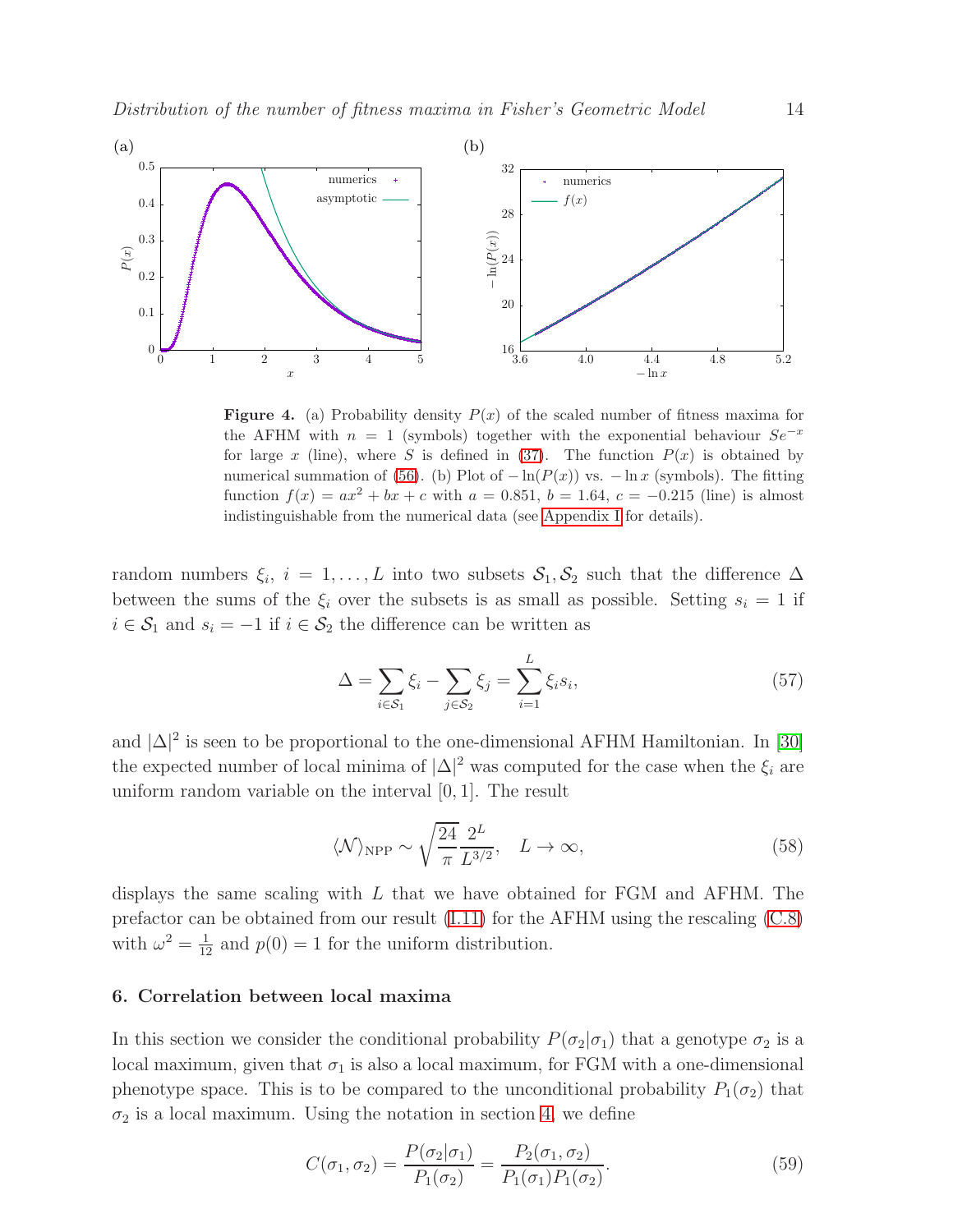**Figure 4.** (a) Probability density $P(x)$ of the scaled number of fitness maxima for the AFHM with $n = 1$ (symbols) together with the exponential behaviour $Se^{-x}$ for large $x$ (line), where $S$ is defined in (37). The function $P(x)$ is obtained by numerical summation of (56). (b) Plot of $-\ln(P(x))$ vs. $-\ln x$ (symbols). The fitting function $f(x) = ax^2 + bx + c$ with $a = 0.851$, $b = 1.64$, $c = -0.215$ (line) is almost indistinguishable from the numerical data (see Appendix I for details).

random numbers $\xi_i$, $i = 1, \ldots, L$ into two subsets $\mathcal{S}_1, \mathcal{S}_2$ such that the difference $\Delta$ between the sums of the $\xi_i$ over the subsets is as small as possible. Setting $s_i = 1$ if $i \in \mathcal{S}_1$ and $s_i = -1$ if $i \in \mathcal{S}_2$ the difference can be written as

$$\Delta = \sum_{i \in \mathcal{S}_1} \xi_i - \sum_{j \in \mathcal{S}_2} \xi_j = \sum_{i=1}^{L} \xi_i s_i, \tag{57}$$

and $|\Delta|^2$ is seen to be proportional to the one-dimensional AFHM Hamiltonian. In [30] the expected number of local minima of $|\Delta|^2$ was computed for the case when the $\xi_i$ are uniform random variable on the interval $[0, 1]$. The result

$$\langle \mathcal{N} \rangle_{\mathrm{NPP}} \sim \sqrt{\frac{24}{\pi}} \frac{2^L}{L^{3/2}}, \quad L \to \infty, \tag{58}$$

displays the same scaling with $L$ that we have obtained for FGM and AFHM. The prefactor can be obtained from our result (I.11) for the AFHM using the rescaling (C.8) with $\omega^2 = \frac{1}{12}$ and $p(0) = 1$ for the uniform distribution.

## 6. Correlation between local maxima

In this section we consider the conditional probability $P(\sigma_2|\sigma_1)$ that a genotype $\sigma_2$ is a local maximum, given that $\sigma_1$ is also a local maximum, for FGM with a one-dimensional phenotype space. This is to be compared to the unconditional probability $P_1(\sigma_2)$ that $\sigma_2$ is a local maximum. Using the notation in section 4, we define

$$C(\sigma_1, \sigma_2) = \frac{P(\sigma_2|\sigma_1)}{P_1(\sigma_2)} = \frac{P_2(\sigma_1, \sigma_2)}{P_1(\sigma_1) P_1(\sigma_2)}. \tag{59}$$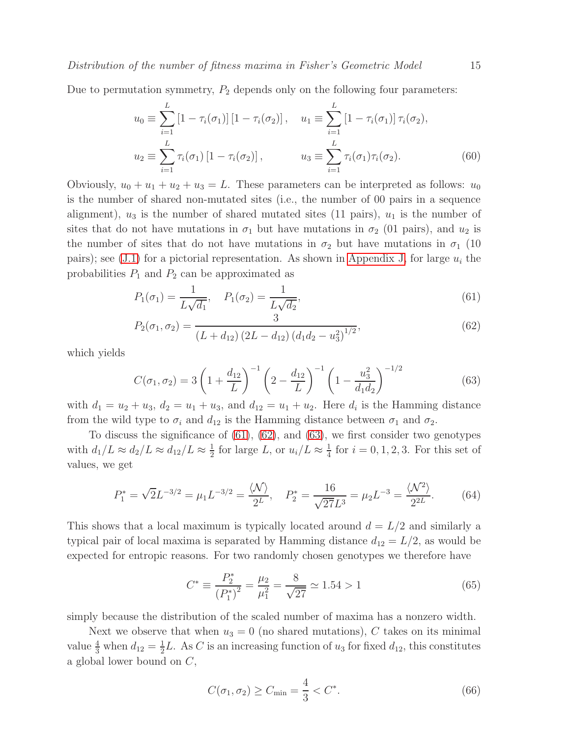Due to permutation symmetry, $P_2$ depends only on the following four parameters:

$$
\begin{aligned}
u_0 &\equiv \sum_{i=1}^{L} \left[1-\tau_i(\sigma_1)\right]\left[1-\tau_i(\sigma_2)\right], \quad & u_1 &\equiv \sum_{i=1}^{L} \left[1-\tau_i(\sigma_1)\right]\tau_i(\sigma_2), \\
u_2 &\equiv \sum_{i=1}^{L} \tau_i(\sigma_1)\left[1-\tau_i(\sigma_2)\right], & u_3 &\equiv \sum_{i=1}^{L} \tau_i(\sigma_1)\tau_i(\sigma_2).
\end{aligned} \tag{60}
$$

Obviously, $u_0+u_1+u_2+u_3 = L$. These parameters can be interpreted as follows: $u_0$ is the number of shared non-mutated sites (i.e., the number of 00 pairs in a sequence alignment), $u_3$ is the number of shared mutated sites (11 pairs), $u_1$ is the number of sites that do not have mutations in $\sigma_1$ but have mutations in $\sigma_2$ (01 pairs), and $u_2$ is the number of sites that do not have mutations in $\sigma_2$ but have mutations in $\sigma_1$ (10 pairs); see (J.1) for a pictorial representation. As shown in Appendix J, for large $u_i$ the probabilities $P_1$ and $P_2$ can be approximated as

$$
P_1(\sigma_1) = \frac{1}{L\sqrt{d_1}}, \quad P_1(\sigma_2) = \frac{1}{L\sqrt{d_2}}, \tag{61}
$$

$$
P_2(\sigma_1,\sigma_2) = \frac{3}{(L+d_{12})(2L-d_{12})\left(d_1 d_2 - u_3^2\right)^{1/2}}, \tag{62}
$$

which yields

$$
C(\sigma_1,\sigma_2) = 3\left(1+\frac{d_{12}}{L}\right)^{-1}\left(2-\frac{d_{12}}{L}\right)^{-1}\left(1-\frac{u_3^2}{d_1 d_2}\right)^{-1/2} \tag{63}
$$

with $d_1 = u_2+u_3$, $d_2 = u_1+u_3$, and $d_{12} = u_1+u_2$. Here $d_i$ is the Hamming distance from the wild type to $\sigma_i$ and $d_{12}$ is the Hamming distance between $\sigma_1$ and $\sigma_2$.

To discuss the significance of (61), (62), and (63), we first consider two genotypes with $d_1/L \approx d_2/L \approx d_{12}/L \approx \frac{1}{2}$ for large $L$, or $u_i/L \approx \frac{1}{4}$ for $i = 0,1,2,3$. For this set of values, we get

$$
P_1^* = \sqrt{2}L^{-3/2} = \mu_1 L^{-3/2} = \frac{\langle \mathcal{N} \rangle}{2^L}, \quad P_2^* = \frac{16}{\sqrt{27}L^3} = \mu_2 L^{-3} = \frac{\langle \mathcal{N}^2 \rangle}{2^{2L}}. \tag{64}
$$

This shows that a local maximum is typically located around $d = L/2$ and similarly a typical pair of local maxima is separated by Hamming distance $d_{12} = L/2$, as would be expected for entropic reasons. For two randomly chosen genotypes we therefore have

$$
C^* \equiv \frac{P_2^*}{\left(P_1^*\right)^2} = \frac{\mu_2}{\mu_1^2} = \frac{8}{\sqrt{27}} \simeq 1.54 > 1 \tag{65}
$$

simply because the distribution of the scaled number of maxima has a nonzero width.

Next we observe that when $u_3 = 0$ (no shared mutations), $C$ takes on its minimal value $\frac{4}{3}$ when $d_{12} = \frac{1}{2}L$. As $C$ is an increasing function of $u_3$ for fixed $d_{12}$, this constitutes a global lower bound on $C$,

$$
C(\sigma_1,\sigma_2) \geq C_{\min} = \frac{4}{3} < C^*. \tag{66}
$$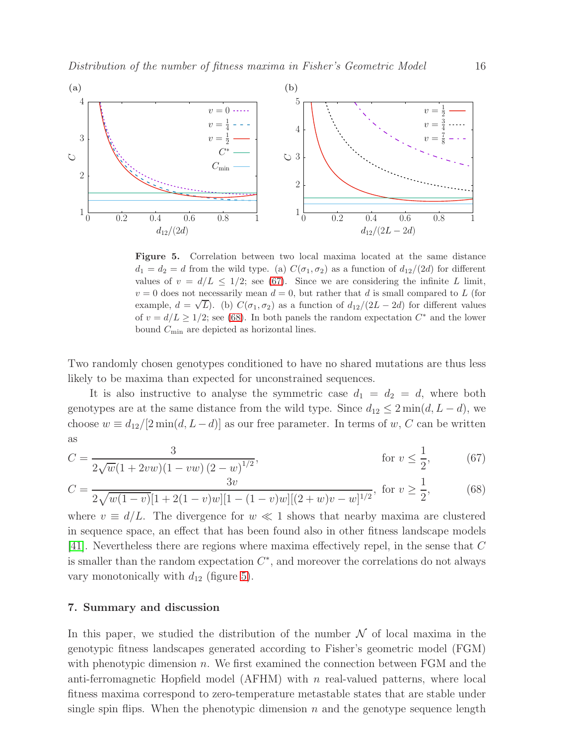**Figure 5.** Correlation between two local maxima located at the same distance $d_1 = d_2 = d$ from the wild type. (a) $C(\sigma_1, \sigma_2)$ as a function of $d_{12}/(2d)$ for different values of $v = d/L \leq 1/2$; see (67). Since we are considering the infinite $L$ limit, $v = 0$ does not necessarily mean $d = 0$, but rather that $d$ is small compared to $L$ (for example, $d = \sqrt{L}$). (b) $C(\sigma_1, \sigma_2)$ as a function of $d_{12}/(2L - 2d)$ for different values of $v = d/L \geq 1/2$; see (68). In both panels the random expectation $C^*$ and the lower bound $C_{\min}$ are depicted as horizontal lines.

Two randomly chosen genotypes conditioned to have no shared mutations are thus less likely to be maxima than expected for unconstrained sequences.

It is also instructive to analyse the symmetric case $d_1 = d_2 = d$, where both genotypes are at the same distance from the wild type. Since $d_{12} \leq 2\min(d, L-d)$, we choose $w \equiv d_{12}/[2\min(d, L-d)]$ as our free parameter. In terms of $w$, $C$ can be written as

$$C = \frac{3}{2\sqrt{w}(1+2vw)(1-vw)\,(2-w)^{1/2}}, \qquad \text{for } v \leq \frac{1}{2}, \tag{67}$$

$$C = \frac{3v}{2\sqrt{w(1-v)}[1+2(1-v)w][1-(1-v)w][(2+w)v-w]^{1/2}}, \quad \text{for } v \geq \frac{1}{2}, \tag{68}$$

where $v \equiv d/L$. The divergence for $w \ll 1$ shows that nearby maxima are clustered in sequence space, an effect that has been found also in other fitness landscape models [41]. Nevertheless there are regions where maxima effectively repel, in the sense that $C$ is smaller than the random expectation $C^*$, and moreover the correlations do not always vary monotonically with $d_{12}$ (figure 5).

## 7. Summary and discussion

In this paper, we studied the distribution of the number $\mathcal{N}$ of local maxima in the genotypic fitness landscapes generated according to Fisher's geometric model (FGM) with phenotypic dimension $n$. We first examined the connection between FGM and the anti-ferromagnetic Hopfield model (AFHM) with $n$ real-valued patterns, where local fitness maxima correspond to zero-temperature metastable states that are stable under single spin flips. When the phenotypic dimension $n$ and the genotype sequence length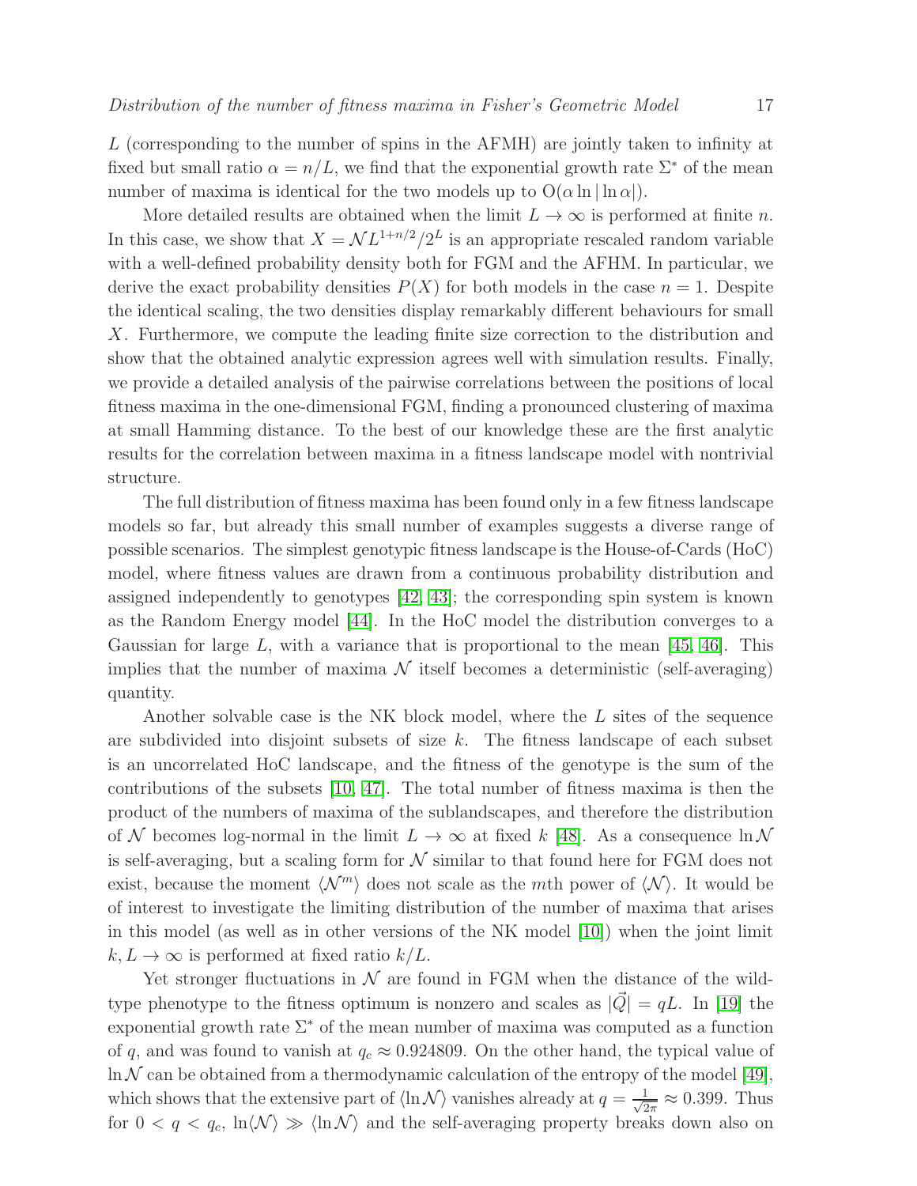$L$ (corresponding to the number of spins in the AFMH) are jointly taken to infinity at fixed but small ratio $\alpha = n/L$, we find that the exponential growth rate $\Sigma^*$ of the mean number of maxima is identical for the two models up to $\mathrm{O}(\alpha \ln |\ln \alpha|)$.

More detailed results are obtained when the limit $L \to \infty$ is performed at finite $n$. In this case, we show that $X = \mathcal{N} L^{1+n/2}/2^L$ is an appropriate rescaled random variable with a well-defined probability density both for FGM and the AFHM. In particular, we derive the exact probability densities $P(X)$ for both models in the case $n = 1$. Despite the identical scaling, the two densities display remarkably different behaviours for small $X$. Furthermore, we compute the leading finite size correction to the distribution and show that the obtained analytic expression agrees well with simulation results. Finally, we provide a detailed analysis of the pairwise correlations between the positions of local fitness maxima in the one-dimensional FGM, finding a pronounced clustering of maxima at small Hamming distance. To the best of our knowledge these are the first analytic results for the correlation between maxima in a fitness landscape model with nontrivial structure.

The full distribution of fitness maxima has been found only in a few fitness landscape models so far, but already this small number of examples suggests a diverse range of possible scenarios. The simplest genotypic fitness landscape is the House-of-Cards (HoC) model, where fitness values are drawn from a continuous probability distribution and assigned independently to genotypes [42, 43]; the corresponding spin system is known as the Random Energy model [44]. In the HoC model the distribution converges to a Gaussian for large $L$, with a variance that is proportional to the mean [45, 46]. This implies that the number of maxima $\mathcal{N}$ itself becomes a deterministic (self-averaging) quantity.

Another solvable case is the NK block model, where the $L$ sites of the sequence are subdivided into disjoint subsets of size $k$. The fitness landscape of each subset is an uncorrelated HoC landscape, and the fitness of the genotype is the sum of the contributions of the subsets [10, 47]. The total number of fitness maxima is then the product of the numbers of maxima of the sublandscapes, and therefore the distribution of $\mathcal{N}$ becomes log-normal in the limit $L \to \infty$ at fixed $k$ [48]. As a consequence $\ln \mathcal{N}$ is self-averaging, but a scaling form for $\mathcal{N}$ similar to that found here for FGM does not exist, because the moment $\langle \mathcal{N}^m \rangle$ does not scale as the $m$th power of $\langle \mathcal{N} \rangle$. It would be of interest to investigate the limiting distribution of the number of maxima that arises in this model (as well as in other versions of the NK model [10]) when the joint limit $k, L \to \infty$ is performed at fixed ratio $k/L$.

Yet stronger fluctuations in $\mathcal{N}$ are found in FGM when the distance of the wild-type phenotype to the fitness optimum is nonzero and scales as $|\vec{Q}| = qL$. In [19] the exponential growth rate $\Sigma^*$ of the mean number of maxima was computed as a function of $q$, and was found to vanish at $q_c \approx 0.924809$. On the other hand, the typical value of $\ln \mathcal{N}$ can be obtained from a thermodynamic calculation of the entropy of the model [49], which shows that the extensive part of $\langle \ln \mathcal{N} \rangle$ vanishes already at $q = \frac{1}{\sqrt{2\pi}} \approx 0.399$. Thus for $0 < q < q_c$, $\ln \langle \mathcal{N} \rangle \gg \langle \ln \mathcal{N} \rangle$ and the self-averaging property breaks down also on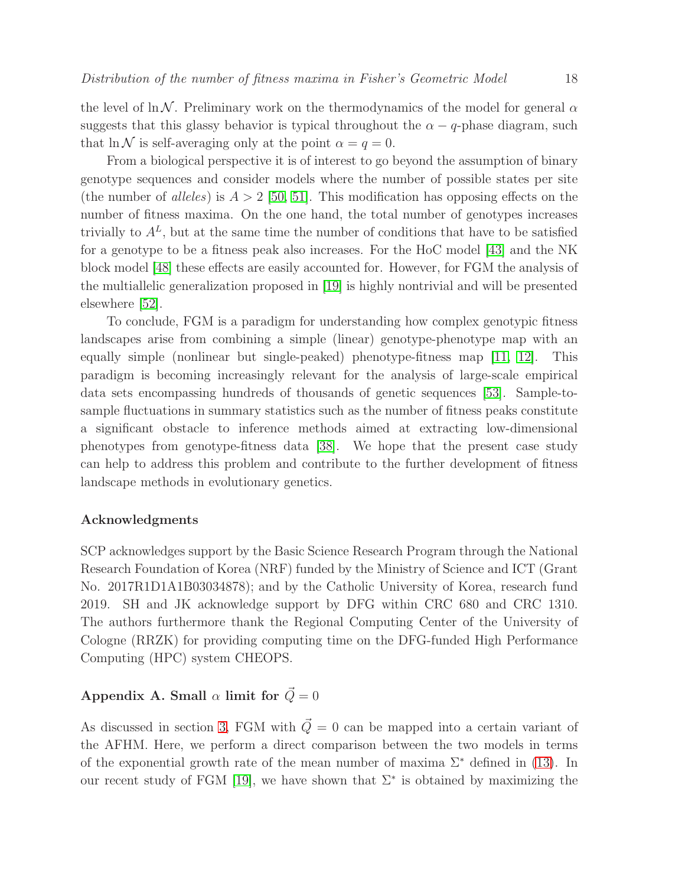the level of $\ln \mathcal{N}$. Preliminary work on the thermodynamics of the model for general $\alpha$ suggests that this glassy behavior is typical throughout the $\alpha - q$-phase diagram, such that $\ln \mathcal{N}$ is self-averaging only at the point $\alpha = q = 0$.

From a biological perspective it is of interest to go beyond the assumption of binary genotype sequences and consider models where the number of possible states per site (the number of *alleles*) is $A > 2$ [50, 51]. This modification has opposing effects on the number of fitness maxima. On the one hand, the total number of genotypes increases trivially to $A^L$, but at the same time the number of conditions that have to be satisfied for a genotype to be a fitness peak also increases. For the HoC model [43] and the NK block model [48] these effects are easily accounted for. However, for FGM the analysis of the multiallelic generalization proposed in [19] is highly nontrivial and will be presented elsewhere [52].

To conclude, FGM is a paradigm for understanding how complex genotypic fitness landscapes arise from combining a simple (linear) genotype-phenotype map with an equally simple (nonlinear but single-peaked) phenotype-fitness map [11, 12]. This paradigm is becoming increasingly relevant for the analysis of large-scale empirical data sets encompassing hundreds of thousands of genetic sequences [53]. Sample-to-sample fluctuations in summary statistics such as the number of fitness peaks constitute a significant obstacle to inference methods aimed at extracting low-dimensional phenotypes from genotype-fitness data [38]. We hope that the present case study can help to address this problem and contribute to the further development of fitness landscape methods in evolutionary genetics.

### Acknowledgments

SCP acknowledges support by the Basic Science Research Program through the National Research Foundation of Korea (NRF) funded by the Ministry of Science and ICT (Grant No. 2017R1D1A1B03034878); and by the Catholic University of Korea, research fund 2019. SH and JK acknowledge support by DFG within CRC 680 and CRC 1310. The authors furthermore thank the Regional Computing Center of the University of Cologne (RRZK) for providing computing time on the DFG-funded High Performance Computing (HPC) system CHEOPS.

## Appendix A. Small $\alpha$ limit for $\vec{Q} = 0$

As discussed in section 3, FGM with $\vec{Q} = 0$ can be mapped into a certain variant of the AFHM. Here, we perform a direct comparison between the two models in terms of the exponential growth rate of the mean number of maxima $\Sigma^*$ defined in (13). In our recent study of FGM [19], we have shown that $\Sigma^*$ is obtained by maximizing the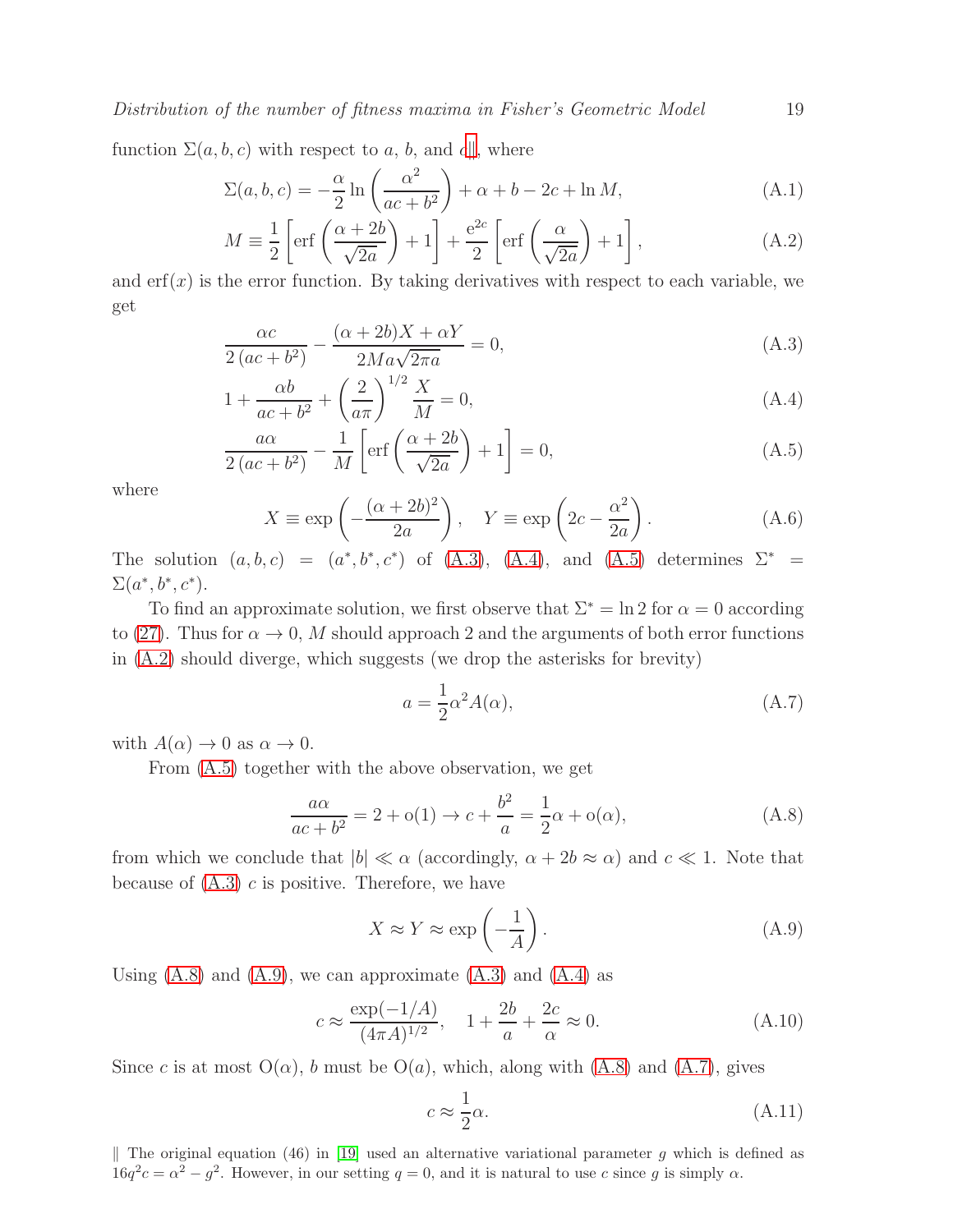function $\Sigma(a, b, c)$ with respect to $a$, $b$, and $c$‖, where

$$\Sigma(a,b,c) = -\frac{\alpha}{2}\ln\left(\frac{\alpha^2}{ac+b^2}\right) + \alpha + b - 2c + \ln M, \tag{A.1}$$

$$M \equiv \frac{1}{2}\left[\operatorname{erf}\left(\frac{\alpha+2b}{\sqrt{2a}}\right)+1\right] + \frac{\mathrm{e}^{2c}}{2}\left[\operatorname{erf}\left(\frac{\alpha}{\sqrt{2a}}\right)+1\right], \tag{A.2}$$

and $\operatorname{erf}(x)$ is the error function. By taking derivatives with respect to each variable, we get

$$\frac{\alpha c}{2\left(ac+b^2\right)} - \frac{(\alpha+2b)X + \alpha Y}{2Ma\sqrt{2\pi a}} = 0, \tag{A.3}$$

$$1 + \frac{\alpha b}{ac+b^2} + \left(\frac{2}{a\pi}\right)^{1/2}\frac{X}{M} = 0, \tag{A.4}$$

$$\frac{a\alpha}{2\left(ac+b^2\right)} - \frac{1}{M}\left[\operatorname{erf}\left(\frac{\alpha+2b}{\sqrt{2a}}\right)+1\right] = 0, \tag{A.5}$$

where

$$X \equiv \exp\left(-\frac{(\alpha+2b)^2}{2a}\right), \quad Y \equiv \exp\left(2c - \frac{\alpha^2}{2a}\right). \tag{A.6}$$

The solution $(a,b,c) = (a^*, b^*, c^*)$ of (A.3), (A.4), and (A.5) determines $\Sigma^* = \Sigma(a^*, b^*, c^*)$.

To find an approximate solution, we first observe that $\Sigma^* = \ln 2$ for $\alpha = 0$ according to (27). Thus for $\alpha \to 0$, $M$ should approach 2 and the arguments of both error functions in (A.2) should diverge, which suggests (we drop the asterisks for brevity)

$$a = \frac{1}{2}\alpha^2 A(\alpha), \tag{A.7}$$

with $A(\alpha) \to 0$ as $\alpha \to 0$.

From (A.5) together with the above observation, we get

$$\frac{a\alpha}{ac+b^2} = 2 + \mathrm{o}(1) \to c + \frac{b^2}{a} = \frac{1}{2}\alpha + \mathrm{o}(\alpha), \tag{A.8}$$

from which we conclude that $|b| \ll \alpha$ (accordingly, $\alpha + 2b \approx \alpha$) and $c \ll 1$. Note that because of (A.3) $c$ is positive. Therefore, we have

$$X \approx Y \approx \exp\left(-\frac{1}{A}\right). \tag{A.9}$$

Using (A.8) and (A.9), we can approximate (A.3) and (A.4) as

$$c \approx \frac{\exp(-1/A)}{(4\pi A)^{1/2}}, \quad 1 + \frac{2b}{a} + \frac{2c}{\alpha} \approx 0. \tag{A.10}$$

Since $c$ is at most $\mathrm{O}(\alpha)$, $b$ must be $\mathrm{O}(a)$, which, along with (A.8) and (A.7), gives

$$c \approx \frac{1}{2}\alpha. \tag{A.11}$$

‖ The original equation (46) in [19] used an alternative variational parameter $g$ which is defined as $16q^2c = \alpha^2 - g^2$. However, in our setting $q = 0$, and it is natural to use $c$ since $g$ is simply $\alpha$.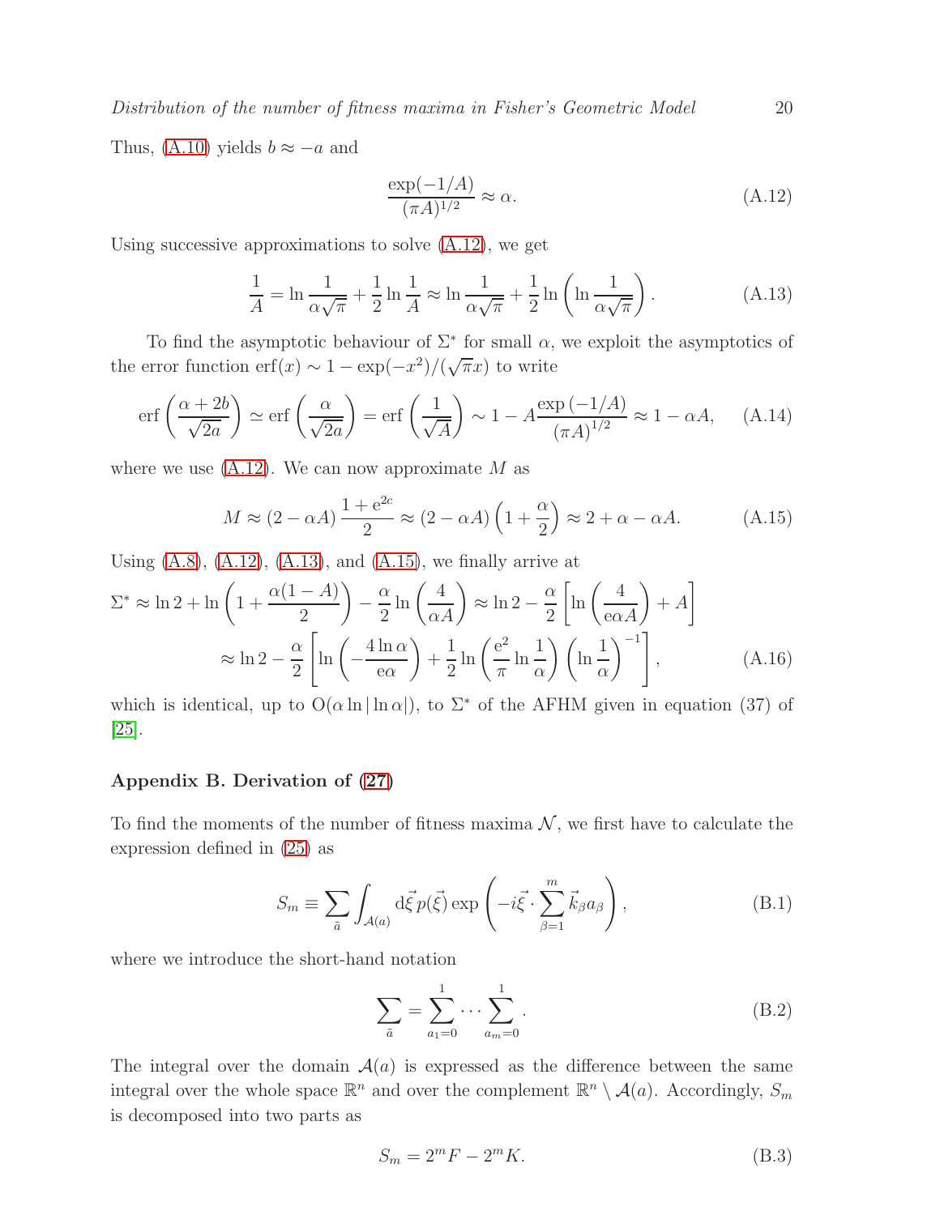Thus, (A.10) yields $b \approx -a$ and

$$\frac{\exp(-1/A)}{(\pi A)^{1/2}} \approx \alpha. \tag{A.12}$$

Using successive approximations to solve (A.12), we get

$$\frac{1}{A} = \ln \frac{1}{\alpha\sqrt{\pi}} + \frac{1}{2}\ln\frac{1}{A} \approx \ln\frac{1}{\alpha\sqrt{\pi}} + \frac{1}{2}\ln\left(\ln\frac{1}{\alpha\sqrt{\pi}}\right). \tag{A.13}$$

To find the asymptotic behaviour of $\Sigma^*$ for small $\alpha$, we exploit the asymptotics of the error function $\mathrm{erf}(x) \sim 1 - \exp(-x^2)/(\sqrt{\pi}x)$ to write

$$\mathrm{erf}\left(\frac{\alpha+2b}{\sqrt{2a}}\right) \simeq \mathrm{erf}\left(\frac{\alpha}{\sqrt{2a}}\right) = \mathrm{erf}\left(\frac{1}{\sqrt{A}}\right) \sim 1 - A\frac{\exp\left(-1/A\right)}{\left(\pi A\right)^{1/2}} \approx 1 - \alpha A, \tag{A.14}$$

where we use (A.12). We can now approximate $M$ as

$$M \approx (2-\alpha A)\frac{1+\mathrm{e}^{2c}}{2} \approx (2-\alpha A)\left(1+\frac{\alpha}{2}\right) \approx 2 + \alpha - \alpha A. \tag{A.15}$$

Using (A.8), (A.12), (A.13), and (A.15), we finally arrive at

$$\begin{aligned}\Sigma^* &\approx \ln 2 + \ln\left(1 + \frac{\alpha(1-A)}{2}\right) - \frac{\alpha}{2}\ln\left(\frac{4}{\alpha A}\right) \approx \ln 2 - \frac{\alpha}{2}\left[\ln\left(\frac{4}{\mathrm{e}\alpha A}\right) + A\right] \\ &\approx \ln 2 - \frac{\alpha}{2}\left[\ln\left(-\frac{4\ln\alpha}{\mathrm{e}\alpha}\right) + \frac{1}{2}\ln\left(\frac{\mathrm{e}^2}{\pi}\ln\frac{1}{\alpha}\right)\left(\ln\frac{1}{\alpha}\right)^{-1}\right],\end{aligned} \tag{A.16}$$

which is identical, up to $\mathrm{O}(\alpha \ln|\ln\alpha|)$, to $\Sigma^*$ of the AFHM given in equation (37) of [25].

## Appendix B. Derivation of (27)

To find the moments of the number of fitness maxima $\mathcal{N}$, we first have to calculate the expression defined in (25) as

$$S_m \equiv \sum_{\tilde{a}} \int_{\mathcal{A}(a)} \mathrm{d}\vec{\xi}\, p(\vec{\xi}) \exp\left(-i\vec{\xi}\cdot\sum_{\beta=1}^{m}\vec{k}_\beta a_\beta\right), \tag{B.1}$$

where we introduce the short-hand notation

$$\sum_{\tilde{a}} = \sum_{a_1=0}^{1}\cdots\sum_{a_m=0}^{1}. \tag{B.2}$$

The integral over the domain $\mathcal{A}(a)$ is expressed as the difference between the same integral over the whole space $\mathbb{R}^n$ and over the complement $\mathbb{R}^n \setminus \mathcal{A}(a)$. Accordingly, $S_m$ is decomposed into two parts as

$$S_m = 2^m F - 2^m K. \tag{B.3}$$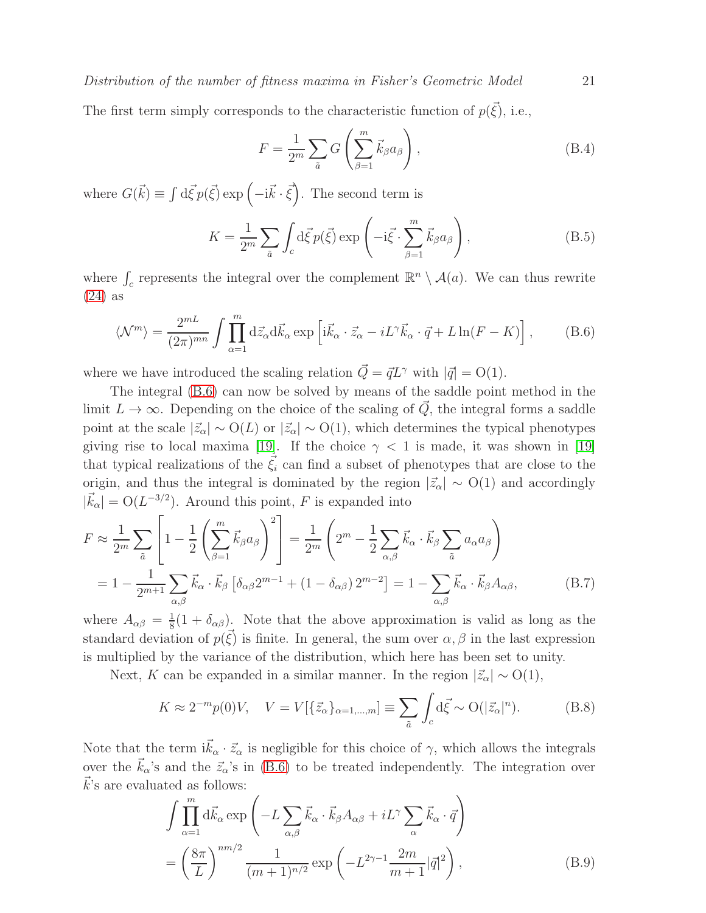The first term simply corresponds to the characteristic function of $p(\vec{\xi})$, i.e.,

$$F = \frac{1}{2^m} \sum_{\tilde{a}} G\left( \sum_{\beta=1}^{m} \vec{k}_\beta a_\beta \right), \tag{B.4}$$

where $G(\vec{k}) \equiv \int \mathrm{d}\vec{\xi}\, p(\vec{\xi}) \exp\left(-\mathrm{i}\vec{k} \cdot \vec{\xi}\right)$. The second term is

$$K = \frac{1}{2^m} \sum_{\tilde{a}} \int_c \mathrm{d}\vec{\xi}\, p(\vec{\xi}) \exp\left(-\mathrm{i}\vec{\xi} \cdot \sum_{\beta=1}^{m} \vec{k}_\beta a_\beta \right), \tag{B.5}$$

where $\int_c$ represents the integral over the complement $\mathbb{R}^n \setminus \mathcal{A}(a)$. We can thus rewrite (24) as

$$\langle \mathcal{N}^m \rangle = \frac{2^{mL}}{(2\pi)^{mn}} \int \prod_{\alpha=1}^{m} \mathrm{d}\vec{z}_\alpha \mathrm{d}\vec{k}_\alpha \exp\left[ \mathrm{i}\vec{k}_\alpha \cdot \vec{z}_\alpha - iL^\gamma \vec{k}_\alpha \cdot \vec{q} + L \ln(F - K) \right], \tag{B.6}$$

where we have introduced the scaling relation $\vec{Q} = \vec{q} L^\gamma$ with $|\vec{q}| = \mathrm{O}(1)$.

The integral (B.6) can now be solved by means of the saddle point method in the limit $L \to \infty$. Depending on the choice of the scaling of $\vec{Q}$, the integral forms a saddle point at the scale $|\vec{z}_\alpha| \sim \mathrm{O}(L)$ or $|\vec{z}_\alpha| \sim \mathrm{O}(1)$, which determines the typical phenotypes giving rise to local maxima [19]. If the choice $\gamma < 1$ is made, it was shown in [19] that typical realizations of the $\vec{\xi}_i$ can find a subset of phenotypes that are close to the origin, and thus the integral is dominated by the region $|\vec{z}_\alpha| \sim \mathrm{O}(1)$ and accordingly $|\vec{k}_\alpha| = \mathrm{O}(L^{-3/2})$. Around this point, $F$ is expanded into

$$\begin{aligned}
F &\approx \frac{1}{2^m} \sum_{\tilde{a}} \left[ 1 - \frac{1}{2} \left( \sum_{\beta=1}^{m} \vec{k}_\beta a_\beta \right)^2 \right] = \frac{1}{2^m} \left( 2^m - \frac{1}{2} \sum_{\alpha,\beta} \vec{k}_\alpha \cdot \vec{k}_\beta \sum_{\tilde{a}} a_\alpha a_\beta \right) \\
&= 1 - \frac{1}{2^{m+1}} \sum_{\alpha,\beta} \vec{k}_\alpha \cdot \vec{k}_\beta \left[ \delta_{\alpha\beta} 2^{m-1} + (1 - \delta_{\alpha\beta})\, 2^{m-2} \right] = 1 - \sum_{\alpha,\beta} \vec{k}_\alpha \cdot \vec{k}_\beta A_{\alpha\beta},
\end{aligned} \tag{B.7}$$

where $A_{\alpha\beta} = \frac{1}{8}(1 + \delta_{\alpha\beta})$. Note that the above approximation is valid as long as the standard deviation of $p(\vec{\xi})$ is finite. In general, the sum over $\alpha, \beta$ in the last expression is multiplied by the variance of the distribution, which here has been set to unity.

Next, $K$ can be expanded in a similar manner. In the region $|\vec{z}_\alpha| \sim \mathrm{O}(1)$,

$$K \approx 2^{-m} p(0) V, \quad V = V[\{\vec{z}_\alpha\}_{\alpha=1,\ldots,m}] \equiv \sum_{\tilde{a}} \int_c \mathrm{d}\vec{\xi} \sim \mathrm{O}(|\vec{z}_\alpha|^n). \tag{B.8}$$

Note that the term $\mathrm{i}\vec{k}_\alpha \cdot \vec{z}_\alpha$ is negligible for this choice of $\gamma$, which allows the integrals over the $\vec{k}_\alpha$'s and the $\vec{z}_\alpha$'s in (B.6) to be treated independently. The integration over $\vec{k}$'s are evaluated as follows:

$$\begin{aligned}
&\int \prod_{\alpha=1}^{m} \mathrm{d}\vec{k}_\alpha \exp\left( -L \sum_{\alpha,\beta} \vec{k}_\alpha \cdot \vec{k}_\beta A_{\alpha\beta} + iL^\gamma \sum_\alpha \vec{k}_\alpha \cdot \vec{q} \right) \\
&= \left( \frac{8\pi}{L} \right)^{nm/2} \frac{1}{(m+1)^{n/2}} \exp\left( -L^{2\gamma - 1} \frac{2m}{m+1} |\vec{q}|^2 \right),
\end{aligned} \tag{B.9}$$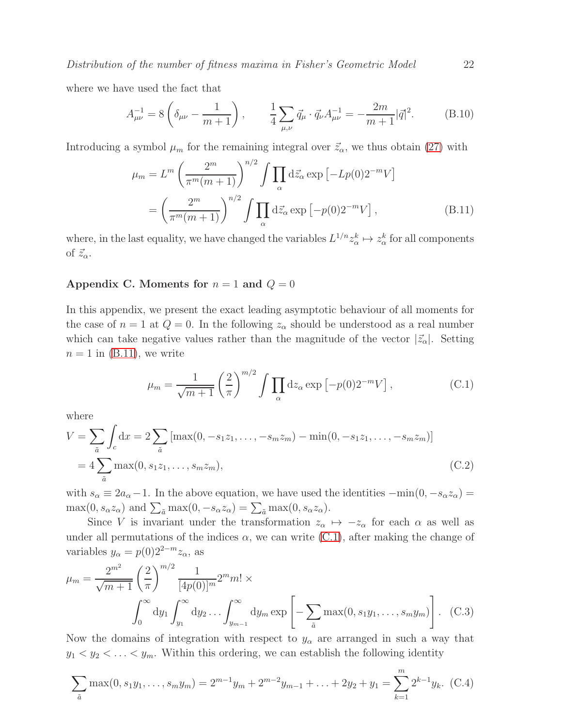where we have used the fact that

$$A^{-1}_{\mu\nu} = 8\left(\delta_{\mu\nu} - \frac{1}{m+1}\right), \qquad \frac{1}{4}\sum_{\mu,\nu} \vec{q}_\mu \cdot \vec{q}_\nu A^{-1}_{\mu\nu} = -\frac{2m}{m+1}|\vec{q}|^2. \tag{B.10}$$

Introducing a symbol $\mu_m$ for the remaining integral over $\vec{z}_\alpha$, we thus obtain (27) with

$$\begin{aligned}\mu_m &= L^m \left(\frac{2^m}{\pi^m(m+1)}\right)^{n/2} \int \prod_\alpha \mathrm{d}\vec{z}_\alpha \exp\left[-Lp(0)2^{-m}V\right] \\ &= \left(\frac{2^m}{\pi^m(m+1)}\right)^{n/2} \int \prod_\alpha \mathrm{d}\vec{z}_\alpha \exp\left[-p(0)2^{-m}V\right], \end{aligned} \tag{B.11}$$

where, in the last equality, we have changed the variables $L^{1/n} z_\alpha^k \mapsto z_\alpha^k$ for all components of $\vec{z}_\alpha$.

## Appendix C. Moments for $n = 1$ and $Q = 0$

In this appendix, we present the exact leading asymptotic behaviour of all moments for the case of $n = 1$ at $Q = 0$. In the following $z_\alpha$ should be understood as a real number which can take negative values rather than the magnitude of the vector $|\vec{z}_\alpha|$. Setting $n = 1$ in (B.11), we write

$$\mu_m = \frac{1}{\sqrt{m+1}} \left(\frac{2}{\pi}\right)^{m/2} \int \prod_\alpha \mathrm{d}z_\alpha \exp\left[-p(0)2^{-m}V\right], \tag{C.1}$$

where

$$\begin{aligned} V &= \sum_{\tilde{a}} \int_c \mathrm{d}x = 2\sum_{\tilde{a}} \left[\max(0, -s_1 z_1, \ldots, -s_m z_m) - \min(0, -s_1 z_1, \ldots, -s_m z_m)\right] \\ &= 4\sum_{\tilde{a}} \max(0, s_1 z_1, \ldots, s_m z_m), \end{aligned} \tag{C.2}$$

with $s_\alpha \equiv 2a_\alpha - 1$. In the above equation, we have used the identities $-\min(0, -s_\alpha z_\alpha) = \max(0, s_\alpha z_\alpha)$ and $\sum_{\tilde{a}} \max(0, -s_\alpha z_\alpha) = \sum_{\tilde{a}} \max(0, s_\alpha z_\alpha)$.

Since $V$ is invariant under the transformation $z_\alpha \mapsto -z_\alpha$ for each $\alpha$ as well as under all permutations of the indices $\alpha$, we can write (C.1), after making the change of variables $y_\alpha = p(0)2^{2-m} z_\alpha$, as

$$\begin{aligned}\mu_m = \frac{2^{m^2}}{\sqrt{m+1}} \left(\frac{2}{\pi}\right)^{m/2} \frac{1}{[4p(0)]^m} 2^m m! \times \\ \int_0^\infty \mathrm{d}y_1 \int_{y_1}^\infty \mathrm{d}y_2 \ldots \int_{y_{m-1}}^\infty \mathrm{d}y_m \exp\left[-\sum_{\tilde{a}} \max(0, s_1 y_1, \ldots, s_m y_m)\right]. \end{aligned} \tag{C.3}$$

Now the domains of integration with respect to $y_\alpha$ are arranged in such a way that $y_1 < y_2 < \ldots < y_m$. Within this ordering, we can establish the following identity

$$\sum_{\tilde{a}} \max(0, s_1 y_1, \ldots, s_m y_m) = 2^{m-1} y_m + 2^{m-2} y_{m-1} + \ldots + 2y_2 + y_1 = \sum_{k=1}^m 2^{k-1} y_k. \tag{C.4}$$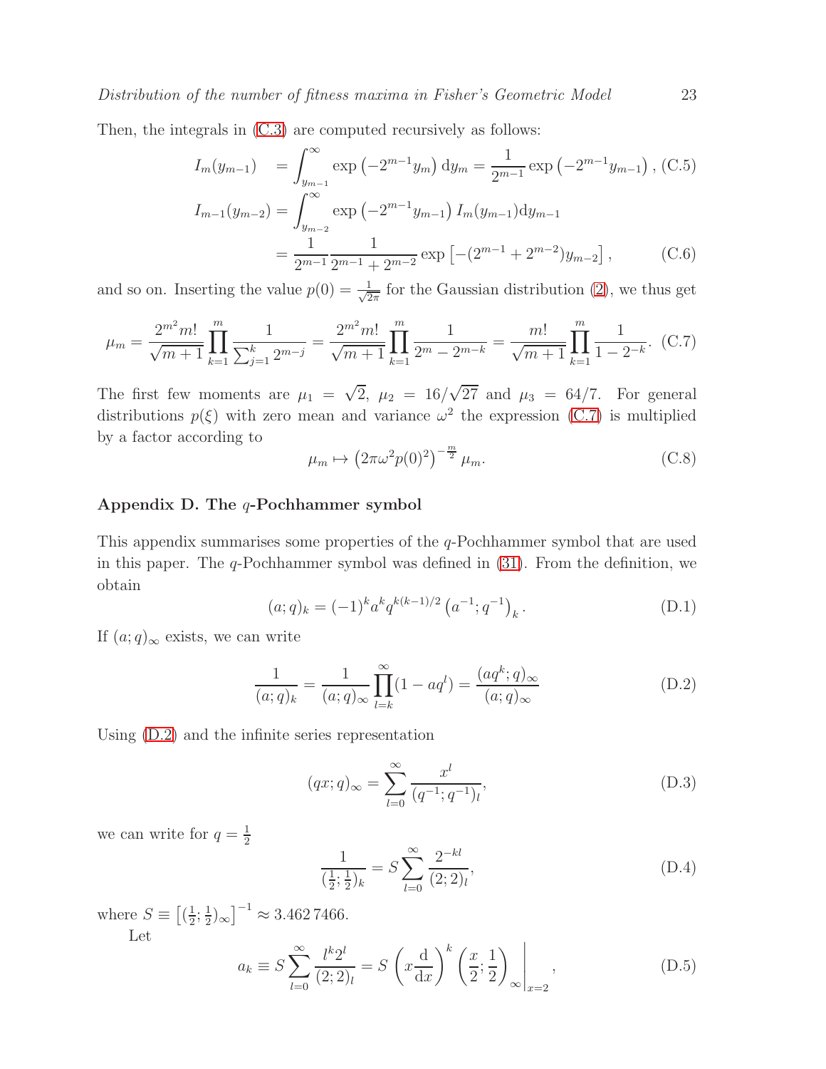Then, the integrals in (C.3) are computed recursively as follows:

$$
\begin{aligned}
I_m(y_{m-1}) &= \int_{y_{m-1}}^{\infty} \exp\left(-2^{m-1} y_m\right) \mathrm{d}y_m = \frac{1}{2^{m-1}} \exp\left(-2^{m-1} y_{m-1}\right), && \text{(C.5)} \\
I_{m-1}(y_{m-2}) &= \int_{y_{m-2}}^{\infty} \exp\left(-2^{m-1} y_{m-1}\right) I_m(y_{m-1}) \mathrm{d}y_{m-1} \\
&= \frac{1}{2^{m-1}} \frac{1}{2^{m-1} + 2^{m-2}} \exp\left[-(2^{m-1} + 2^{m-2}) y_{m-2}\right], && \text{(C.6)}
\end{aligned}
$$

and so on. Inserting the value $p(0) = \frac{1}{\sqrt{2\pi}}$ for the Gaussian distribution (2), we thus get

$$
\mu_m = \frac{2^{m^2} m!}{\sqrt{m+1}} \prod_{k=1}^{m} \frac{1}{\sum_{j=1}^{k} 2^{m-j}} = \frac{2^{m^2} m!}{\sqrt{m+1}} \prod_{k=1}^{m} \frac{1}{2^m - 2^{m-k}} = \frac{m!}{\sqrt{m+1}} \prod_{k=1}^{m} \frac{1}{1 - 2^{-k}}. \quad \text{(C.7)}
$$

The first few moments are $\mu_1 = \sqrt{2}$, $\mu_2 = 16/\sqrt{27}$ and $\mu_3 = 64/7$. For general distributions $p(\xi)$ with zero mean and variance $\omega^2$ the expression (C.7) is multiplied by a factor according to

$$
\mu_m \mapsto \left(2\pi\omega^2 p(0)^2\right)^{-\frac{m}{2}} \mu_m. \quad \text{(C.8)}
$$

## Appendix D. The $q$-Pochhammer symbol

This appendix summarises some properties of the $q$-Pochhammer symbol that are used in this paper. The $q$-Pochhammer symbol was defined in (31). From the definition, we obtain

$$
(a;q)_k = (-1)^k a^k q^{k(k-1)/2} \left(a^{-1}; q^{-1}\right)_k. \quad \text{(D.1)}
$$

If $(a;q)_\infty$ exists, we can write

$$
\frac{1}{(a;q)_k} = \frac{1}{(a;q)_\infty} \prod_{l=k}^{\infty} (1 - aq^l) = \frac{(aq^k;q)_\infty}{(a;q)_\infty} \quad \text{(D.2)}
$$

Using (D.2) and the infinite series representation

$$
(qx;q)_\infty = \sum_{l=0}^{\infty} \frac{x^l}{(q^{-1};q^{-1})_l}, \quad \text{(D.3)}
$$

we can write for $q = \frac{1}{2}$

$$
\frac{1}{(\frac{1}{2};\frac{1}{2})_k} = S \sum_{l=0}^{\infty} \frac{2^{-kl}}{(2;2)_l}, \quad \text{(D.4)}
$$

where $S \equiv \left[(\frac{1}{2};\frac{1}{2})_\infty\right]^{-1} \approx 3.462\,7466$.

Let

$$
a_k \equiv S \sum_{l=0}^{\infty} \frac{l^k 2^l}{(2;2)_l} = S \left(x \frac{\mathrm{d}}{\mathrm{d}x}\right)^k \left(\frac{x}{2}; \frac{1}{2}\right)_\infty \bigg|_{x=2}, \quad \text{(D.5)}
$$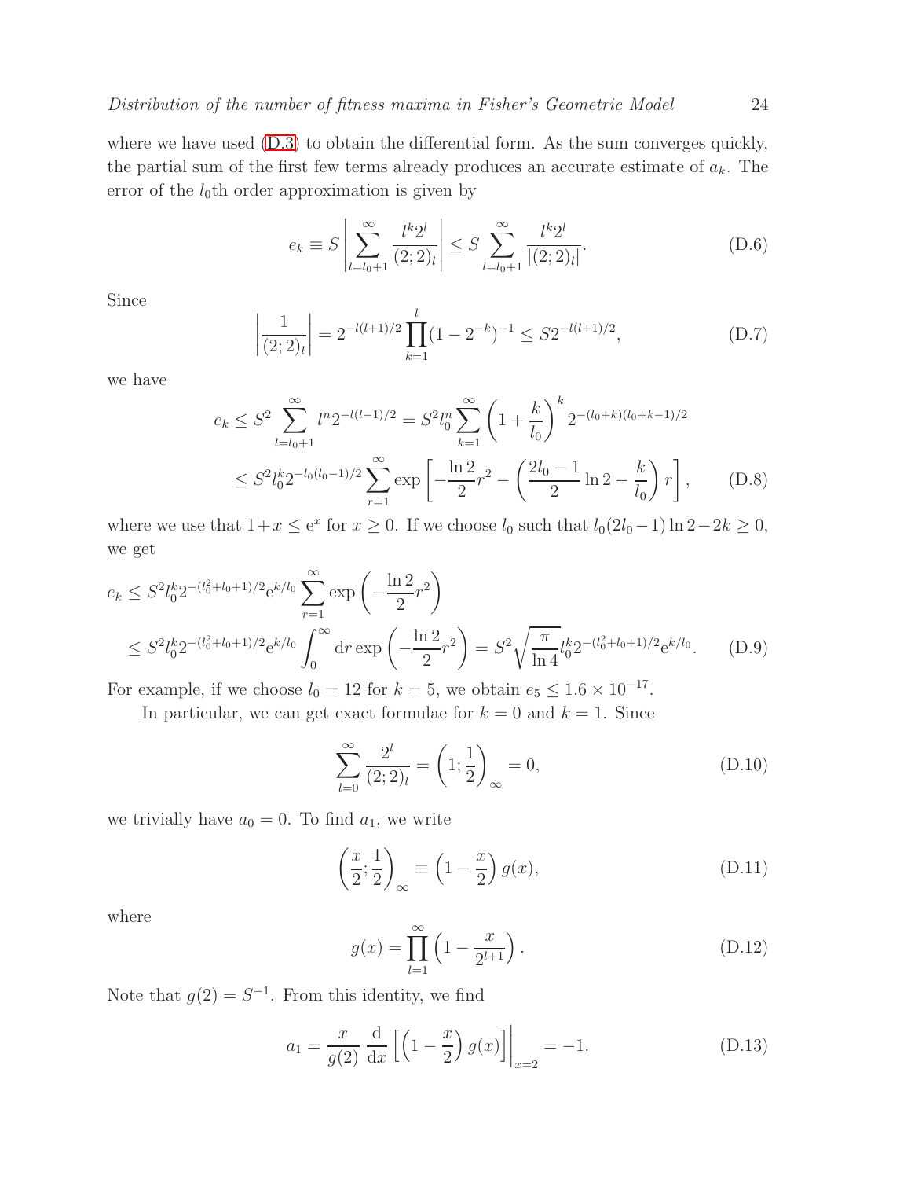where we have used (D.3) to obtain the differential form. As the sum converges quickly, the partial sum of the first few terms already produces an accurate estimate of $a_k$. The error of the $l_0$th order approximation is given by

$$e_k \equiv S \left| \sum_{l=l_0+1}^{\infty} \frac{l^k 2^l}{(2;2)_l} \right| \le S \sum_{l=l_0+1}^{\infty} \frac{l^k 2^l}{|(2;2)_l|}. \tag{D.6}$$

Since

$$\left| \frac{1}{(2;2)_l} \right| = 2^{-l(l+1)/2} \prod_{k=1}^{l} (1-2^{-k})^{-1} \le S 2^{-l(l+1)/2}, \tag{D.7}$$

we have

$$\begin{aligned} e_k &\le S^2 \sum_{l=l_0+1}^{\infty} l^n 2^{-l(l-1)/2} = S^2 l_0^n \sum_{k=1}^{\infty} \left(1 + \frac{k}{l_0}\right)^k 2^{-(l_0+k)(l_0+k-1)/2} \\ &\le S^2 l_0^k 2^{-l_0(l_0-1)/2} \sum_{r=1}^{\infty} \exp\left[ -\frac{\ln 2}{2} r^2 - \left( \frac{2l_0 - 1}{2} \ln 2 - \frac{k}{l_0} \right) r \right], \end{aligned} \tag{D.8}$$

where we use that $1+x \le \mathrm{e}^x$ for $x \ge 0$. If we choose $l_0$ such that $l_0(2l_0-1)\ln 2 - 2k \ge 0$, we get

$$\begin{aligned} e_k &\le S^2 l_0^k 2^{-(l_0^2+l_0+1)/2} \mathrm{e}^{k/l_0} \sum_{r=1}^{\infty} \exp\left( -\frac{\ln 2}{2} r^2 \right) \\ &\le S^2 l_0^k 2^{-(l_0^2+l_0+1)/2} \mathrm{e}^{k/l_0} \int_0^{\infty} \mathrm{d}r \exp\left( -\frac{\ln 2}{2} r^2 \right) = S^2 \sqrt{\frac{\pi}{\ln 4}} l_0^k 2^{-(l_0^2+l_0+1)/2} \mathrm{e}^{k/l_0}. \end{aligned} \tag{D.9}$$

For example, if we choose $l_0 = 12$ for $k = 5$, we obtain $e_5 \le 1.6 \times 10^{-17}$.

In particular, we can get exact formulae for $k = 0$ and $k = 1$. Since

$$\sum_{l=0}^{\infty} \frac{2^l}{(2;2)_l} = \left(1; \frac{1}{2}\right)_{\infty} = 0, \tag{D.10}$$

we trivially have $a_0 = 0$. To find $a_1$, we write

$$\left(\frac{x}{2}; \frac{1}{2}\right)_{\infty} \equiv \left(1 - \frac{x}{2}\right) g(x), \tag{D.11}$$

where

$$g(x) = \prod_{l=1}^{\infty} \left(1 - \frac{x}{2^{l+1}}\right). \tag{D.12}$$

Note that $g(2) = S^{-1}$. From this identity, we find

$$a_1 = \frac{x}{g(2)} \frac{\mathrm{d}}{\mathrm{d}x} \left[ \left(1 - \frac{x}{2}\right) g(x) \right] \Big|_{x=2} = -1. \tag{D.13}$$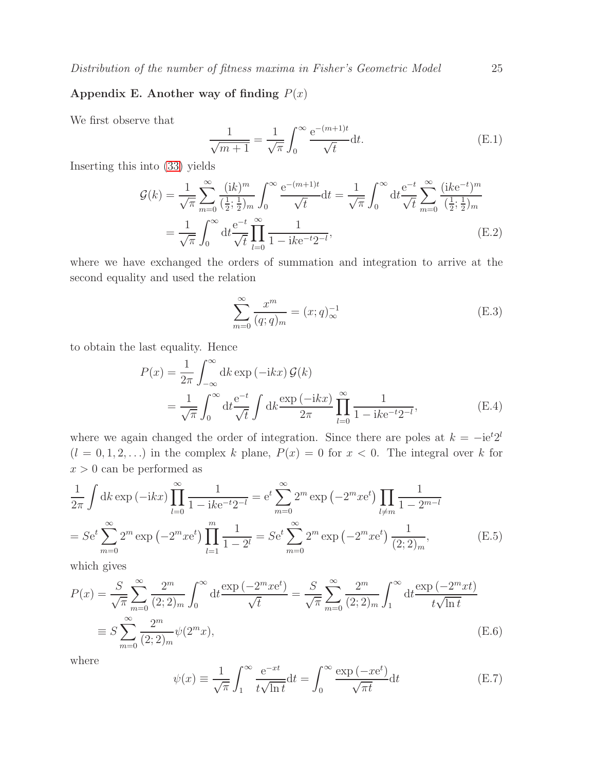## Appendix E. Another way of finding $P(x)$

We first observe that

$$\frac{1}{\sqrt{m+1}} = \frac{1}{\sqrt{\pi}} \int_0^\infty \frac{\mathrm{e}^{-(m+1)t}}{\sqrt{t}} \mathrm{d}t. \tag{E.1}$$

Inserting this into (33) yields

$$\begin{aligned}
\mathcal{G}(k) &= \frac{1}{\sqrt{\pi}} \sum_{m=0}^{\infty} \frac{(\mathrm{i}k)^m}{(\frac{1}{2};\frac{1}{2})_m} \int_0^\infty \frac{\mathrm{e}^{-(m+1)t}}{\sqrt{t}} \mathrm{d}t = \frac{1}{\sqrt{\pi}} \int_0^\infty \mathrm{d}t \frac{\mathrm{e}^{-t}}{\sqrt{t}} \sum_{m=0}^{\infty} \frac{(\mathrm{i}k\mathrm{e}^{-t})^m}{(\frac{1}{2};\frac{1}{2})_m} \\
&= \frac{1}{\sqrt{\pi}} \int_0^\infty \mathrm{d}t \frac{\mathrm{e}^{-t}}{\sqrt{t}} \prod_{l=0}^{\infty} \frac{1}{1 - \mathrm{i}k\mathrm{e}^{-t}2^{-l}},
\end{aligned} \tag{E.2}$$

where we have exchanged the orders of summation and integration to arrive at the second equality and used the relation

$$\sum_{m=0}^{\infty} \frac{x^m}{(q;q)_m} = (x;q)_\infty^{-1} \tag{E.3}$$

to obtain the last equality. Hence

$$\begin{aligned}
P(x) &= \frac{1}{2\pi} \int_{-\infty}^{\infty} \mathrm{d}k \exp(-\mathrm{i}kx)\, \mathcal{G}(k) \\
&= \frac{1}{\sqrt{\pi}} \int_0^\infty \mathrm{d}t \frac{\mathrm{e}^{-t}}{\sqrt{t}} \int \mathrm{d}k \frac{\exp(-\mathrm{i}kx)}{2\pi} \prod_{l=0}^{\infty} \frac{1}{1 - \mathrm{i}k\mathrm{e}^{-t}2^{-l}},
\end{aligned} \tag{E.4}$$

where we again changed the order of integration. Since there are poles at $k = -\mathrm{i}\mathrm{e}^t 2^l$ ($l = 0, 1, 2, \ldots$) in the complex $k$ plane, $P(x) = 0$ for $x < 0$. The integral over $k$ for $x > 0$ can be performed as

$$\begin{aligned}
&\frac{1}{2\pi} \int \mathrm{d}k \exp(-\mathrm{i}kx) \prod_{l=0}^{\infty} \frac{1}{1 - \mathrm{i}k\mathrm{e}^{-t}2^{-l}} = \mathrm{e}^t \sum_{m=0}^{\infty} 2^m \exp\left(-2^m x \mathrm{e}^t\right) \prod_{l \neq m} \frac{1}{1 - 2^{m-l}} \\
&= S\mathrm{e}^t \sum_{m=0}^{\infty} 2^m \exp\left(-2^m x \mathrm{e}^t\right) \prod_{l=1}^{m} \frac{1}{1 - 2^l} = S\mathrm{e}^t \sum_{m=0}^{\infty} 2^m \exp\left(-2^m x \mathrm{e}^t\right) \frac{1}{(2;2)_m},
\end{aligned} \tag{E.5}$$

which gives

$$\begin{aligned}
P(x) &= \frac{S}{\sqrt{\pi}} \sum_{m=0}^{\infty} \frac{2^m}{(2;2)_m} \int_0^\infty \mathrm{d}t \frac{\exp(-2^m x \mathrm{e}^t)}{\sqrt{t}} = \frac{S}{\sqrt{\pi}} \sum_{m=0}^{\infty} \frac{2^m}{(2;2)_m} \int_1^\infty \mathrm{d}t \frac{\exp(-2^m x t)}{t\sqrt{\ln t}} \\
&\equiv S \sum_{m=0}^{\infty} \frac{2^m}{(2;2)_m} \psi(2^m x),
\end{aligned} \tag{E.6}$$

where

$$\psi(x) \equiv \frac{1}{\sqrt{\pi}} \int_1^\infty \frac{\mathrm{e}^{-xt}}{t\sqrt{\ln t}} \mathrm{d}t = \int_0^\infty \frac{\exp(-x\mathrm{e}^t)}{\sqrt{\pi t}} \mathrm{d}t \tag{E.7}$$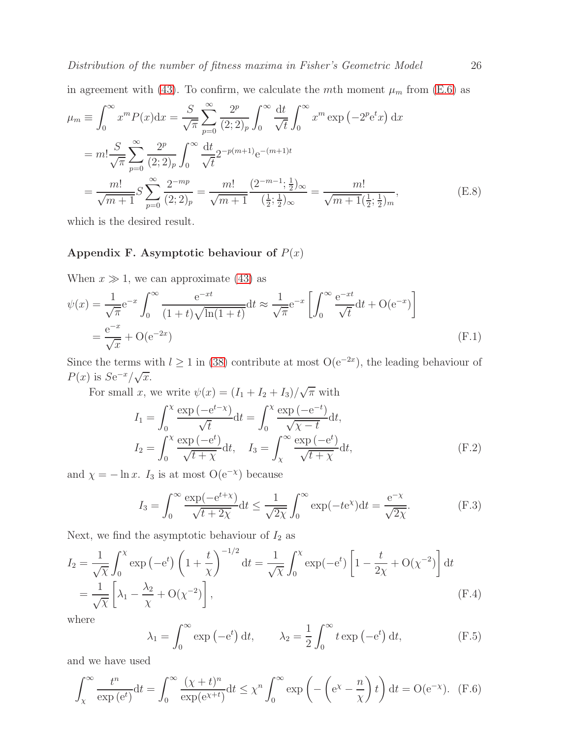in agreement with (43). To confirm, we calculate the $m$th moment $\mu_m$ from (E.6) as

$$
\begin{aligned}
\mu_m &\equiv \int_0^\infty x^m P(x)\mathrm{d}x = \frac{S}{\sqrt{\pi}} \sum_{p=0}^\infty \frac{2^p}{(2;2)_p} \int_0^\infty \frac{\mathrm{d}t}{\sqrt{t}} \int_0^\infty x^m \exp\left(-2^p \mathrm{e}^t x\right) \mathrm{d}x \\
&= m! \frac{S}{\sqrt{\pi}} \sum_{p=0}^\infty \frac{2^p}{(2;2)_p} \int_0^\infty \frac{\mathrm{d}t}{\sqrt{t}} 2^{-p(m+1)} \mathrm{e}^{-(m+1)t} \\
&= \frac{m!}{\sqrt{m+1}} S \sum_{p=0}^\infty \frac{2^{-mp}}{(2;2)_p} = \frac{m!}{\sqrt{m+1}} \frac{(2^{-m-1}; \frac{1}{2})_\infty}{(\frac{1}{2}; \frac{1}{2})_\infty} = \frac{m!}{\sqrt{m+1} (\frac{1}{2}; \frac{1}{2})_m},
\end{aligned}
\tag{E.8}
$$

which is the desired result.

## Appendix F. Asymptotic behaviour of $P(x)$

When $x \gg 1$, we can approximate (43) as

$$
\begin{aligned}
\psi(x) &= \frac{1}{\sqrt{\pi}} \mathrm{e}^{-x} \int_0^\infty \frac{\mathrm{e}^{-xt}}{(1+t)\sqrt{\ln(1+t)}} \mathrm{d}t \approx \frac{1}{\sqrt{\pi}} \mathrm{e}^{-x} \left[ \int_0^\infty \frac{\mathrm{e}^{-xt}}{\sqrt{t}} \mathrm{d}t + \mathrm{O}(\mathrm{e}^{-x}) \right] \\
&= \frac{\mathrm{e}^{-x}}{\sqrt{x}} + \mathrm{O}(\mathrm{e}^{-2x})
\end{aligned}
\tag{F.1}
$$

Since the terms with $l \geq 1$ in (38) contribute at most $\mathrm{O}(\mathrm{e}^{-2x})$, the leading behaviour of $P(x)$ is $S\mathrm{e}^{-x}/\sqrt{x}$.

For small $x$, we write $\psi(x) = (I_1 + I_2 + I_3)/\sqrt{\pi}$ with

$$
\begin{aligned}
I_1 &= \int_0^\chi \frac{\exp\left(-\mathrm{e}^{t-\chi}\right)}{\sqrt{t}} \mathrm{d}t = \int_0^\chi \frac{\exp\left(-\mathrm{e}^{-t}\right)}{\sqrt{\chi - t}} \mathrm{d}t, \\
I_2 &= \int_0^\chi \frac{\exp\left(-\mathrm{e}^t\right)}{\sqrt{t+\chi}} \mathrm{d}t, \quad I_3 = \int_\chi^\infty \frac{\exp\left(-\mathrm{e}^t\right)}{\sqrt{t+\chi}} \mathrm{d}t,
\end{aligned}
\tag{F.2}
$$

and $\chi = -\ln x$. $I_3$ is at most $\mathrm{O}(\mathrm{e}^{-\chi})$ because

$$
I_3 = \int_0^\infty \frac{\exp(-\mathrm{e}^{t+\chi})}{\sqrt{t+2\chi}} \mathrm{d}t \leq \frac{1}{\sqrt{2\chi}} \int_0^\infty \exp(-t\mathrm{e}^\chi) \mathrm{d}t = \frac{\mathrm{e}^{-\chi}}{\sqrt{2\chi}}.
\tag{F.3}
$$

Next, we find the asymptotic behaviour of $I_2$ as

$$
\begin{aligned}
I_2 &= \frac{1}{\sqrt{\chi}} \int_0^\chi \exp\left(-\mathrm{e}^t\right) \left(1 + \frac{t}{\chi}\right)^{-1/2} \mathrm{d}t = \frac{1}{\sqrt{\chi}} \int_0^\chi \exp(-\mathrm{e}^t) \left[1 - \frac{t}{2\chi} + \mathrm{O}(\chi^{-2})\right] \mathrm{d}t \\
&= \frac{1}{\sqrt{\chi}} \left[\lambda_1 - \frac{\lambda_2}{\chi} + \mathrm{O}(\chi^{-2})\right],
\end{aligned}
\tag{F.4}
$$

where

$$
\lambda_1 = \int_0^\infty \exp\left(-\mathrm{e}^t\right) \mathrm{d}t, \qquad \lambda_2 = \frac{1}{2} \int_0^\infty t \exp\left(-\mathrm{e}^t\right) \mathrm{d}t,
\tag{F.5}
$$

and we have used

$$
\int_\chi^\infty \frac{t^n}{\exp\left(\mathrm{e}^t\right)} \mathrm{d}t = \int_0^\infty \frac{(\chi+t)^n}{\exp(\mathrm{e}^{\chi+t})} \mathrm{d}t \leq \chi^n \int_0^\infty \exp\left(-\left(\mathrm{e}^\chi - \frac{n}{\chi}\right)t\right) \mathrm{d}t = \mathrm{O}(\mathrm{e}^{-\chi}).
\tag{F.6}
$$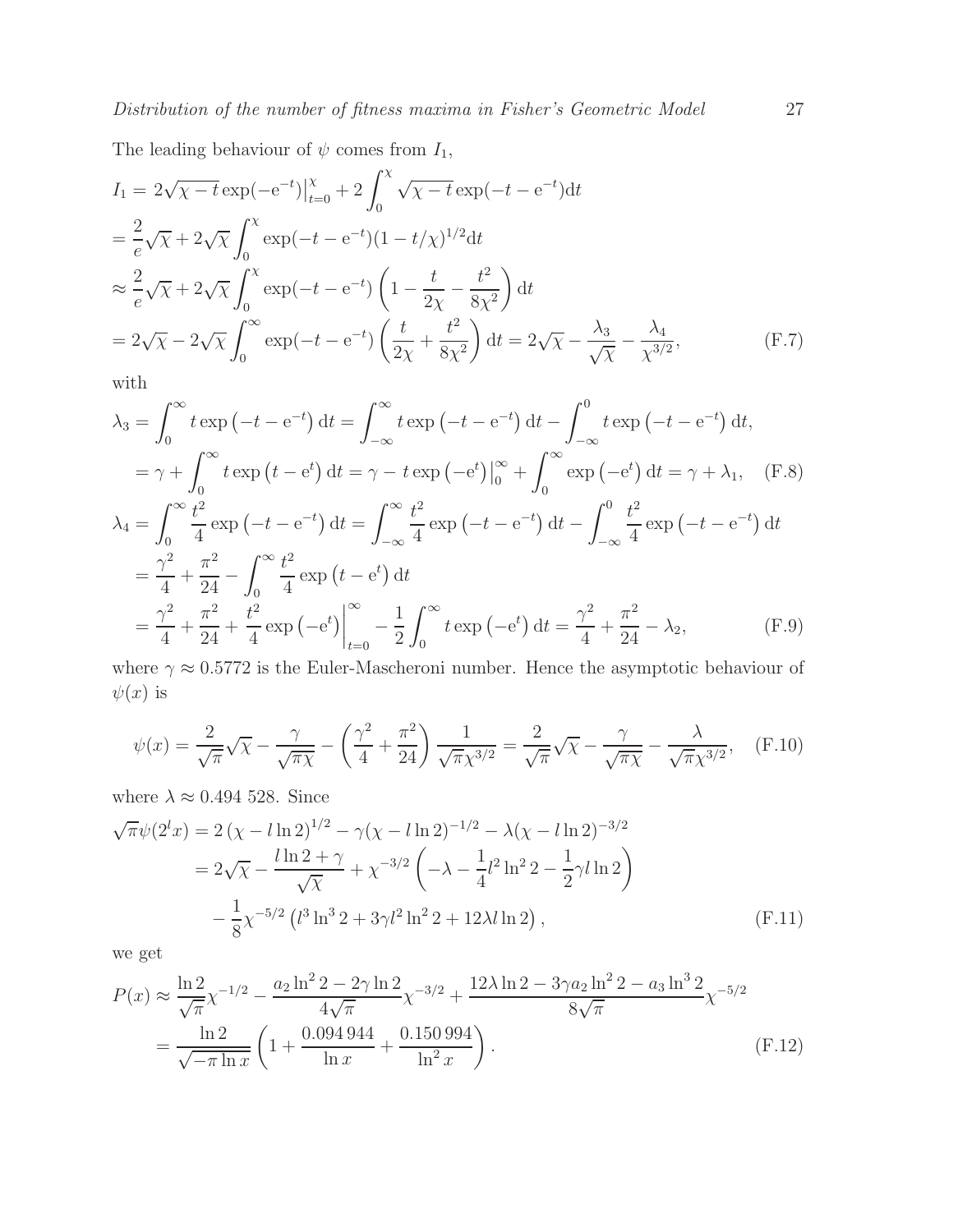The leading behaviour of $\psi$ comes from $I_1$,

$$
\begin{aligned}
I_1 &= 2\sqrt{\chi - t}\exp(-\mathrm{e}^{-t})\big|_{t=0}^{\chi} + 2\int_0^{\chi} \sqrt{\chi - t}\exp(-t - \mathrm{e}^{-t})\mathrm{d}t \\
&= \frac{2}{e}\sqrt{\chi} + 2\sqrt{\chi}\int_0^{\chi} \exp(-t - \mathrm{e}^{-t})(1 - t/\chi)^{1/2}\mathrm{d}t \\
&\approx \frac{2}{e}\sqrt{\chi} + 2\sqrt{\chi}\int_0^{\chi} \exp(-t - \mathrm{e}^{-t})\left(1 - \frac{t}{2\chi} - \frac{t^2}{8\chi^2}\right)\mathrm{d}t \\
&= 2\sqrt{\chi} - 2\sqrt{\chi}\int_0^{\infty} \exp(-t - \mathrm{e}^{-t})\left(\frac{t}{2\chi} + \frac{t^2}{8\chi^2}\right)\mathrm{d}t = 2\sqrt{\chi} - \frac{\lambda_3}{\sqrt{\chi}} - \frac{\lambda_4}{\chi^{3/2}},
\end{aligned}
\tag{F.7}
$$

with

$$
\begin{aligned}
\lambda_3 &= \int_0^{\infty} t\exp\left(-t - \mathrm{e}^{-t}\right)\mathrm{d}t = \int_{-\infty}^{\infty} t\exp\left(-t - \mathrm{e}^{-t}\right)\mathrm{d}t - \int_{-\infty}^{0} t\exp\left(-t - \mathrm{e}^{-t}\right)\mathrm{d}t, \\
&= \gamma + \int_0^{\infty} t\exp\left(t - \mathrm{e}^{t}\right)\mathrm{d}t = \gamma - t\exp\left(-\mathrm{e}^{t}\right)\big|_0^{\infty} + \int_0^{\infty}\exp\left(-\mathrm{e}^{t}\right)\mathrm{d}t = \gamma + \lambda_1,
\end{aligned}
\tag{F.8}
$$

$$
\begin{aligned}
\lambda_4 &= \int_0^{\infty} \frac{t^2}{4}\exp\left(-t - \mathrm{e}^{-t}\right)\mathrm{d}t = \int_{-\infty}^{\infty} \frac{t^2}{4}\exp\left(-t - \mathrm{e}^{-t}\right)\mathrm{d}t - \int_{-\infty}^{0} \frac{t^2}{4}\exp\left(-t - \mathrm{e}^{-t}\right)\mathrm{d}t \\
&= \frac{\gamma^2}{4} + \frac{\pi^2}{24} - \int_0^{\infty}\frac{t^2}{4}\exp\left(t - \mathrm{e}^{t}\right)\mathrm{d}t \\
&= \frac{\gamma^2}{4} + \frac{\pi^2}{24} + \frac{t^2}{4}\exp\left(-\mathrm{e}^{t}\right)\Big|_{t=0}^{\infty} - \frac{1}{2}\int_0^{\infty} t\exp\left(-\mathrm{e}^{t}\right)\mathrm{d}t = \frac{\gamma^2}{4} + \frac{\pi^2}{24} - \lambda_2,
\end{aligned}
\tag{F.9}
$$

where $\gamma \approx 0.5772$ is the Euler-Mascheroni number. Hence the asymptotic behaviour of $\psi(x)$ is

$$
\psi(x) = \frac{2}{\sqrt{\pi}}\sqrt{\chi} - \frac{\gamma}{\sqrt{\pi\chi}} - \left(\frac{\gamma^2}{4} + \frac{\pi^2}{24}\right)\frac{1}{\sqrt{\pi}\chi^{3/2}} = \frac{2}{\sqrt{\pi}}\sqrt{\chi} - \frac{\gamma}{\sqrt{\pi\chi}} - \frac{\lambda}{\sqrt{\pi}\chi^{3/2}},
\tag{F.10}
$$

where $\lambda \approx 0.494\,528$. Since

$$
\begin{aligned}
\sqrt{\pi}\psi(2^l x) &= 2\left(\chi - l\ln 2\right)^{1/2} - \gamma(\chi - l\ln 2)^{-1/2} - \lambda(\chi - l\ln 2)^{-3/2} \\
&= 2\sqrt{\chi} - \frac{l\ln 2 + \gamma}{\sqrt{\chi}} + \chi^{-3/2}\left(-\lambda - \frac{1}{4}l^2\ln^2 2 - \frac{1}{2}\gamma l\ln 2\right) \\
&\quad - \frac{1}{8}\chi^{-5/2}\left(l^3\ln^3 2 + 3\gamma l^2\ln^2 2 + 12\lambda l\ln 2\right),
\end{aligned}
\tag{F.11}
$$

we get

$$
\begin{aligned}
P(x) &\approx \frac{\ln 2}{\sqrt{\pi}}\chi^{-1/2} - \frac{a_2\ln^2 2 - 2\gamma\ln 2}{4\sqrt{\pi}}\chi^{-3/2} + \frac{12\lambda\ln 2 - 3\gamma a_2\ln^2 2 - a_3\ln^3 2}{8\sqrt{\pi}}\chi^{-5/2} \\
&= \frac{\ln 2}{\sqrt{-\pi\ln x}}\left(1 + \frac{0.094\,944}{\ln x} + \frac{0.150\,994}{\ln^2 x}\right).
\end{aligned}
\tag{F.12}
$$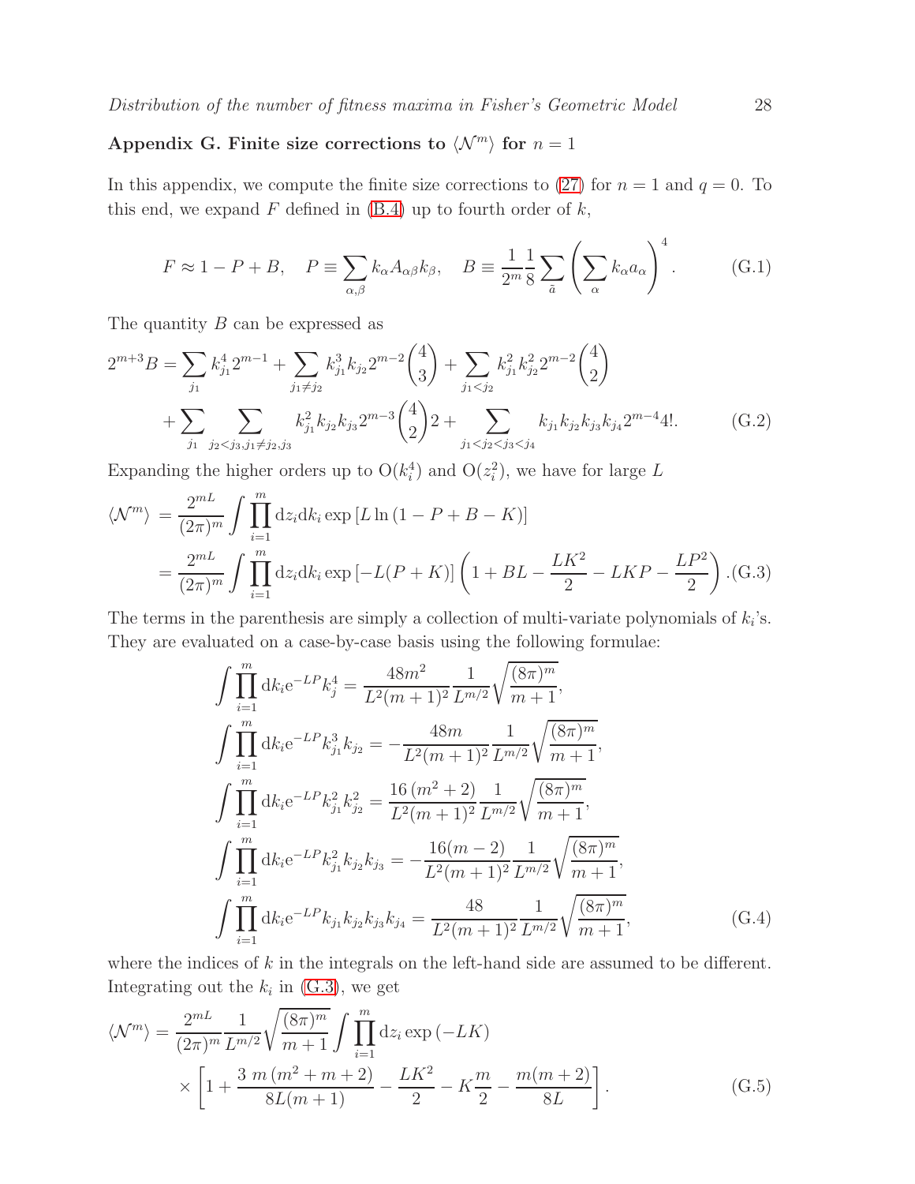## Appendix G. Finite size corrections to $\langle \mathcal{N}^m \rangle$ for $n = 1$

In this appendix, we compute the finite size corrections to (27) for $n = 1$ and $q = 0$. To this end, we expand $F$ defined in (B.4) up to fourth order of $k$,

$$F \approx 1 - P + B, \quad P \equiv \sum_{\alpha,\beta} k_\alpha A_{\alpha\beta} k_\beta, \quad B \equiv \frac{1}{2^m} \frac{1}{8} \sum_{\tilde{a}} \left( \sum_\alpha k_\alpha a_\alpha \right)^4. \tag{G.1}$$

The quantity $B$ can be expressed as

$$\begin{aligned} 2^{m+3} B = & \sum_{j_1} k_{j_1}^4 2^{m-1} + \sum_{j_1 \neq j_2} k_{j_1}^3 k_{j_2} 2^{m-2} \binom{4}{3} + \sum_{j_1 < j_2} k_{j_1}^2 k_{j_2}^2 2^{m-2} \binom{4}{2} \\ & + \sum_{j_1} \sum_{j_2 < j_3, j_1 \neq j_2, j_3} k_{j_1}^2 k_{j_2} k_{j_3} 2^{m-3} \binom{4}{2} 2 + \sum_{j_1 < j_2 < j_3 < j_4} k_{j_1} k_{j_2} k_{j_3} k_{j_4} 2^{m-4} 4!. \end{aligned} \tag{G.2}$$

Expanding the higher orders up to $\mathrm{O}(k_i^4)$ and $\mathrm{O}(z_i^2)$, we have for large $L$

$$\begin{aligned} \langle \mathcal{N}^m \rangle &= \frac{2^{mL}}{(2\pi)^m} \int \prod_{i=1}^m \mathrm{d}z_i \mathrm{d}k_i \exp\left[ L \ln\left(1 - P + B - K\right) \right] \\ &= \frac{2^{mL}}{(2\pi)^m} \int \prod_{i=1}^m \mathrm{d}z_i \mathrm{d}k_i \exp\left[ -L(P + K) \right] \left( 1 + BL - \frac{LK^2}{2} - LKP - \frac{LP^2}{2} \right). \end{aligned} \tag{G.3}$$

The terms in the parenthesis are simply a collection of multi-variate polynomials of $k_i$'s. They are evaluated on a case-by-case basis using the following formulae:

$$\begin{aligned} \int \prod_{i=1}^m \mathrm{d}k_i \mathrm{e}^{-LP} k_j^4 &= \frac{48 m^2}{L^2 (m+1)^2} \frac{1}{L^{m/2}} \sqrt{\frac{(8\pi)^m}{m+1}}, \\ \int \prod_{i=1}^m \mathrm{d}k_i \mathrm{e}^{-LP} k_{j_1}^3 k_{j_2} &= -\frac{48 m}{L^2 (m+1)^2} \frac{1}{L^{m/2}} \sqrt{\frac{(8\pi)^m}{m+1}}, \\ \int \prod_{i=1}^m \mathrm{d}k_i \mathrm{e}^{-LP} k_{j_1}^2 k_{j_2}^2 &= \frac{16\,(m^2+2)}{L^2 (m+1)^2} \frac{1}{L^{m/2}} \sqrt{\frac{(8\pi)^m}{m+1}}, \\ \int \prod_{i=1}^m \mathrm{d}k_i \mathrm{e}^{-LP} k_{j_1}^2 k_{j_2} k_{j_3} &= -\frac{16 (m-2)}{L^2 (m+1)^2} \frac{1}{L^{m/2}} \sqrt{\frac{(8\pi)^m}{m+1}}, \\ \int \prod_{i=1}^m \mathrm{d}k_i \mathrm{e}^{-LP} k_{j_1} k_{j_2} k_{j_3} k_{j_4} &= \frac{48}{L^2 (m+1)^2} \frac{1}{L^{m/2}} \sqrt{\frac{(8\pi)^m}{m+1}}, \end{aligned} \tag{G.4}$$

where the indices of $k$ in the integrals on the left-hand side are assumed to be different. Integrating out the $k_i$ in (G.3), we get

$$\begin{aligned} \langle \mathcal{N}^m \rangle = & \frac{2^{mL}}{(2\pi)^m} \frac{1}{L^{m/2}} \sqrt{\frac{(8\pi)^m}{m+1}} \int \prod_{i=1}^m \mathrm{d}z_i \exp\left(-LK\right) \\ & \times \left[ 1 + \frac{3\; m\,(m^2+m+2)}{8L(m+1)} - \frac{LK^2}{2} - K\frac{m}{2} - \frac{m(m+2)}{8L} \right]. \end{aligned} \tag{G.5}$$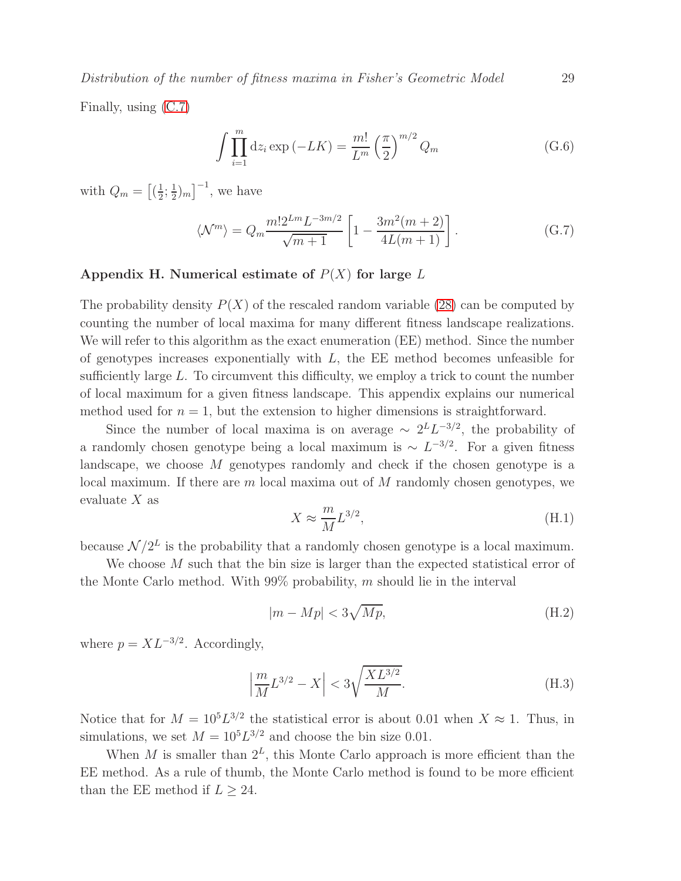Finally, using (C.7)

$$\int \prod_{i=1}^{m} \mathrm{d}z_i \exp\left(-LK\right) = \frac{m!}{L^m} \left(\frac{\pi}{2}\right)^{m/2} Q_m \tag{G.6}$$

with $Q_m = \left[(\frac{1}{2}; \frac{1}{2})_m\right]^{-1}$, we have

$$\langle \mathcal{N}^m \rangle = Q_m \frac{m! 2^{Lm} L^{-3m/2}}{\sqrt{m+1}} \left[1 - \frac{3m^2(m+2)}{4L(m+1)}\right]. \tag{G.7}$$

## Appendix H. Numerical estimate of $P(X)$ for large $L$

The probability density $P(X)$ of the rescaled random variable (28) can be computed by counting the number of local maxima for many different fitness landscape realizations. We will refer to this algorithm as the exact enumeration (EE) method. Since the number of genotypes increases exponentially with $L$, the EE method becomes unfeasible for sufficiently large $L$. To circumvent this difficulty, we employ a trick to count the number of local maximum for a given fitness landscape. This appendix explains our numerical method used for $n = 1$, but the extension to higher dimensions is straightforward.

Since the number of local maxima is on average $\sim 2^L L^{-3/2}$, the probability of a randomly chosen genotype being a local maximum is $\sim L^{-3/2}$. For a given fitness landscape, we choose $M$ genotypes randomly and check if the chosen genotype is a local maximum. If there are $m$ local maxima out of $M$ randomly chosen genotypes, we evaluate $X$ as

$$X \approx \frac{m}{M} L^{3/2}, \tag{H.1}$$

because $\mathcal{N}/2^L$ is the probability that a randomly chosen genotype is a local maximum.

We choose $M$ such that the bin size is larger than the expected statistical error of the Monte Carlo method. With 99% probability, $m$ should lie in the interval

$$|m - Mp| < 3\sqrt{Mp}, \tag{H.2}$$

where $p = XL^{-3/2}$. Accordingly,

$$\left|\frac{m}{M} L^{3/2} - X\right| < 3\sqrt{\frac{XL^{3/2}}{M}}. \tag{H.3}$$

Notice that for $M = 10^5 L^{3/2}$ the statistical error is about 0.01 when $X \approx 1$. Thus, in simulations, we set $M = 10^5 L^{3/2}$ and choose the bin size 0.01.

When $M$ is smaller than $2^L$, this Monte Carlo approach is more efficient than the EE method. As a rule of thumb, the Monte Carlo method is found to be more efficient than the EE method if $L \geq 24$.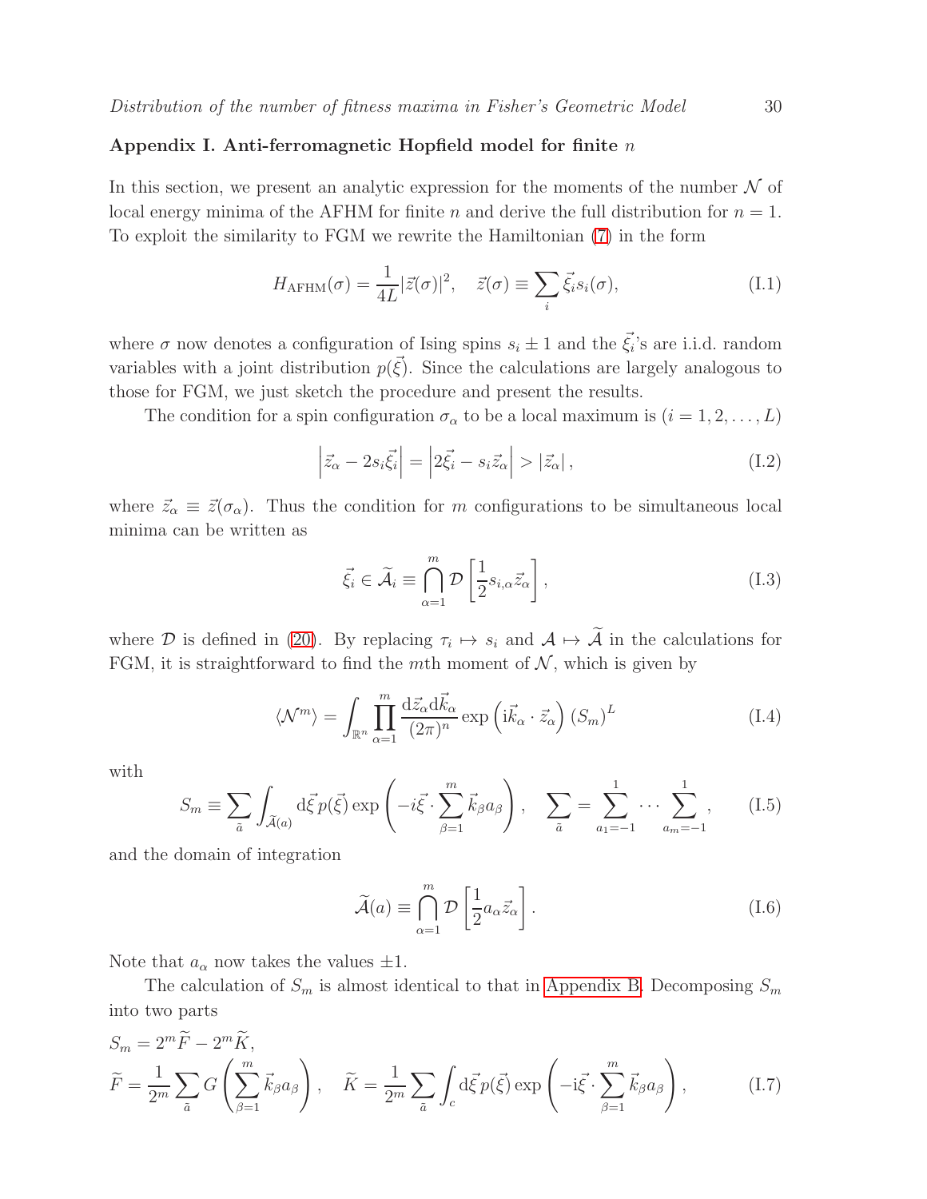## Appendix I. Anti-ferromagnetic Hopfield model for finite $n$

In this section, we present an analytic expression for the moments of the number $\mathcal{N}$ of local energy minima of the AFHM for finite $n$ and derive the full distribution for $n = 1$. To exploit the similarity to FGM we rewrite the Hamiltonian (7) in the form

$$H_{\mathrm{AFHM}}(\sigma) = \frac{1}{4L}|\vec{z}(\sigma)|^2, \quad \vec{z}(\sigma) \equiv \sum_i \vec{\xi}_i s_i(\sigma), \tag{I.1}$$

where $\sigma$ now denotes a configuration of Ising spins $s_i \pm 1$ and the $\vec{\xi}_i$'s are i.i.d. random variables with a joint distribution $p(\vec{\xi})$. Since the calculations are largely analogous to those for FGM, we just sketch the procedure and present the results.

The condition for a spin configuration $\sigma_\alpha$ to be a local maximum is $(i = 1, 2, \ldots, L)$

$$\left|\vec{z}_\alpha - 2s_i\vec{\xi}_i\right| = \left|2\vec{\xi}_i - s_i\vec{z}_\alpha\right| > |\vec{z}_\alpha|, \tag{I.2}$$

where $\vec{z}_\alpha \equiv \vec{z}(\sigma_\alpha)$. Thus the condition for $m$ configurations to be simultaneous local minima can be written as

$$\vec{\xi}_i \in \widetilde{\mathcal{A}}_i \equiv \bigcap_{\alpha=1}^{m} \mathcal{D}\left[\frac{1}{2}s_{i,\alpha}\vec{z}_\alpha\right], \tag{I.3}$$

where $\mathcal{D}$ is defined in (20). By replacing $\tau_i \mapsto s_i$ and $\mathcal{A} \mapsto \widetilde{\mathcal{A}}$ in the calculations for FGM, it is straightforward to find the $m$th moment of $\mathcal{N}$, which is given by

$$\langle \mathcal{N}^m \rangle = \int_{\mathbb{R}^n} \prod_{\alpha=1}^{m} \frac{\mathrm{d}\vec{z}_\alpha \mathrm{d}\vec{k}_\alpha}{(2\pi)^n} \exp\left(\mathrm{i}\vec{k}_\alpha \cdot \vec{z}_\alpha\right) (S_m)^L \tag{I.4}$$

with

$$S_m \equiv \sum_{\tilde{a}} \int_{\widetilde{\mathcal{A}}(a)} \mathrm{d}\vec{\xi}\, p(\vec{\xi}) \exp\left(-i\vec{\xi} \cdot \sum_{\beta=1}^{m} \vec{k}_\beta a_\beta\right), \quad \sum_{\tilde{a}} = \sum_{a_1=-1}^{1} \cdots \sum_{a_m=-1}^{1}, \tag{I.5}$$

and the domain of integration

$$\widetilde{\mathcal{A}}(a) \equiv \bigcap_{\alpha=1}^{m} \mathcal{D}\left[\frac{1}{2}a_\alpha\vec{z}_\alpha\right]. \tag{I.6}$$

Note that $a_\alpha$ now takes the values $\pm 1$.

The calculation of $S_m$ is almost identical to that in Appendix B. Decomposing $S_m$ into two parts

$$\begin{aligned} &S_m = 2^m\widetilde{F} - 2^m\widetilde{K}, \\ &\widetilde{F} = \frac{1}{2^m}\sum_{\tilde{a}} G\left(\sum_{\beta=1}^{m} \vec{k}_\beta a_\beta\right), \quad \widetilde{K} = \frac{1}{2^m}\sum_{\tilde{a}} \int_c \mathrm{d}\vec{\xi}\, p(\vec{\xi}) \exp\left(-\mathrm{i}\vec{\xi} \cdot \sum_{\beta=1}^{m} \vec{k}_\beta a_\beta\right), \end{aligned} \tag{I.7}$$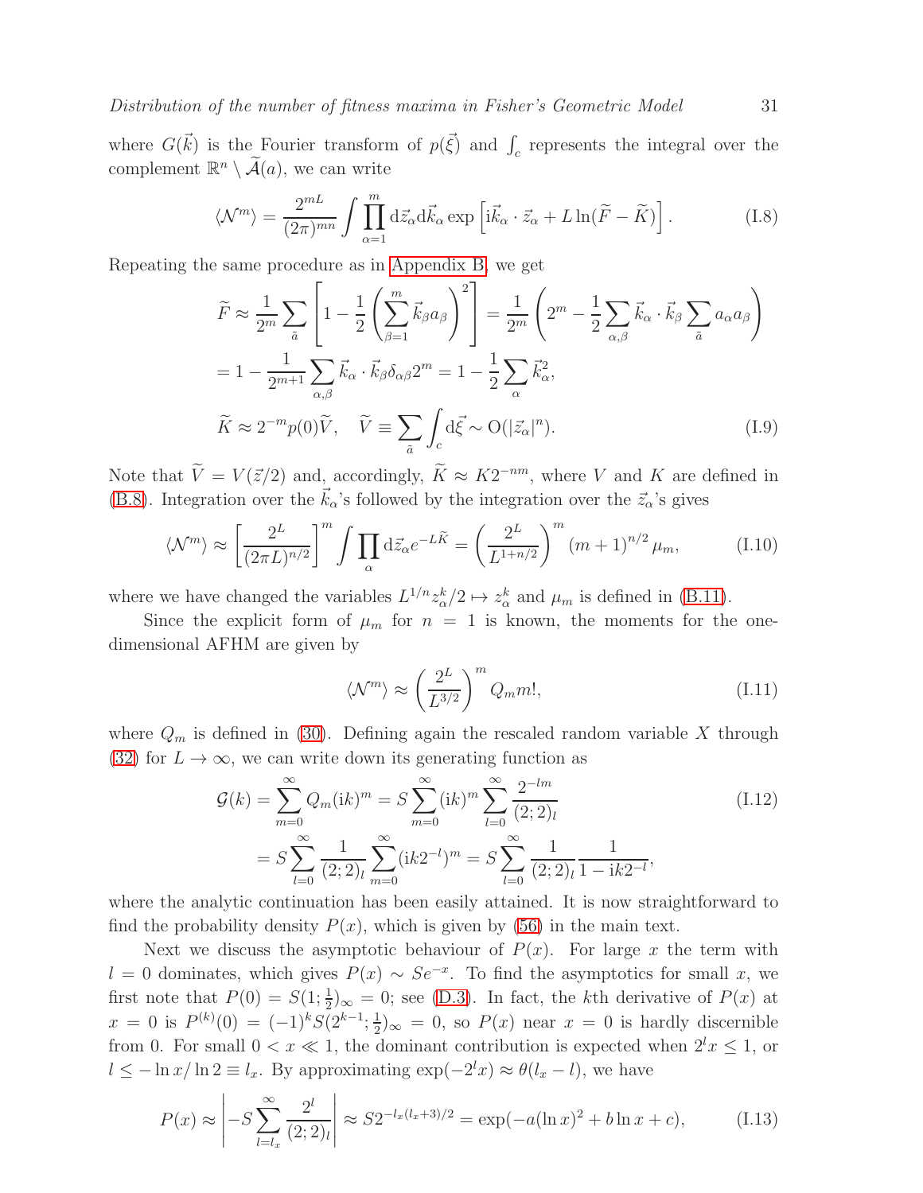where $G(\vec{k})$ is the Fourier transform of $p(\vec{\xi})$ and $\int_c$ represents the integral over the complement $\mathbb{R}^n \setminus \widetilde{\mathcal{A}}(a)$, we can write

$$
\langle \mathcal{N}^m \rangle = \frac{2^{mL}}{(2\pi)^{mn}} \int \prod_{\alpha=1}^{m} \mathrm{d}\vec{z}_\alpha \mathrm{d}\vec{k}_\alpha \exp\left[ \mathrm{i}\vec{k}_\alpha \cdot \vec{z}_\alpha + L \ln(\widetilde{F} - \widetilde{K}) \right]. \tag{I.8}
$$

Repeating the same procedure as in Appendix B, we get

$$
\begin{aligned}
\widetilde{F} &\approx \frac{1}{2^m} \sum_{\tilde{a}} \left[ 1 - \frac{1}{2} \left( \sum_{\beta=1}^{m} \vec{k}_\beta a_\beta \right)^2 \right] = \frac{1}{2^m} \left( 2^m - \frac{1}{2} \sum_{\alpha,\beta} \vec{k}_\alpha \cdot \vec{k}_\beta \sum_{\tilde{a}} a_\alpha a_\beta \right) \\
&= 1 - \frac{1}{2^{m+1}} \sum_{\alpha,\beta} \vec{k}_\alpha \cdot \vec{k}_\beta \delta_{\alpha\beta} 2^m = 1 - \frac{1}{2} \sum_{\alpha} \vec{k}_\alpha^2, \\
\widetilde{K} &\approx 2^{-m} p(0) \widetilde{V}, \quad \widetilde{V} \equiv \sum_{\tilde{a}} \int_c \mathrm{d}\vec{\xi} \sim \mathrm{O}(|\vec{z}_\alpha|^n).
\end{aligned} \tag{I.9}
$$

Note that $\widetilde{V} = V(\vec{z}/2)$ and, accordingly, $\widetilde{K} \approx K 2^{-nm}$, where $V$ and $K$ are defined in (B.8). Integration over the $\vec{k}_\alpha$'s followed by the integration over the $\vec{z}_\alpha$'s gives

$$
\langle \mathcal{N}^m \rangle \approx \left[ \frac{2^L}{(2\pi L)^{n/2}} \right]^m \int \prod_\alpha \mathrm{d}\vec{z}_\alpha e^{-L\widetilde{K}} = \left( \frac{2^L}{L^{1+n/2}} \right)^m (m+1)^{n/2} \mu_m, \tag{I.10}
$$

where we have changed the variables $L^{1/n} z_\alpha^k / 2 \mapsto z_\alpha^k$ and $\mu_m$ is defined in (B.11).

Since the explicit form of $\mu_m$ for $n = 1$ is known, the moments for the one-dimensional AFHM are given by

$$
\langle \mathcal{N}^m \rangle \approx \left( \frac{2^L}{L^{3/2}} \right)^m Q_m m!, \tag{I.11}
$$

where $Q_m$ is defined in (30). Defining again the rescaled random variable $X$ through (32) for $L \to \infty$, we can write down its generating function as

$$
\begin{aligned}
\mathcal{G}(k) &= \sum_{m=0}^{\infty} Q_m (\mathrm{i}k)^m = S \sum_{m=0}^{\infty} (\mathrm{i}k)^m \sum_{l=0}^{\infty} \frac{2^{-lm}}{(2;2)_l} \\
&= S \sum_{l=0}^{\infty} \frac{1}{(2;2)_l} \sum_{m=0}^{\infty} (\mathrm{i}k 2^{-l})^m = S \sum_{l=0}^{\infty} \frac{1}{(2;2)_l} \frac{1}{1 - \mathrm{i}k 2^{-l}},
\end{aligned} \tag{I.12}
$$

where the analytic continuation has been easily attained. It is now straightforward to find the probability density $P(x)$, which is given by (56) in the main text.

Next we discuss the asymptotic behaviour of $P(x)$. For large $x$ the term with $l = 0$ dominates, which gives $P(x) \sim S e^{-x}$. To find the asymptotics for small $x$, we first note that $P(0) = S(1; \frac{1}{2})_\infty = 0$; see (D.3). In fact, the $k$th derivative of $P(x)$ at $x = 0$ is $P^{(k)}(0) = (-1)^k S(2^{k-1}; \frac{1}{2})_\infty = 0$, so $P(x)$ near $x = 0$ is hardly discernible from 0. For small $0 < x \ll 1$, the dominant contribution is expected when $2^l x \leq 1$, or $l \leq -\ln x / \ln 2 \equiv l_x$. By approximating $\exp(-2^l x) \approx \theta(l_x - l)$, we have

$$
P(x) \approx \left| -S \sum_{l=l_x}^{\infty} \frac{2^l}{(2;2)_l} \right| \approx S 2^{-l_x(l_x+3)/2} = \exp(-a(\ln x)^2 + b \ln x + c), \tag{I.13}
$$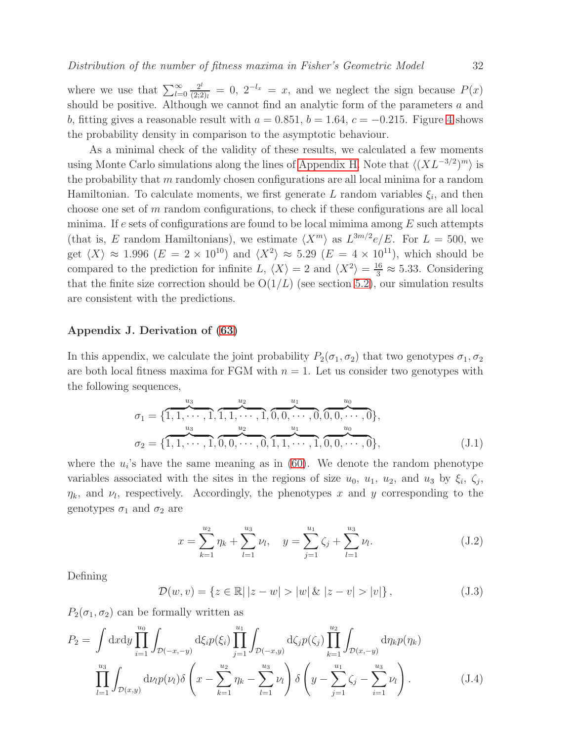where we use that $\sum_{l=0}^{\infty} \frac{2^l}{(2;2)_l} = 0$, $2^{-l_x} = x$, and we neglect the sign because $P(x)$ should be positive. Although we cannot find an analytic form of the parameters $a$ and $b$, fitting gives a reasonable result with $a = 0.851$, $b = 1.64$, $c = -0.215$. Figure 4 shows the probability density in comparison to the asymptotic behaviour.

As a minimal check of the validity of these results, we calculated a few moments using Monte Carlo simulations along the lines of Appendix H. Note that $\langle (XL^{-3/2})^m \rangle$ is the probability that $m$ randomly chosen configurations are all local minima for a random Hamiltonian. To calculate moments, we first generate $L$ random variables $\xi_i$, and then choose one set of $m$ random configurations, to check if these configurations are all local minima. If $e$ sets of configurations are found to be local mimima among $E$ such attempts (that is, $E$ random Hamiltonians), we estimate $\langle X^m \rangle$ as $L^{3m/2}e/E$. For $L = 500$, we get $\langle X \rangle \approx 1.996$ ($E = 2 \times 10^{10}$) and $\langle X^2 \rangle \approx 5.29$ ($E = 4 \times 10^{11}$), which should be compared to the prediction for infinite $L$, $\langle X \rangle = 2$ and $\langle X^2 \rangle = \frac{16}{3} \approx 5.33$. Considering that the finite size correction should be $\mathrm{O}(1/L)$ (see section 5.2), our simulation results are consistent with the predictions.

## Appendix J. Derivation of (63)

In this appendix, we calculate the joint probability $P_2(\sigma_1, \sigma_2)$ that two genotypes $\sigma_1, \sigma_2$ are both local fitness maxima for FGM with $n = 1$. Let us consider two genotypes with the following sequences,

$$
\begin{aligned}
\sigma_1 &= \{\overbrace{1, 1, \cdots, 1}^{u_3}, \overbrace{1, 1, \cdots, 1}^{u_2}, \overbrace{0, 0, \cdots, 0}^{u_1}, \overbrace{0, 0, \cdots, 0}^{u_0}\}, \\
\sigma_2 &= \{\overbrace{1, 1, \cdots, 1}^{u_3}, \overbrace{0, 0, \cdots, 0}^{u_2}, \overbrace{1, 1, \cdots, 1}^{u_1}, \overbrace{0, 0, \cdots, 0}^{u_0}\},
\end{aligned} \tag{J.1}
$$

where the $u_i$'s have the same meaning as in (60). We denote the random phenotype variables associated with the sites in the regions of size $u_0$, $u_1$, $u_2$, and $u_3$ by $\xi_i$, $\zeta_j$, $\eta_k$, and $\nu_l$, respectively. Accordingly, the phenotypes $x$ and $y$ corresponding to the genotypes $\sigma_1$ and $\sigma_2$ are

$$
x = \sum_{k=1}^{u_2} \eta_k + \sum_{l=1}^{u_3} \nu_l, \quad y = \sum_{j=1}^{u_1} \zeta_j + \sum_{l=1}^{u_3} \nu_l. \tag{J.2}
$$

Defining

$$
\mathcal{D}(w, v) = \{z \in \mathbb{R} |\, |z - w| > |w| \,\&\, |z - v| > |v| \}, \tag{J.3}
$$

$P_2(\sigma_1, \sigma_2)$ can be formally written as

$$
\begin{aligned}
P_2 = &\int \mathrm{d}x\mathrm{d}y \prod_{i=1}^{u_0} \int_{\mathcal{D}(-x,-y)} \mathrm{d}\xi_i p(\xi_i) \prod_{j=1}^{u_1} \int_{\mathcal{D}(-x,y)} \mathrm{d}\zeta_j p(\zeta_j) \prod_{k=1}^{u_2} \int_{\mathcal{D}(x,-y)} \mathrm{d}\eta_k p(\eta_k) \\
&\prod_{l=1}^{u_3} \int_{\mathcal{D}(x,y)} \mathrm{d}\nu_l p(\nu_l) \delta\left(x - \sum_{k=1}^{u_2} \eta_k - \sum_{l=1}^{u_3} \nu_l\right) \delta\left(y - \sum_{j=1}^{u_1} \zeta_j - \sum_{i=1}^{u_3} \nu_l\right).
\end{aligned} \tag{J.4}
$$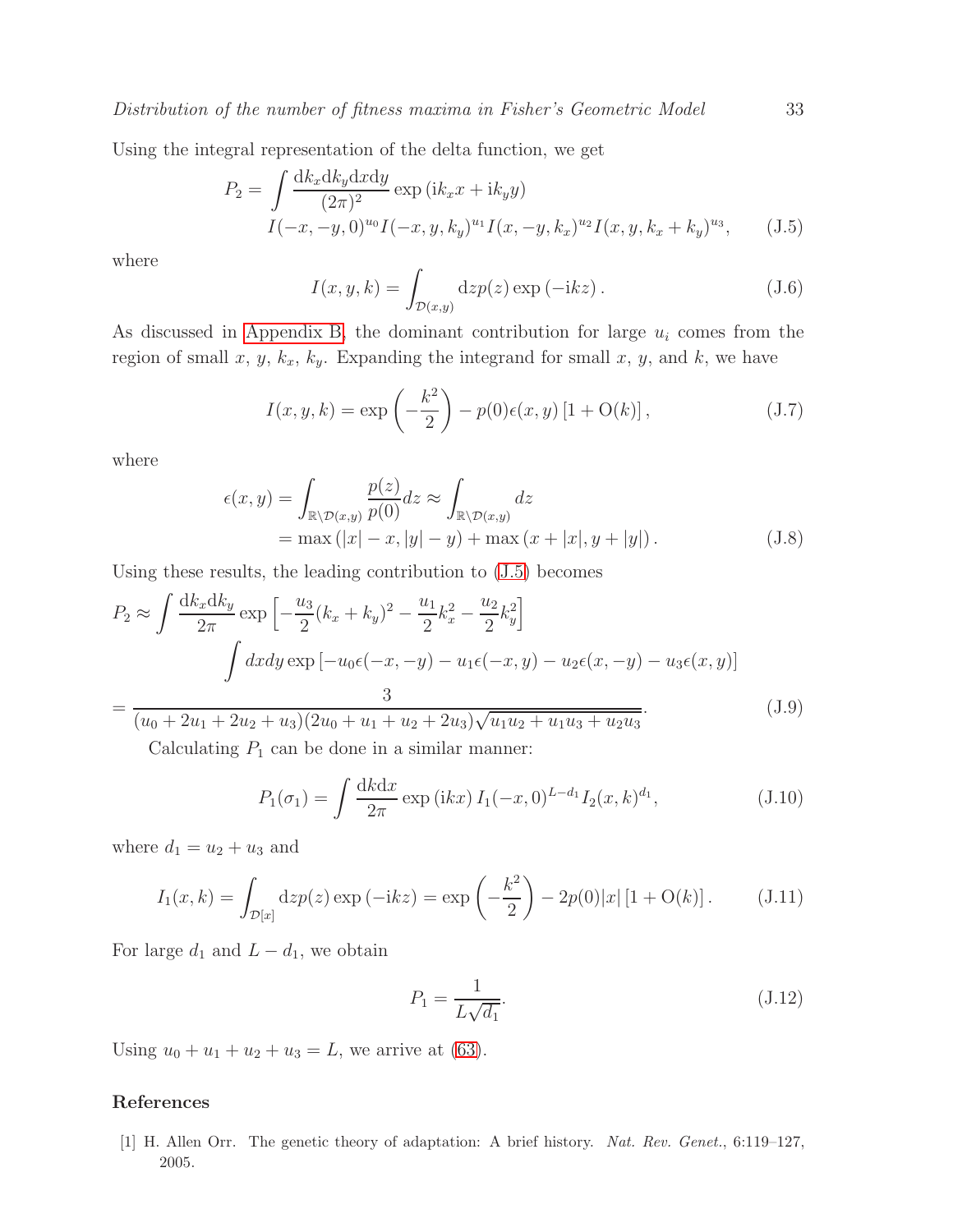Using the integral representation of the delta function, we get

$$P_2 = \int \frac{\mathrm{d}k_x \mathrm{d}k_y \mathrm{d}x \mathrm{d}y}{(2\pi)^2} \exp\left(\mathrm{i}k_x x + \mathrm{i}k_y y\right)$$
$$I(-x,-y,0)^{u_0} I(-x,y,k_y)^{u_1} I(x,-y,k_x)^{u_2} I(x,y,k_x+k_y)^{u_3}, \qquad \text{(J.5)}$$

where

$$I(x,y,k) = \int_{\mathcal{D}(x,y)} \mathrm{d}z p(z) \exp\left(-\mathrm{i}kz\right). \qquad \text{(J.6)}$$

As discussed in Appendix B, the dominant contribution for large $u_i$ comes from the region of small $x$, $y$, $k_x$, $k_y$. Expanding the integrand for small $x$, $y$, and $k$, we have

$$I(x,y,k) = \exp\left(-\frac{k^2}{2}\right) - p(0)\epsilon(x,y)\left[1 + \mathrm{O}(k)\right], \qquad \text{(J.7)}$$

where

$$\begin{aligned}\epsilon(x,y) &= \int_{\mathbb{R}\setminus\mathcal{D}(x,y)} \frac{p(z)}{p(0)} dz \approx \int_{\mathbb{R}\setminus\mathcal{D}(x,y)} dz \\ &= \max\left(|x| - x, |y| - y\right) + \max\left(x + |x|, y + |y|\right). \end{aligned} \qquad \text{(J.8)}$$

Using these results, the leading contribution to (J.5) becomes

$$\begin{aligned} P_2 &\approx \int \frac{\mathrm{d}k_x \mathrm{d}k_y}{2\pi} \exp\left[-\frac{u_3}{2}(k_x+k_y)^2 - \frac{u_1}{2}k_x^2 - \frac{u_2}{2}k_y^2\right] \\ &\qquad \int dx dy \exp\left[-u_0\epsilon(-x,-y) - u_1\epsilon(-x,y) - u_2\epsilon(x,-y) - u_3\epsilon(x,y)\right] \\ &= \frac{3}{(u_0+2u_1+2u_2+u_3)(2u_0+u_1+u_2+2u_3)\sqrt{u_1u_2+u_1u_3+u_2u_3}}. \end{aligned} \qquad \text{(J.9)}$$

Calculating $P_1$ can be done in a similar manner:

$$P_1(\sigma_1) = \int \frac{\mathrm{d}k \mathrm{d}x}{2\pi} \exp\left(\mathrm{i}kx\right) I_1(-x,0)^{L-d_1} I_2(x,k)^{d_1}, \qquad \text{(J.10)}$$

where $d_1 = u_2 + u_3$ and

$$I_1(x,k) = \int_{\mathcal{D}[x]} \mathrm{d}z p(z) \exp\left(-\mathrm{i}kz\right) = \exp\left(-\frac{k^2}{2}\right) - 2p(0)|x|\left[1 + \mathrm{O}(k)\right]. \qquad \text{(J.11)}$$

For large $d_1$ and $L - d_1$, we obtain

$$P_1 = \frac{1}{L\sqrt{d_1}}. \qquad \text{(J.12)}$$

Using $u_0 + u_1 + u_2 + u_3 = L$, we arrive at (63).

## References

[1] H. Allen Orr. The genetic theory of adaptation: A brief history. *Nat. Rev. Genet.*, 6:119–127, 2005.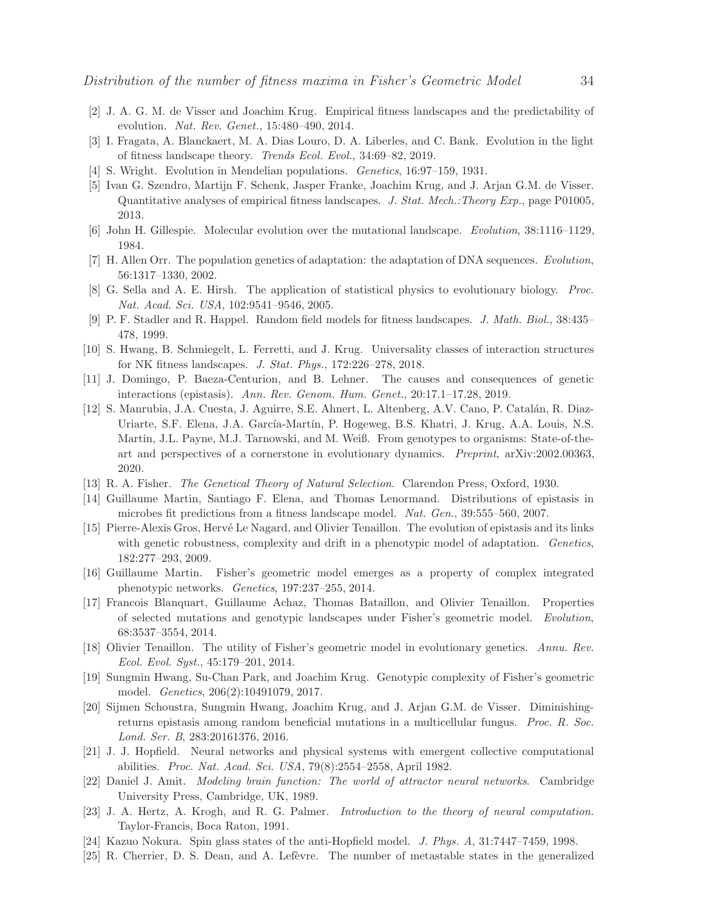[2] J. A. G. M. de Visser and Joachim Krug. Empirical fitness landscapes and the predictability of evolution. *Nat. Rev. Genet.*, 15:480–490, 2014.

[3] I. Fragata, A. Blanckaert, M. A. Dias Louro, D. A. Liberles, and C. Bank. Evolution in the light of fitness landscape theory. *Trends Ecol. Evol.*, 34:69–82, 2019.

[4] S. Wright. Evolution in Mendelian populations. *Genetics*, 16:97–159, 1931.

[5] Ivan G. Szendro, Martijn F. Schenk, Jasper Franke, Joachim Krug, and J. Arjan G.M. de Visser. Quantitative analyses of empirical fitness landscapes. *J. Stat. Mech.:Theory Exp.*, page P01005, 2013.

[6] John H. Gillespie. Molecular evolution over the mutational landscape. *Evolution*, 38:1116–1129, 1984.

[7] H. Allen Orr. The population genetics of adaptation: the adaptation of DNA sequences. *Evolution*, 56:1317–1330, 2002.

[8] G. Sella and A. E. Hirsh. The application of statistical physics to evolutionary biology. *Proc. Nat. Acad. Sci. USA*, 102:9541–9546, 2005.

[9] P. F. Stadler and R. Happel. Random field models for fitness landscapes. *J. Math. Biol.*, 38:435–478, 1999.

[10] S. Hwang, B. Schmiegelt, L. Ferretti, and J. Krug. Universality classes of interaction structures for NK fitness landscapes. *J. Stat. Phys.*, 172:226–278, 2018.

[11] J. Domingo, P. Baeza-Centurion, and B. Lehner. The causes and consequences of genetic interactions (epistasis). *Ann. Rev. Genom. Hum. Genet.*, 20:17.1–17.28, 2019.

[12] S. Manrubia, J.A. Cuesta, J. Aguirre, S.E. Ahnert, L. Altenberg, A.V. Cano, P. Catalán, R. Diaz-Uriarte, S.F. Elena, J.A. García-Martín, P. Hogeweg, B.S. Khatri, J. Krug, A.A. Louis, N.S. Martin, J.L. Payne, M.J. Tarnowski, and M. Weiß. From genotypes to organisms: State-of-the-art and perspectives of a cornerstone in evolutionary dynamics. *Preprint*, arXiv:2002.00363, 2020.

[13] R. A. Fisher. *The Genetical Theory of Natural Selection.* Clarendon Press, Oxford, 1930.

[14] Guillaume Martin, Santiago F. Elena, and Thomas Lenormand. Distributions of epistasis in microbes fit predictions from a fitness landscape model. *Nat. Gen.*, 39:555–560, 2007.

[15] Pierre-Alexis Gros, Hervé Le Nagard, and Olivier Tenaillon. The evolution of epistasis and its links with genetic robustness, complexity and drift in a phenotypic model of adaptation. *Genetics*, 182:277–293, 2009.

[16] Guillaume Martin. Fisher's geometric model emerges as a property of complex integrated phenotypic networks. *Genetics*, 197:237–255, 2014.

[17] Francois Blanquart, Guillaume Achaz, Thomas Bataillon, and Olivier Tenaillon. Properties of selected mutations and genotypic landscapes under Fisher's geometric model. *Evolution*, 68:3537–3554, 2014.

[18] Olivier Tenaillon. The utility of Fisher's geometric model in evolutionary genetics. *Annu. Rev. Ecol. Evol. Syst.*, 45:179–201, 2014.

[19] Sungmin Hwang, Su-Chan Park, and Joachim Krug. Genotypic complexity of Fisher's geometric model. *Genetics*, 206(2):10491079, 2017.

[20] Sijmen Schoustra, Sungmin Hwang, Joachim Krug, and J. Arjan G.M. de Visser. Diminishing-returns epistasis among random beneficial mutations in a multicellular fungus. *Proc. R. Soc. Lond. Ser. B*, 283:20161376, 2016.

[21] J. J. Hopfield. Neural networks and physical systems with emergent collective computational abilities. *Proc. Nat. Acad. Sci. USA*, 79(8):2554–2558, April 1982.

[22] Daniel J. Amit. *Modeling brain function: The world of attractor neural networks.* Cambridge University Press, Cambridge, UK, 1989.

[23] J. A. Hertz, A. Krogh, and R. G. Palmer. *Introduction to the theory of neural computation.* Taylor-Francis, Boca Raton, 1991.

[24] Kazuo Nokura. Spin glass states of the anti-Hopfield model. *J. Phys. A*, 31:7447–7459, 1998.

[25] R. Cherrier, D. S. Dean, and A. Lefèvre. The number of metastable states in the generalized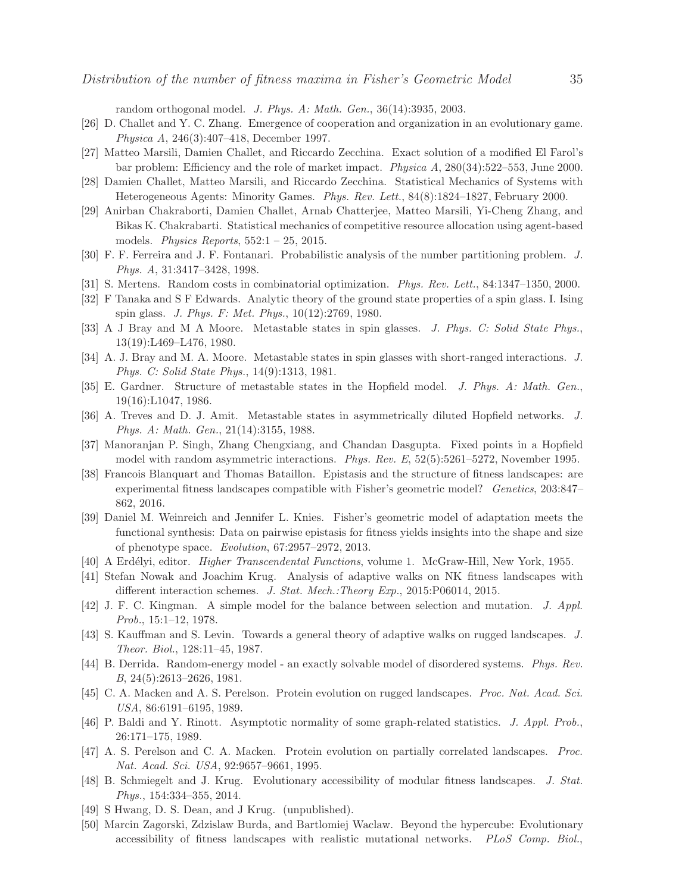random orthogonal model. *J. Phys. A: Math. Gen.*, 36(14):3935, 2003.

[26] D. Challet and Y. C. Zhang. Emergence of cooperation and organization in an evolutionary game. *Physica A*, 246(3):407–418, December 1997.

[27] Matteo Marsili, Damien Challet, and Riccardo Zecchina. Exact solution of a modified El Farol's bar problem: Efficiency and the role of market impact. *Physica A*, 280(34):522–553, June 2000.

[28] Damien Challet, Matteo Marsili, and Riccardo Zecchina. Statistical Mechanics of Systems with Heterogeneous Agents: Minority Games. *Phys. Rev. Lett.*, 84(8):1824–1827, February 2000.

[29] Anirban Chakraborti, Damien Challet, Arnab Chatterjee, Matteo Marsili, Yi-Cheng Zhang, and Bikas K. Chakrabarti. Statistical mechanics of competitive resource allocation using agent-based models. *Physics Reports*, 552:1 – 25, 2015.

[30] F. F. Ferreira and J. F. Fontanari. Probabilistic analysis of the number partitioning problem. *J. Phys. A*, 31:3417–3428, 1998.

[31] S. Mertens. Random costs in combinatorial optimization. *Phys. Rev. Lett.*, 84:1347–1350, 2000.

[32] F Tanaka and S F Edwards. Analytic theory of the ground state properties of a spin glass. I. Ising spin glass. *J. Phys. F: Met. Phys.*, 10(12):2769, 1980.

[33] A J Bray and M A Moore. Metastable states in spin glasses. *J. Phys. C: Solid State Phys.*, 13(19):L469–L476, 1980.

[34] A. J. Bray and M. A. Moore. Metastable states in spin glasses with short-ranged interactions. *J. Phys. C: Solid State Phys.*, 14(9):1313, 1981.

[35] E. Gardner. Structure of metastable states in the Hopfield model. *J. Phys. A: Math. Gen.*, 19(16):L1047, 1986.

[36] A. Treves and D. J. Amit. Metastable states in asymmetrically diluted Hopfield networks. *J. Phys. A: Math. Gen.*, 21(14):3155, 1988.

[37] Manoranjan P. Singh, Zhang Chengxiang, and Chandan Dasgupta. Fixed points in a Hopfield model with random asymmetric interactions. *Phys. Rev. E*, 52(5):5261–5272, November 1995.

[38] Francois Blanquart and Thomas Bataillon. Epistasis and the structure of fitness landscapes: are experimental fitness landscapes compatible with Fisher's geometric model? *Genetics*, 203:847–862, 2016.

[39] Daniel M. Weinreich and Jennifer L. Knies. Fisher's geometric model of adaptation meets the functional synthesis: Data on pairwise epistasis for fitness yields insights into the shape and size of phenotype space. *Evolution*, 67:2957–2972, 2013.

[40] A Erdélyi, editor. *Higher Transcendental Functions*, volume 1. McGraw-Hill, New York, 1955.

[41] Stefan Nowak and Joachim Krug. Analysis of adaptive walks on NK fitness landscapes with different interaction schemes. *J. Stat. Mech.:Theory Exp.*, 2015:P06014, 2015.

[42] J. F. C. Kingman. A simple model for the balance between selection and mutation. *J. Appl. Prob.*, 15:1–12, 1978.

[43] S. Kauffman and S. Levin. Towards a general theory of adaptive walks on rugged landscapes. *J. Theor. Biol.*, 128:11–45, 1987.

[44] B. Derrida. Random-energy model - an exactly solvable model of disordered systems. *Phys. Rev. B*, 24(5):2613–2626, 1981.

[45] C. A. Macken and A. S. Perelson. Protein evolution on rugged landscapes. *Proc. Nat. Acad. Sci. USA*, 86:6191–6195, 1989.

[46] P. Baldi and Y. Rinott. Asymptotic normality of some graph-related statistics. *J. Appl. Prob.*, 26:171–175, 1989.

[47] A. S. Perelson and C. A. Macken. Protein evolution on partially correlated landscapes. *Proc. Nat. Acad. Sci. USA*, 92:9657–9661, 1995.

[48] B. Schmiegelt and J. Krug. Evolutionary accessibility of modular fitness landscapes. *J. Stat. Phys.*, 154:334–355, 2014.

[49] S Hwang, D. S. Dean, and J Krug. (unpublished).

[50] Marcin Zagorski, Zdzislaw Burda, and Bartlomiej Waclaw. Beyond the hypercube: Evolutionary accessibility of fitness landscapes with realistic mutational networks. *PLoS Comp. Biol.*,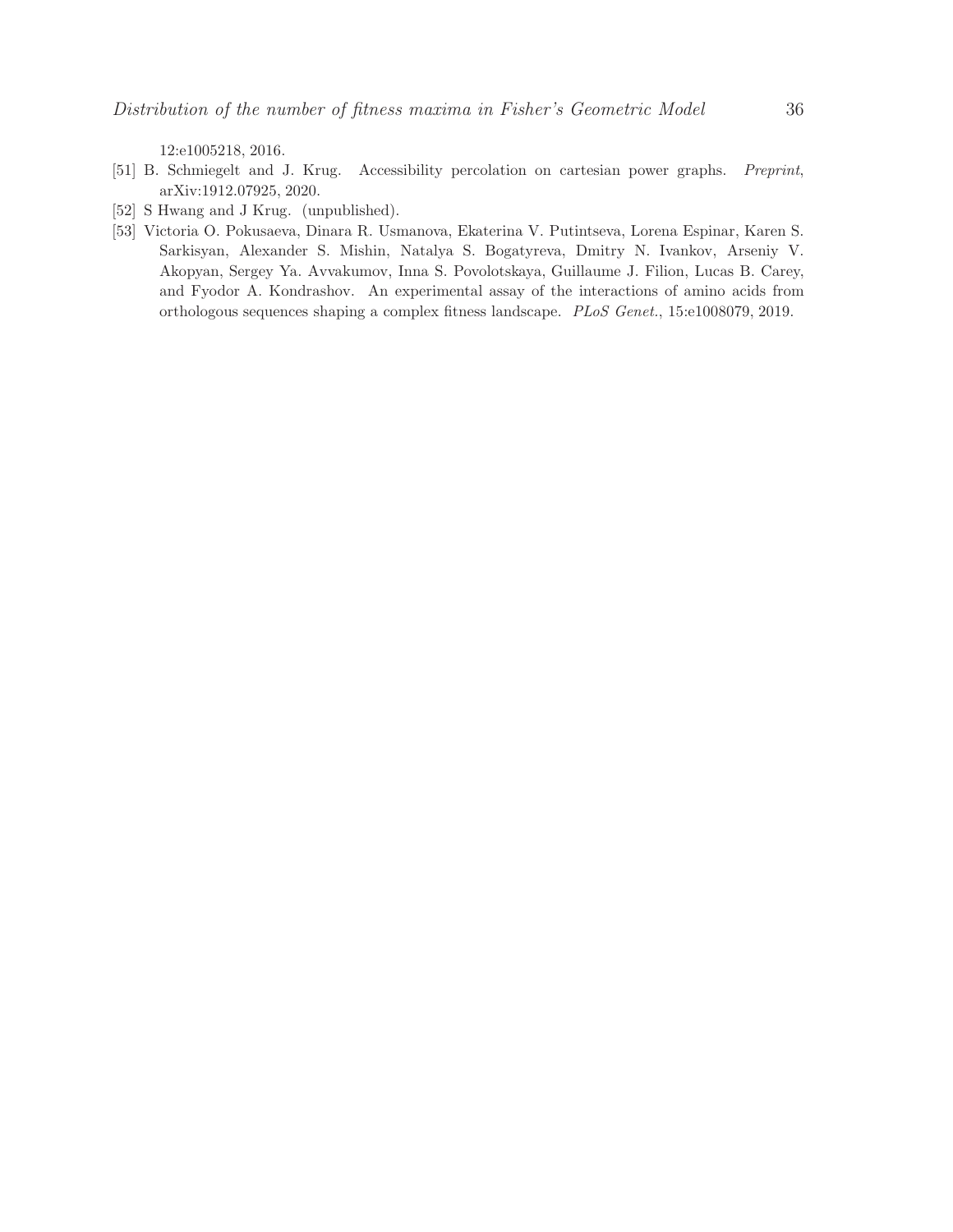12:e1005218, 2016.

[51] B. Schmiegelt and J. Krug. Accessibility percolation on cartesian power graphs. *Preprint*, arXiv:1912.07925, 2020.

[52] S Hwang and J Krug. (unpublished).

[53] Victoria O. Pokusaeva, Dinara R. Usmanova, Ekaterina V. Putintseva, Lorena Espinar, Karen S. Sarkisyan, Alexander S. Mishin, Natalya S. Bogatyreva, Dmitry N. Ivankov, Arseniy V. Akopyan, Sergey Ya. Avvakumov, Inna S. Povolotskaya, Guillaume J. Filion, Lucas B. Carey, and Fyodor A. Kondrashov. An experimental assay of the interactions of amino acids from orthologous sequences shaping a complex fitness landscape. *PLoS Genet.*, 15:e1008079, 2019.